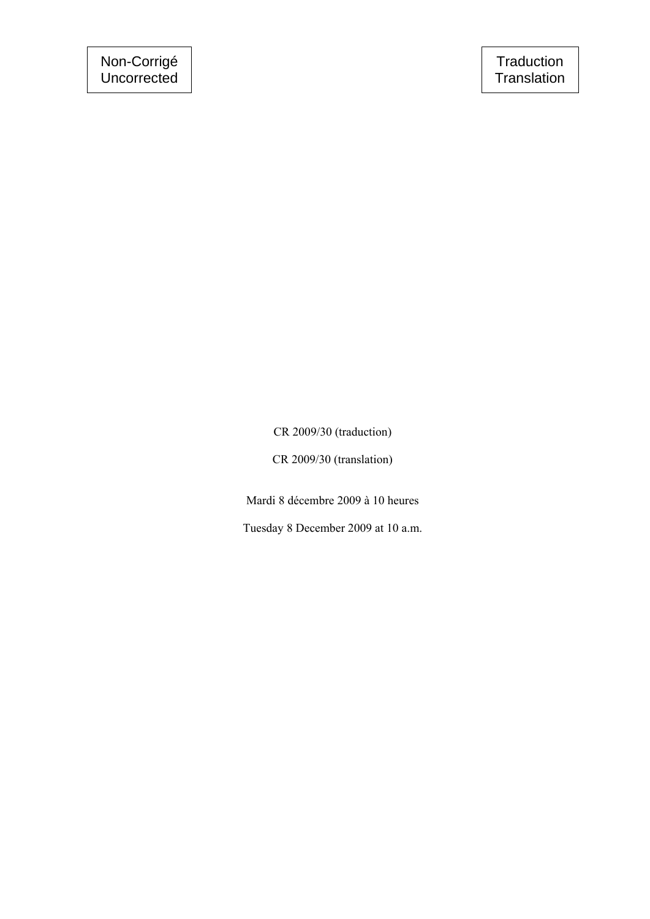Non-Corrigé
Uncorrected

Traduction
Translation

CR 2009/30 (traduction)

CR 2009/30 (translation)

Mardi 8 décembre 2009 à 10 heures

Tuesday 8 December 2009 at 10 a.m.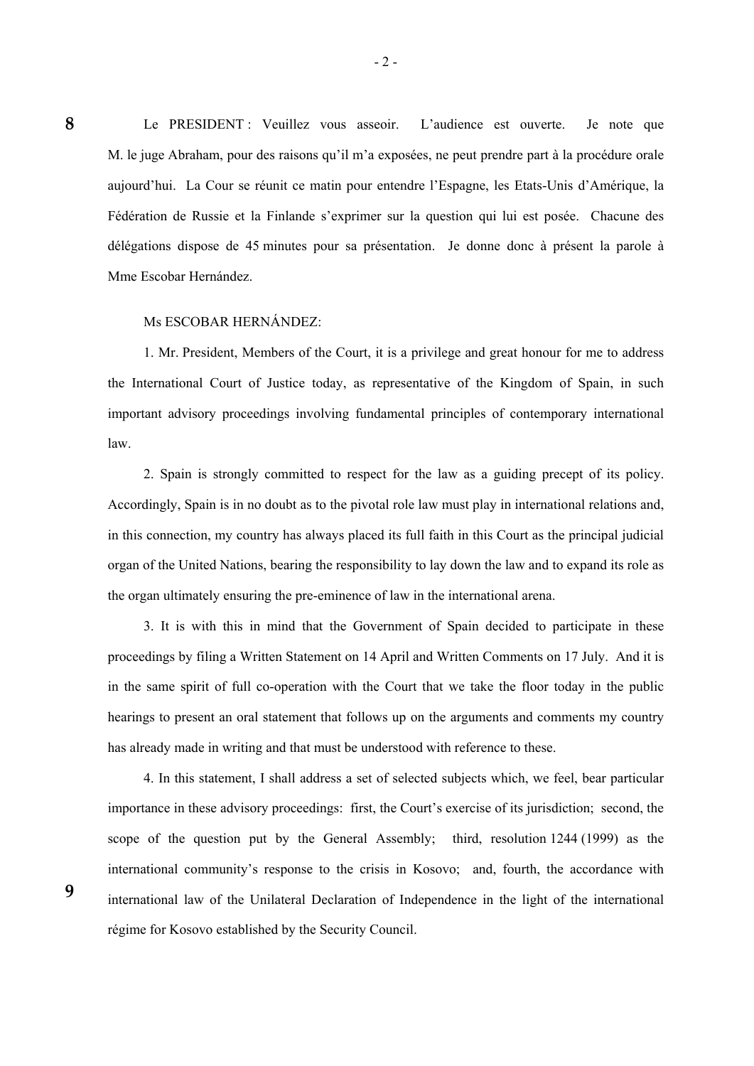Le PRESIDENT : Veuillez vous asseoir. L'audience est ouverte. Je note que M. le juge Abraham, pour des raisons qu'il m'a exposées, ne peut prendre part à la procédure orale aujourd'hui. La Cour se réunit ce matin pour entendre l'Espagne, les Etats-Unis d'Amérique, la Fédération de Russie et la Finlande s'exprimer sur la question qui lui est posée. Chacune des délégations dispose de 45 minutes pour sa présentation. Je donne donc à présent la parole à Mme Escobar Hernández.

Ms ESCOBAR HERNÁNDEZ:

1. Mr. President, Members of the Court, it is a privilege and great honour for me to address the International Court of Justice today, as representative of the Kingdom of Spain, in such important advisory proceedings involving fundamental principles of contemporary international law.

2. Spain is strongly committed to respect for the law as a guiding precept of its policy. Accordingly, Spain is in no doubt as to the pivotal role law must play in international relations and, in this connection, my country has always placed its full faith in this Court as the principal judicial organ of the United Nations, bearing the responsibility to lay down the law and to expand its role as the organ ultimately ensuring the pre-eminence of law in the international arena.

3. It is with this in mind that the Government of Spain decided to participate in these proceedings by filing a Written Statement on 14 April and Written Comments on 17 July. And it is in the same spirit of full co-operation with the Court that we take the floor today in the public hearings to present an oral statement that follows up on the arguments and comments my country has already made in writing and that must be understood with reference to these.

4. In this statement, I shall address a set of selected subjects which, we feel, bear particular importance in these advisory proceedings: first, the Court's exercise of its jurisdiction; second, the scope of the question put by the General Assembly; third, resolution 1244 (1999) as the international community's response to the crisis in Kosovo; and, fourth, the accordance with international law of the Unilateral Declaration of Independence in the light of the international régime for Kosovo established by the Security Council.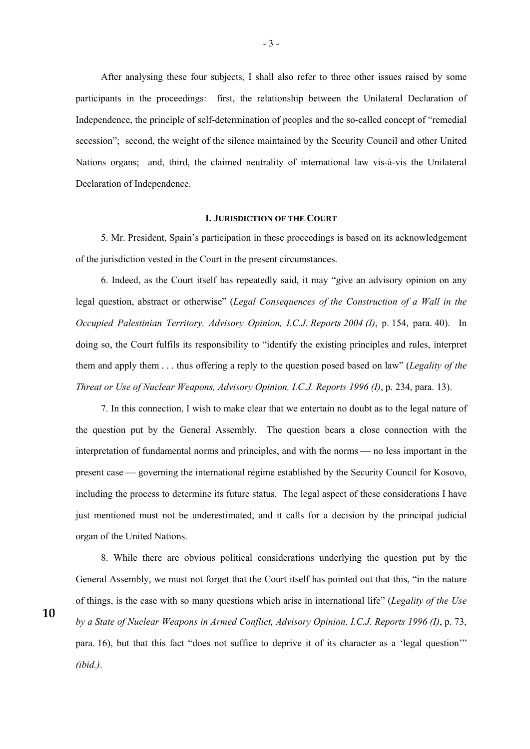After analysing these four subjects, I shall also refer to three other issues raised by some participants in the proceedings: first, the relationship between the Unilateral Declaration of Independence, the principle of self-determination of peoples and the so-called concept of "remedial secession"; second, the weight of the silence maintained by the Security Council and other United Nations organs; and, third, the claimed neutrality of international law vis-à-vis the Unilateral Declaration of Independence.

## I. JURISDICTION OF THE COURT

5. Mr. President, Spain's participation in these proceedings is based on its acknowledgement of the jurisdiction vested in the Court in the present circumstances.

6. Indeed, as the Court itself has repeatedly said, it may "give an advisory opinion on any legal question, abstract or otherwise" (*Legal Consequences of the Construction of a Wall in the Occupied Palestinian Territory, Advisory Opinion, I.C.J. Reports 2004 (I)*, p. 154, para. 40). In doing so, the Court fulfils its responsibility to "identify the existing principles and rules, interpret them and apply them . . . thus offering a reply to the question posed based on law" (*Legality of the Threat or Use of Nuclear Weapons, Advisory Opinion, I.C.J. Reports 1996 (I)*, p. 234, para. 13).

7. In this connection, I wish to make clear that we entertain no doubt as to the legal nature of the question put by the General Assembly. The question bears a close connection with the interpretation of fundamental norms and principles, and with the norms — no less important in the present case — governing the international régime established by the Security Council for Kosovo, including the process to determine its future status. The legal aspect of these considerations I have just mentioned must not be underestimated, and it calls for a decision by the principal judicial organ of the United Nations.

8. While there are obvious political considerations underlying the question put by the General Assembly, we must not forget that the Court itself has pointed out that this, "in the nature of things, is the case with so many questions which arise in international life" (*Legality of the Use by a State of Nuclear Weapons in Armed Conflict, Advisory Opinion, I.C.J. Reports 1996 (I)*, p. 73, para. 16), but that this fact "does not suffice to deprive it of its character as a 'legal question'" *(ibid.)*.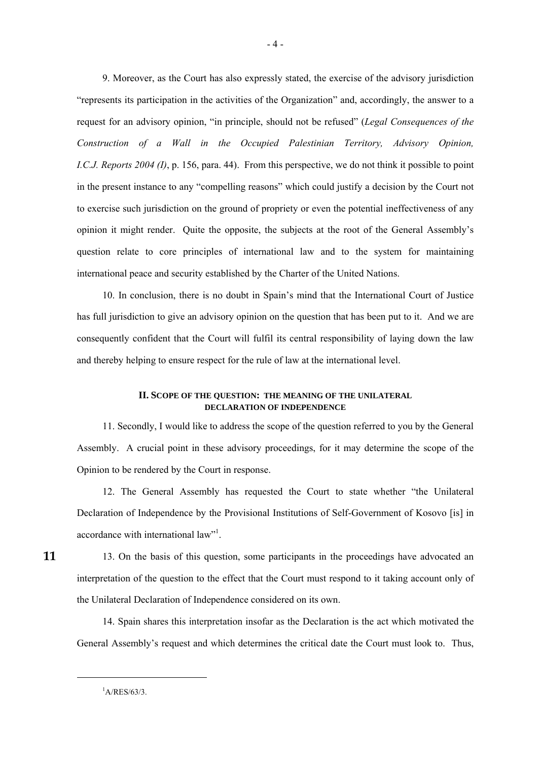9. Moreover, as the Court has also expressly stated, the exercise of the advisory jurisdiction "represents its participation in the activities of the Organization" and, accordingly, the answer to a request for an advisory opinion, "in principle, should not be refused" (*Legal Consequences of the Construction of a Wall in the Occupied Palestinian Territory, Advisory Opinion, I.C.J. Reports 2004 (I)*, p. 156, para. 44). From this perspective, we do not think it possible to point in the present instance to any "compelling reasons" which could justify a decision by the Court not to exercise such jurisdiction on the ground of propriety or even the potential ineffectiveness of any opinion it might render. Quite the opposite, the subjects at the root of the General Assembly's question relate to core principles of international law and to the system for maintaining international peace and security established by the Charter of the United Nations.

10. In conclusion, there is no doubt in Spain's mind that the International Court of Justice has full jurisdiction to give an advisory opinion on the question that has been put to it. And we are consequently confident that the Court will fulfil its central responsibility of laying down the law and thereby helping to ensure respect for the rule of law at the international level.

## II. Scope of the question: the meaning of the unilateral declaration of independence

11. Secondly, I would like to address the scope of the question referred to you by the General Assembly. A crucial point in these advisory proceedings, for it may determine the scope of the Opinion to be rendered by the Court in response.

12. The General Assembly has requested the Court to state whether "the Unilateral Declaration of Independence by the Provisional Institutions of Self-Government of Kosovo [is] in accordance with international law"[1].

**11**

13. On the basis of this question, some participants in the proceedings have advocated an interpretation of the question to the effect that the Court must respond to it taking account only of the Unilateral Declaration of Independence considered on its own.

14. Spain shares this interpretation insofar as the Declaration is the act which motivated the General Assembly's request and which determines the critical date the Court must look to. Thus,

---

[1] A/RES/63/3.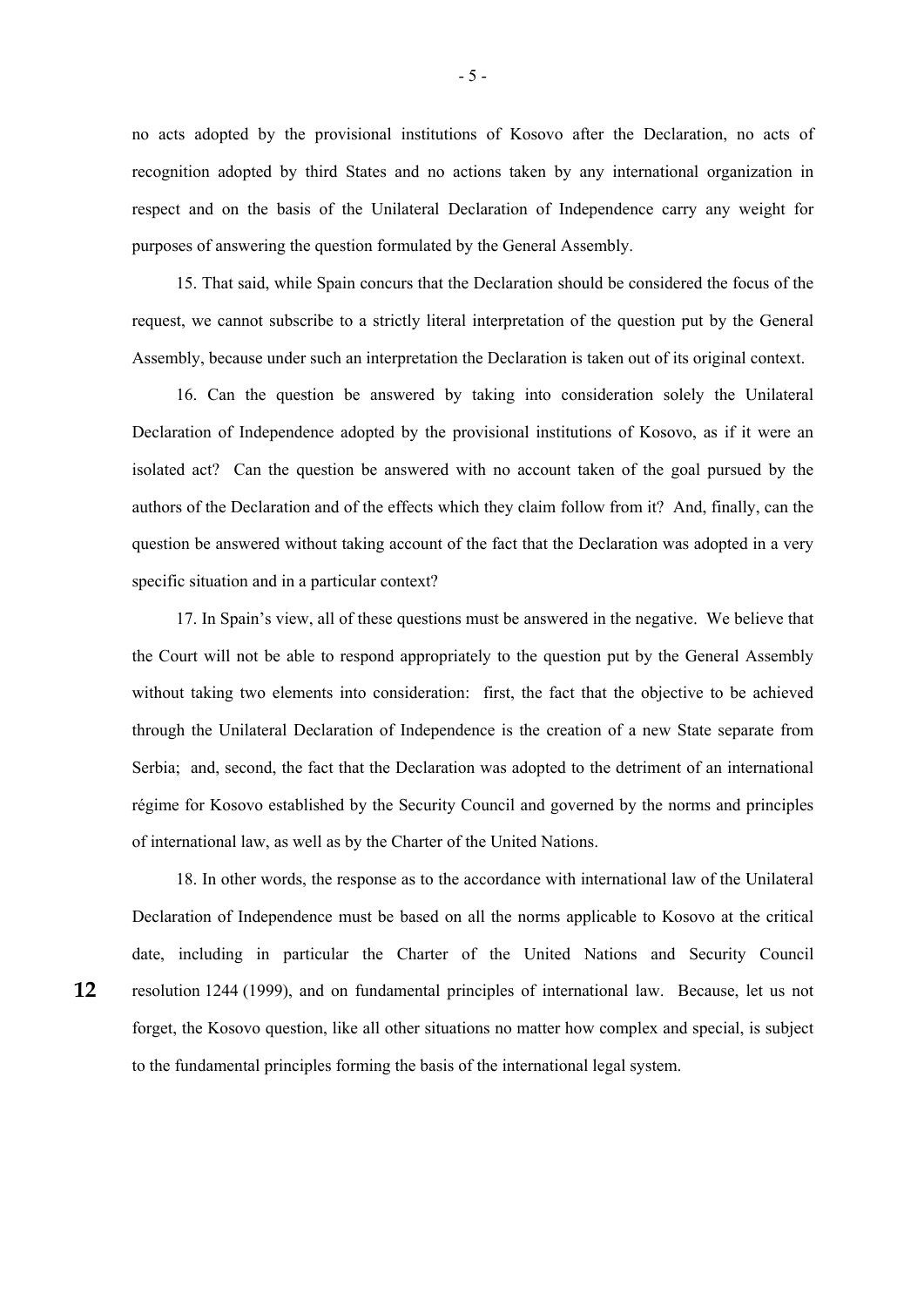no acts adopted by the provisional institutions of Kosovo after the Declaration, no acts of recognition adopted by third States and no actions taken by any international organization in respect and on the basis of the Unilateral Declaration of Independence carry any weight for purposes of answering the question formulated by the General Assembly.

15. That said, while Spain concurs that the Declaration should be considered the focus of the request, we cannot subscribe to a strictly literal interpretation of the question put by the General Assembly, because under such an interpretation the Declaration is taken out of its original context.

16. Can the question be answered by taking into consideration solely the Unilateral Declaration of Independence adopted by the provisional institutions of Kosovo, as if it were an isolated act? Can the question be answered with no account taken of the goal pursued by the authors of the Declaration and of the effects which they claim follow from it? And, finally, can the question be answered without taking account of the fact that the Declaration was adopted in a very specific situation and in a particular context?

17. In Spain's view, all of these questions must be answered in the negative. We believe that the Court will not be able to respond appropriately to the question put by the General Assembly without taking two elements into consideration: first, the fact that the objective to be achieved through the Unilateral Declaration of Independence is the creation of a new State separate from Serbia; and, second, the fact that the Declaration was adopted to the detriment of an international régime for Kosovo established by the Security Council and governed by the norms and principles of international law, as well as by the Charter of the United Nations.

18. In other words, the response as to the accordance with international law of the Unilateral Declaration of Independence must be based on all the norms applicable to Kosovo at the critical date, including in particular the Charter of the United Nations and Security Council resolution 1244 (1999), and on fundamental principles of international law. Because, let us not forget, the Kosovo question, like all other situations no matter how complex and special, is subject to the fundamental principles forming the basis of the international legal system.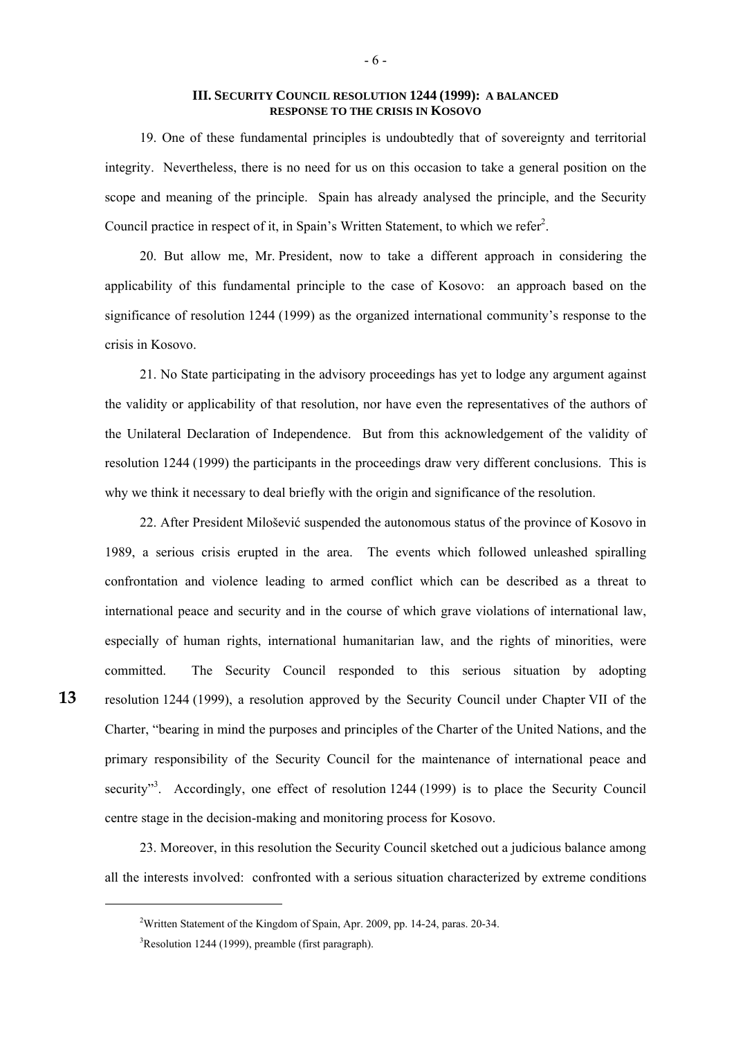### III. SECURITY COUNCIL RESOLUTION 1244 (1999): A BALANCED RESPONSE TO THE CRISIS IN KOSOVO

19. One of these fundamental principles is undoubtedly that of sovereignty and territorial integrity. Nevertheless, there is no need for us on this occasion to take a general position on the scope and meaning of the principle. Spain has already analysed the principle, and the Security Council practice in respect of it, in Spain's Written Statement, to which we refer[2].

20. But allow me, Mr. President, now to take a different approach in considering the applicability of this fundamental principle to the case of Kosovo: an approach based on the significance of resolution 1244 (1999) as the organized international community's response to the crisis in Kosovo.

21. No State participating in the advisory proceedings has yet to lodge any argument against the validity or applicability of that resolution, nor have even the representatives of the authors of the Unilateral Declaration of Independence. But from this acknowledgement of the validity of resolution 1244 (1999) the participants in the proceedings draw very different conclusions. This is why we think it necessary to deal briefly with the origin and significance of the resolution.

22. After President Milošević suspended the autonomous status of the province of Kosovo in 1989, a serious crisis erupted in the area. The events which followed unleashed spiralling confrontation and violence leading to armed conflict which can be described as a threat to international peace and security and in the course of which grave violations of international law, especially of human rights, international humanitarian law, and the rights of minorities, were committed. The Security Council responded to this serious situation by adopting resolution 1244 (1999), a resolution approved by the Security Council under Chapter VII of the Charter, "bearing in mind the purposes and principles of the Charter of the United Nations, and the primary responsibility of the Security Council for the maintenance of international peace and security"[3]. Accordingly, one effect of resolution 1244 (1999) is to place the Security Council centre stage in the decision-making and monitoring process for Kosovo.

23. Moreover, in this resolution the Security Council sketched out a judicious balance among all the interests involved: confronted with a serious situation characterized by extreme conditions

---

[2] Written Statement of the Kingdom of Spain, Apr. 2009, pp. 14-24, paras. 20-34.

[3] Resolution 1244 (1999), preamble (first paragraph).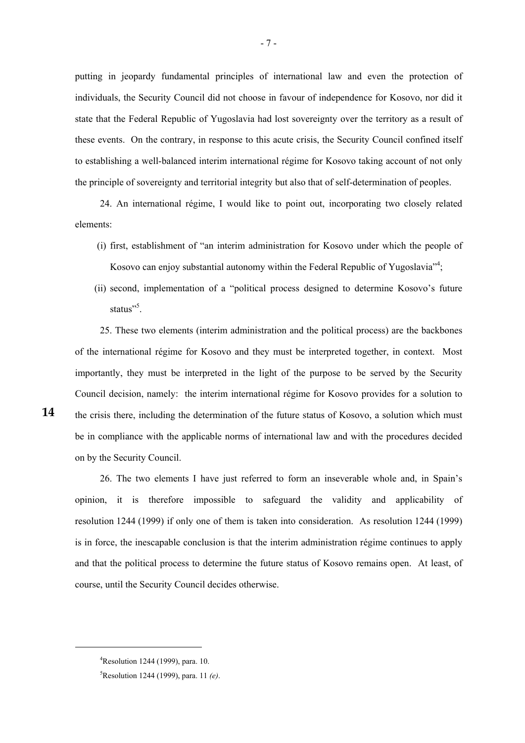putting in jeopardy fundamental principles of international law and even the protection of individuals, the Security Council did not choose in favour of independence for Kosovo, nor did it state that the Federal Republic of Yugoslavia had lost sovereignty over the territory as a result of these events. On the contrary, in response to this acute crisis, the Security Council confined itself to establishing a well-balanced interim international régime for Kosovo taking account of not only the principle of sovereignty and territorial integrity but also that of self-determination of peoples.

24. An international régime, I would like to point out, incorporating two closely related elements:

(i) first, establishment of "an interim administration for Kosovo under which the people of Kosovo can enjoy substantial autonomy within the Federal Republic of Yugoslavia"[4];

(ii) second, implementation of a "political process designed to determine Kosovo's future status"[5].

25. These two elements (interim administration and the political process) are the backbones of the international régime for Kosovo and they must be interpreted together, in context. Most importantly, they must be interpreted in the light of the purpose to be served by the Security Council decision, namely: the interim international régime for Kosovo provides for a solution to the crisis there, including the determination of the future status of Kosovo, a solution which must be in compliance with the applicable norms of international law and with the procedures decided on by the Security Council.

26. The two elements I have just referred to form an inseverable whole and, in Spain's opinion, it is therefore impossible to safeguard the validity and applicability of resolution 1244 (1999) if only one of them is taken into consideration. As resolution 1244 (1999) is in force, the inescapable conclusion is that the interim administration régime continues to apply and that the political process to determine the future status of Kosovo remains open. At least, of course, until the Security Council decides otherwise.

---

[4] Resolution 1244 (1999), para. 10.

[5] Resolution 1244 (1999), para. 11 *(e)*.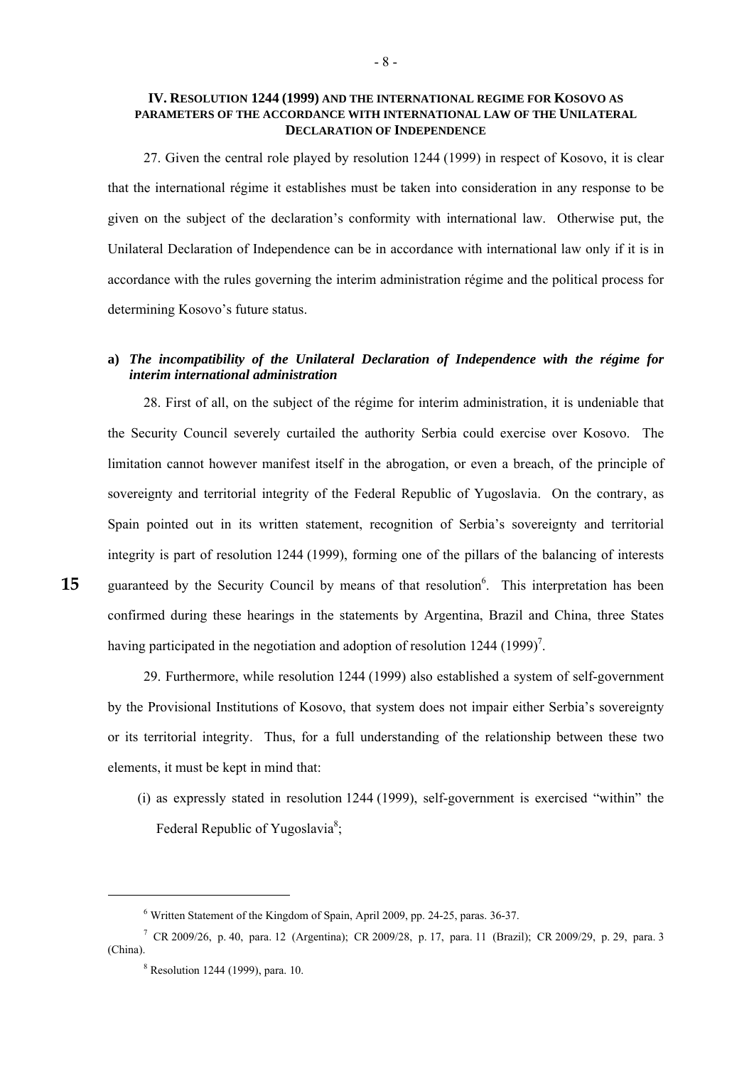## IV. RESOLUTION 1244 (1999) AND THE INTERNATIONAL REGIME FOR KOSOVO AS PARAMETERS OF THE ACCORDANCE WITH INTERNATIONAL LAW OF THE UNILATERAL DECLARATION OF INDEPENDENCE

27. Given the central role played by resolution 1244 (1999) in respect of Kosovo, it is clear that the international régime it establishes must be taken into consideration in any response to be given on the subject of the declaration's conformity with international law. Otherwise put, the Unilateral Declaration of Independence can be in accordance with international law only if it is in accordance with the rules governing the interim administration régime and the political process for determining Kosovo's future status.

### a) *The incompatibility of the Unilateral Declaration of Independence with the régime for interim international administration*

28. First of all, on the subject of the régime for interim administration, it is undeniable that the Security Council severely curtailed the authority Serbia could exercise over Kosovo. The limitation cannot however manifest itself in the abrogation, or even a breach, of the principle of sovereignty and territorial integrity of the Federal Republic of Yugoslavia. On the contrary, as Spain pointed out in its written statement, recognition of Serbia's sovereignty and territorial integrity is part of resolution 1244 (1999), forming one of the pillars of the balancing of interests guaranteed by the Security Council by means of that resolution[6]. This interpretation has been confirmed during these hearings in the statements by Argentina, Brazil and China, three States having participated in the negotiation and adoption of resolution 1244 (1999)[7].

29. Furthermore, while resolution 1244 (1999) also established a system of self-government by the Provisional Institutions of Kosovo, that system does not impair either Serbia's sovereignty or its territorial integrity. Thus, for a full understanding of the relationship between these two elements, it must be kept in mind that:

(i) as expressly stated in resolution 1244 (1999), self-government is exercised "within" the Federal Republic of Yugoslavia[8];

---

[6] Written Statement of the Kingdom of Spain, April 2009, pp. 24-25, paras. 36-37.

[7] CR 2009/26, p. 40, para. 12 (Argentina); CR 2009/28, p. 17, para. 11 (Brazil); CR 2009/29, p. 29, para. 3 (China).

[8] Resolution 1244 (1999), para. 10.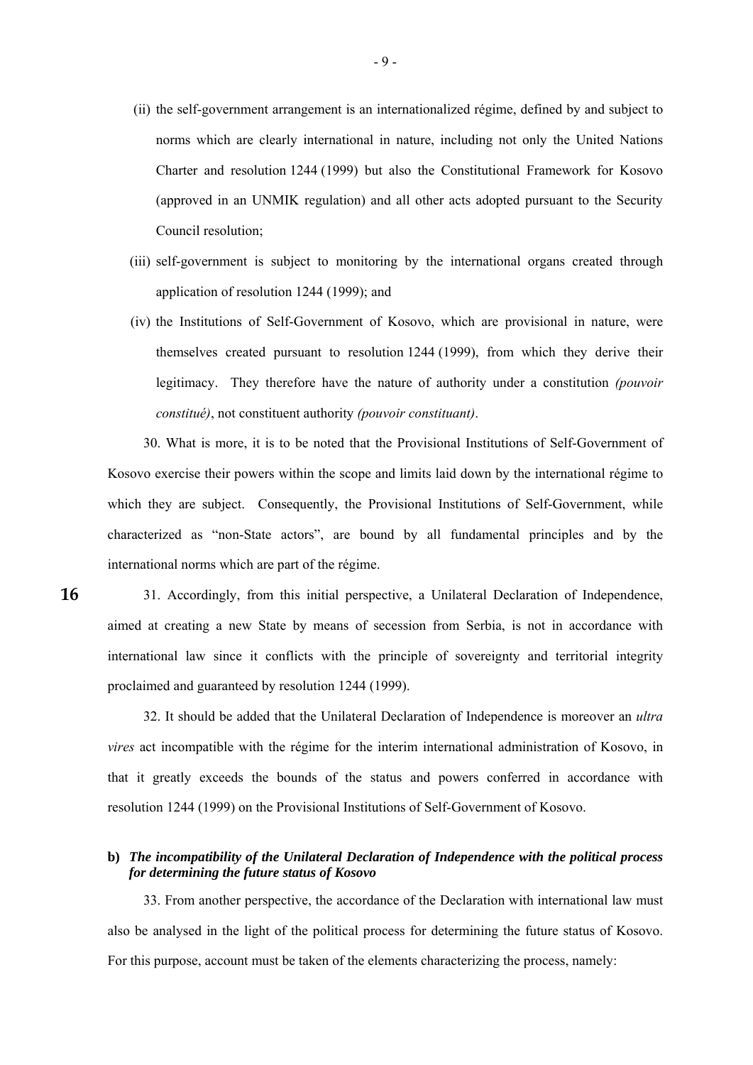(ii) the self-government arrangement is an internationalized régime, defined by and subject to norms which are clearly international in nature, including not only the United Nations Charter and resolution 1244 (1999) but also the Constitutional Framework for Kosovo (approved in an UNMIK regulation) and all other acts adopted pursuant to the Security Council resolution;

(iii) self-government is subject to monitoring by the international organs created through application of resolution 1244 (1999); and

(iv) the Institutions of Self-Government of Kosovo, which are provisional in nature, were themselves created pursuant to resolution 1244 (1999), from which they derive their legitimacy. They therefore have the nature of authority under a constitution *(pouvoir constitué)*, not constituent authority *(pouvoir constituant)*.

30. What is more, it is to be noted that the Provisional Institutions of Self-Government of Kosovo exercise their powers within the scope and limits laid down by the international régime to which they are subject. Consequently, the Provisional Institutions of Self-Government, while characterized as "non-State actors", are bound by all fundamental principles and by the international norms which are part of the régime.

31. Accordingly, from this initial perspective, a Unilateral Declaration of Independence, aimed at creating a new State by means of secession from Serbia, is not in accordance with international law since it conflicts with the principle of sovereignty and territorial integrity proclaimed and guaranteed by resolution 1244 (1999).

32. It should be added that the Unilateral Declaration of Independence is moreover an *ultra vires* act incompatible with the régime for the interim international administration of Kosovo, in that it greatly exceeds the bounds of the status and powers conferred in accordance with resolution 1244 (1999) on the Provisional Institutions of Self-Government of Kosovo.

**b)** ***The incompatibility of the Unilateral Declaration of Independence with the political process for determining the future status of Kosovo***

33. From another perspective, the accordance of the Declaration with international law must also be analysed in the light of the political process for determining the future status of Kosovo. For this purpose, account must be taken of the elements characterizing the process, namely: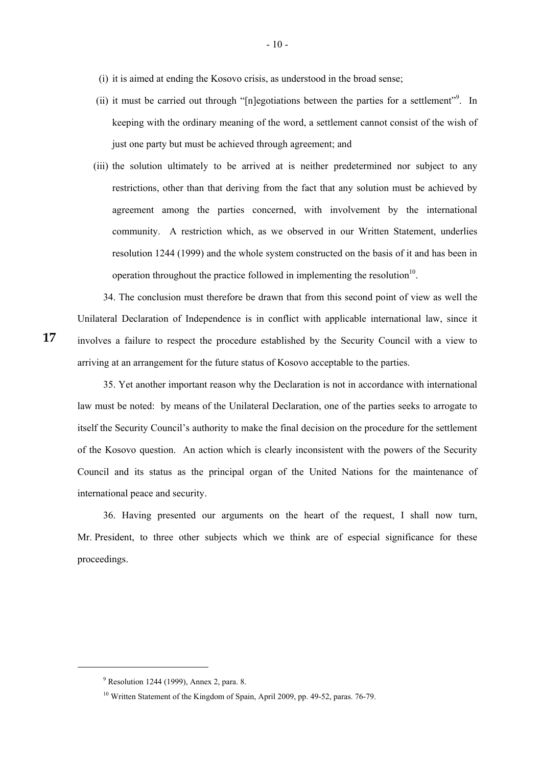(i) it is aimed at ending the Kosovo crisis, as understood in the broad sense;

(ii) it must be carried out through "[n]egotiations between the parties for a settlement"[9]. In keeping with the ordinary meaning of the word, a settlement cannot consist of the wish of just one party but must be achieved through agreement; and

(iii) the solution ultimately to be arrived at is neither predetermined nor subject to any restrictions, other than that deriving from the fact that any solution must be achieved by agreement among the parties concerned, with involvement by the international community. A restriction which, as we observed in our Written Statement, underlies resolution 1244 (1999) and the whole system constructed on the basis of it and has been in operation throughout the practice followed in implementing the resolution[10].

34. The conclusion must therefore be drawn that from this second point of view as well the Unilateral Declaration of Independence is in conflict with applicable international law, since it involves a failure to respect the procedure established by the Security Council with a view to arriving at an arrangement for the future status of Kosovo acceptable to the parties.

35. Yet another important reason why the Declaration is not in accordance with international law must be noted: by means of the Unilateral Declaration, one of the parties seeks to arrogate to itself the Security Council's authority to make the final decision on the procedure for the settlement of the Kosovo question. An action which is clearly inconsistent with the powers of the Security Council and its status as the principal organ of the United Nations for the maintenance of international peace and security.

36. Having presented our arguments on the heart of the request, I shall now turn, Mr. President, to three other subjects which we think are of especial significance for these proceedings.

---

[9] Resolution 1244 (1999), Annex 2, para. 8.

[10] Written Statement of the Kingdom of Spain, April 2009, pp. 49-52, paras. 76-79.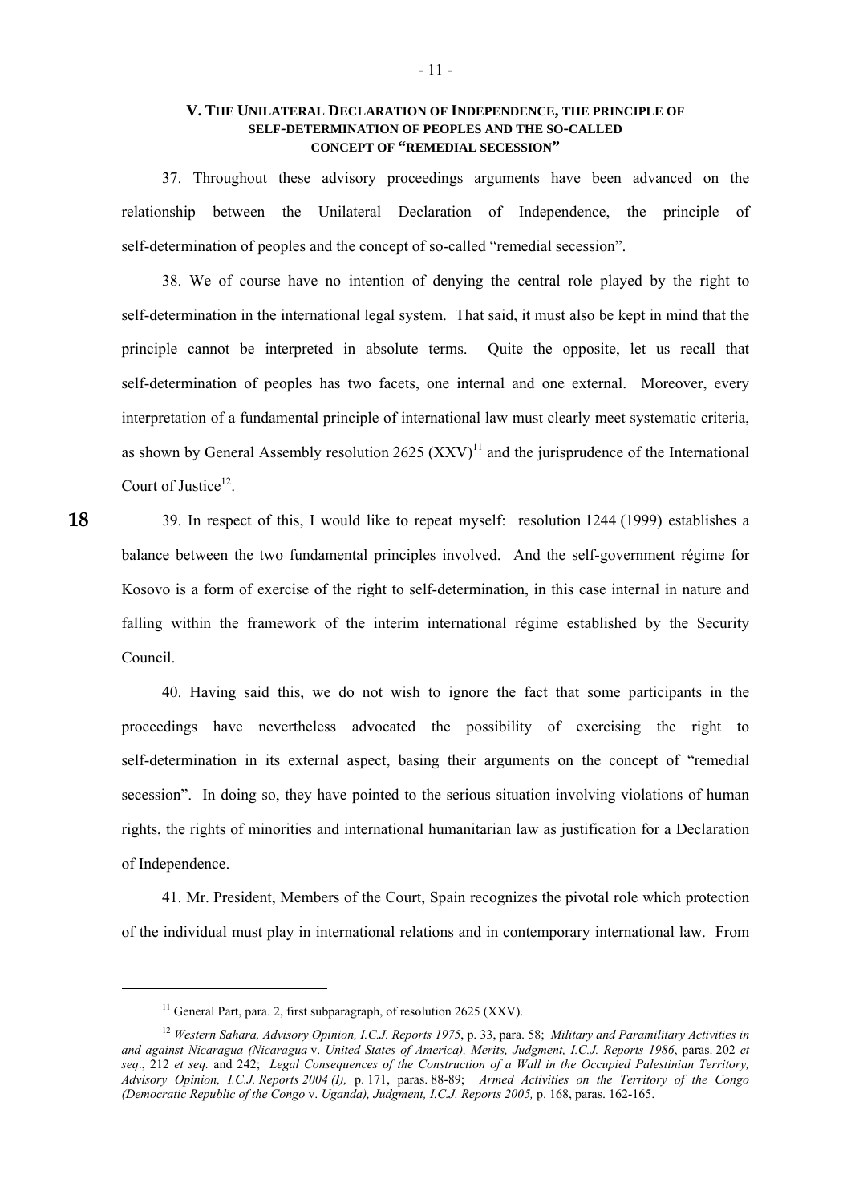## V. The Unilateral Declaration of Independence, the principle of self-determination of peoples and the so-called concept of "remedial secession"

37. Throughout these advisory proceedings arguments have been advanced on the relationship between the Unilateral Declaration of Independence, the principle of self-determination of peoples and the concept of so-called "remedial secession".

38. We of course have no intention of denying the central role played by the right to self-determination in the international legal system. That said, it must also be kept in mind that the principle cannot be interpreted in absolute terms. Quite the opposite, let us recall that self-determination of peoples has two facets, one internal and one external. Moreover, every interpretation of a fundamental principle of international law must clearly meet systematic criteria, as shown by General Assembly resolution 2625 (XXV)[11] and the jurisprudence of the International Court of Justice[12].

39. In respect of this, I would like to repeat myself: resolution 1244 (1999) establishes a balance between the two fundamental principles involved. And the self-government régime for Kosovo is a form of exercise of the right to self-determination, in this case internal in nature and falling within the framework of the interim international régime established by the Security Council.

40. Having said this, we do not wish to ignore the fact that some participants in the proceedings have nevertheless advocated the possibility of exercising the right to self-determination in its external aspect, basing their arguments on the concept of "remedial secession". In doing so, they have pointed to the serious situation involving violations of human rights, the rights of minorities and international humanitarian law as justification for a Declaration of Independence.

41. Mr. President, Members of the Court, Spain recognizes the pivotal role which protection of the individual must play in international relations and in contemporary international law. From

---

[11] General Part, para. 2, first subparagraph, of resolution 2625 (XXV).

[12] *Western Sahara, Advisory Opinion, I.C.J. Reports 1975*, p. 33, para. 58; *Military and Paramilitary Activities in and against Nicaragua (Nicaragua* v. *United States of America), Merits, Judgment, I.C.J. Reports 1986*, paras. 202 *et seq*., 212 *et seq.* and 242; *Legal Consequences of the Construction of a Wall in the Occupied Palestinian Territory, Advisory Opinion, I.C.J. Reports 2004 (I),* p. 171, paras. 88-89; *Armed Activities on the Territory of the Congo (Democratic Republic of the Congo* v. *Uganda), Judgment, I.C.J. Reports 2005,* p. 168, paras. 162-165.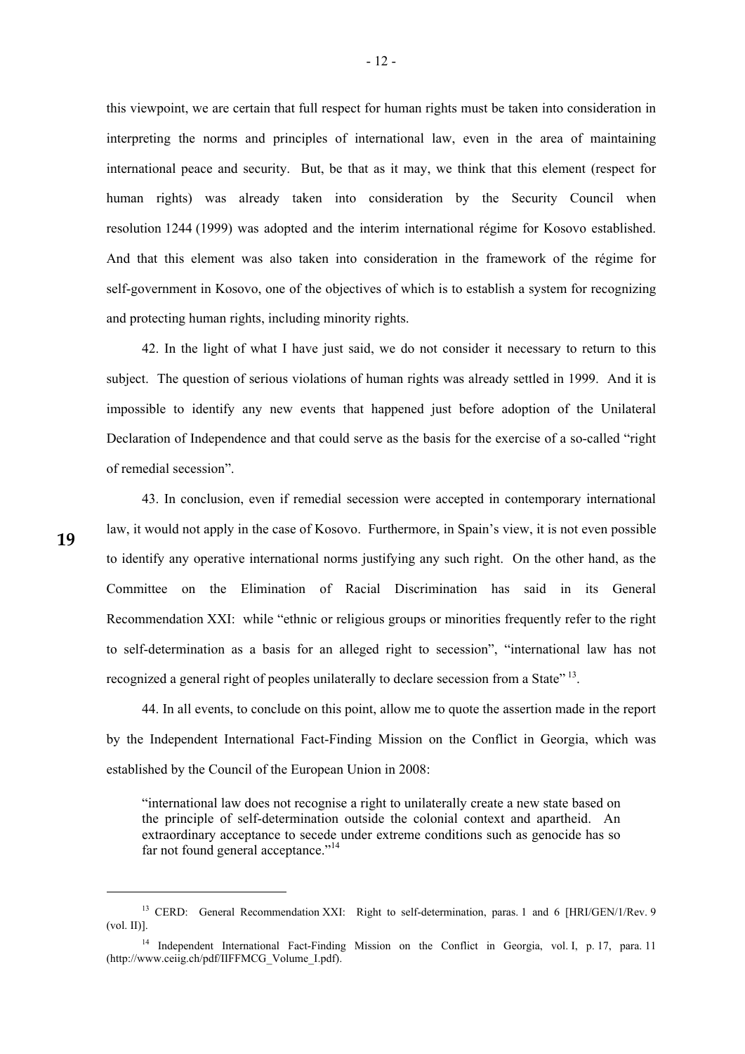this viewpoint, we are certain that full respect for human rights must be taken into consideration in interpreting the norms and principles of international law, even in the area of maintaining international peace and security. But, be that as it may, we think that this element (respect for human rights) was already taken into consideration by the Security Council when resolution 1244 (1999) was adopted and the interim international régime for Kosovo established. And that this element was also taken into consideration in the framework of the régime for self-government in Kosovo, one of the objectives of which is to establish a system for recognizing and protecting human rights, including minority rights.

42. In the light of what I have just said, we do not consider it necessary to return to this subject. The question of serious violations of human rights was already settled in 1999. And it is impossible to identify any new events that happened just before adoption of the Unilateral Declaration of Independence and that could serve as the basis for the exercise of a so-called "right of remedial secession".

43. In conclusion, even if remedial secession were accepted in contemporary international law, it would not apply in the case of Kosovo. Furthermore, in Spain's view, it is not even possible to identify any operative international norms justifying any such right. On the other hand, as the Committee on the Elimination of Racial Discrimination has said in its General Recommendation XXI: while "ethnic or religious groups or minorities frequently refer to the right to self-determination as a basis for an alleged right to secession", "international law has not recognized a general right of peoples unilaterally to declare secession from a State"[13].

44. In all events, to conclude on this point, allow me to quote the assertion made in the report by the Independent International Fact-Finding Mission on the Conflict in Georgia, which was established by the Council of the European Union in 2008:

> "international law does not recognise a right to unilaterally create a new state based on the principle of self-determination outside the colonial context and apartheid. An extraordinary acceptance to secede under extreme conditions such as genocide has so far not found general acceptance."[14]

---

[13] CERD: General Recommendation XXI: Right to self-determination, paras. 1 and 6 [HRI/GEN/1/Rev. 9 (vol. II)].

[14] Independent International Fact-Finding Mission on the Conflict in Georgia, vol. I, p. 17, para. 11 (http://www.ceiig.ch/pdf/IIFFMCG_Volume_I.pdf).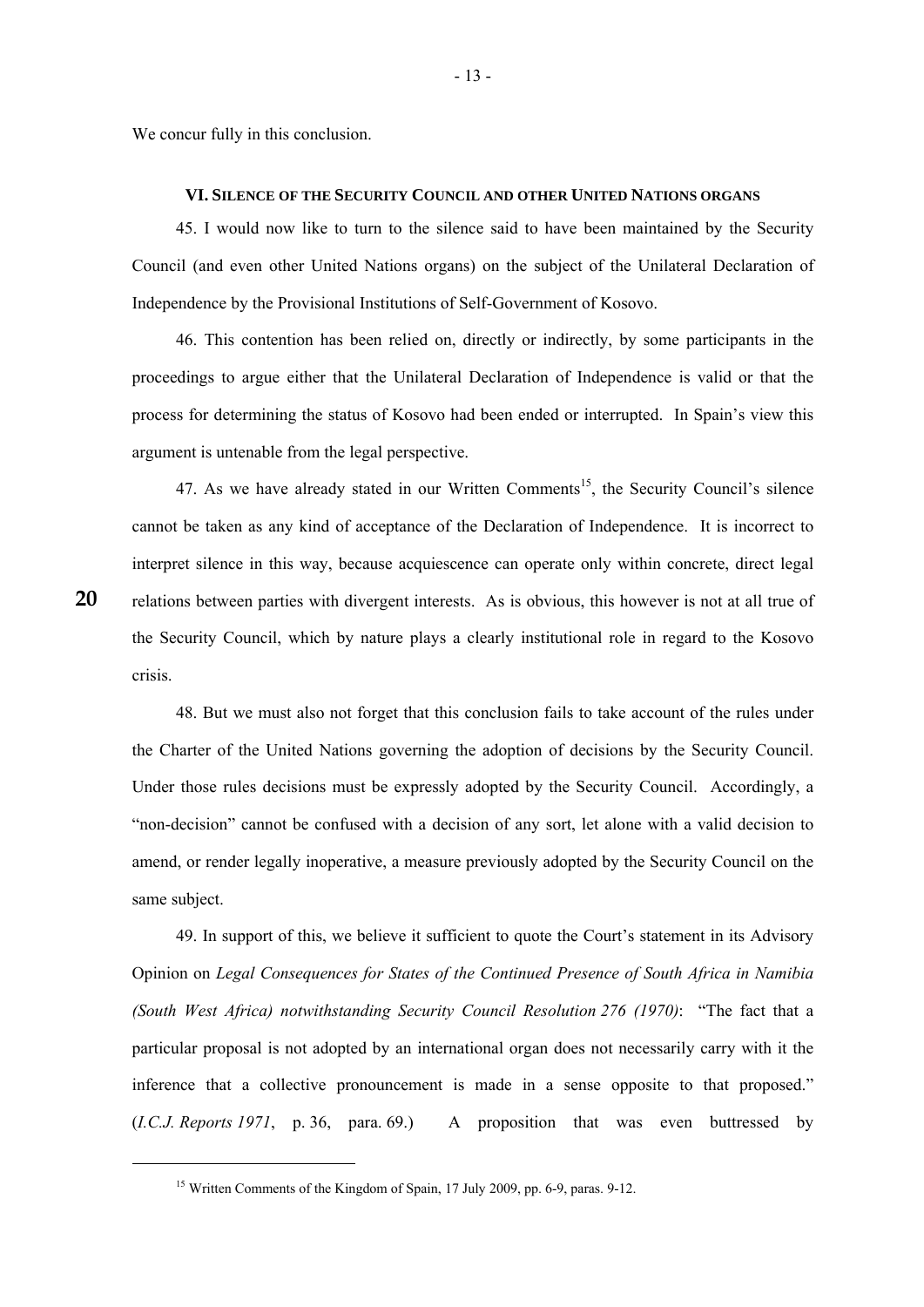We concur fully in this conclusion.

### VI. SILENCE OF THE SECURITY COUNCIL AND OTHER UNITED NATIONS ORGANS

45. I would now like to turn to the silence said to have been maintained by the Security Council (and even other United Nations organs) on the subject of the Unilateral Declaration of Independence by the Provisional Institutions of Self-Government of Kosovo.

46. This contention has been relied on, directly or indirectly, by some participants in the proceedings to argue either that the Unilateral Declaration of Independence is valid or that the process for determining the status of Kosovo had been ended or interrupted. In Spain's view this argument is untenable from the legal perspective.

47. As we have already stated in our Written Comments[15], the Security Council's silence cannot be taken as any kind of acceptance of the Declaration of Independence. It is incorrect to interpret silence in this way, because acquiescence can operate only within concrete, direct legal relations between parties with divergent interests. As is obvious, this however is not at all true of the Security Council, which by nature plays a clearly institutional role in regard to the Kosovo crisis.

48. But we must also not forget that this conclusion fails to take account of the rules under the Charter of the United Nations governing the adoption of decisions by the Security Council. Under those rules decisions must be expressly adopted by the Security Council. Accordingly, a "non-decision" cannot be confused with a decision of any sort, let alone with a valid decision to amend, or render legally inoperative, a measure previously adopted by the Security Council on the same subject.

49. In support of this, we believe it sufficient to quote the Court's statement in its Advisory Opinion on *Legal Consequences for States of the Continued Presence of South Africa in Namibia (South West Africa) notwithstanding Security Council Resolution 276 (1970)*: "The fact that a particular proposal is not adopted by an international organ does not necessarily carry with it the inference that a collective pronouncement is made in a sense opposite to that proposed." (*I.C.J. Reports 1971*, p. 36, para. 69.) A proposition that was even buttressed by

[15] Written Comments of the Kingdom of Spain, 17 July 2009, pp. 6-9, paras. 9-12.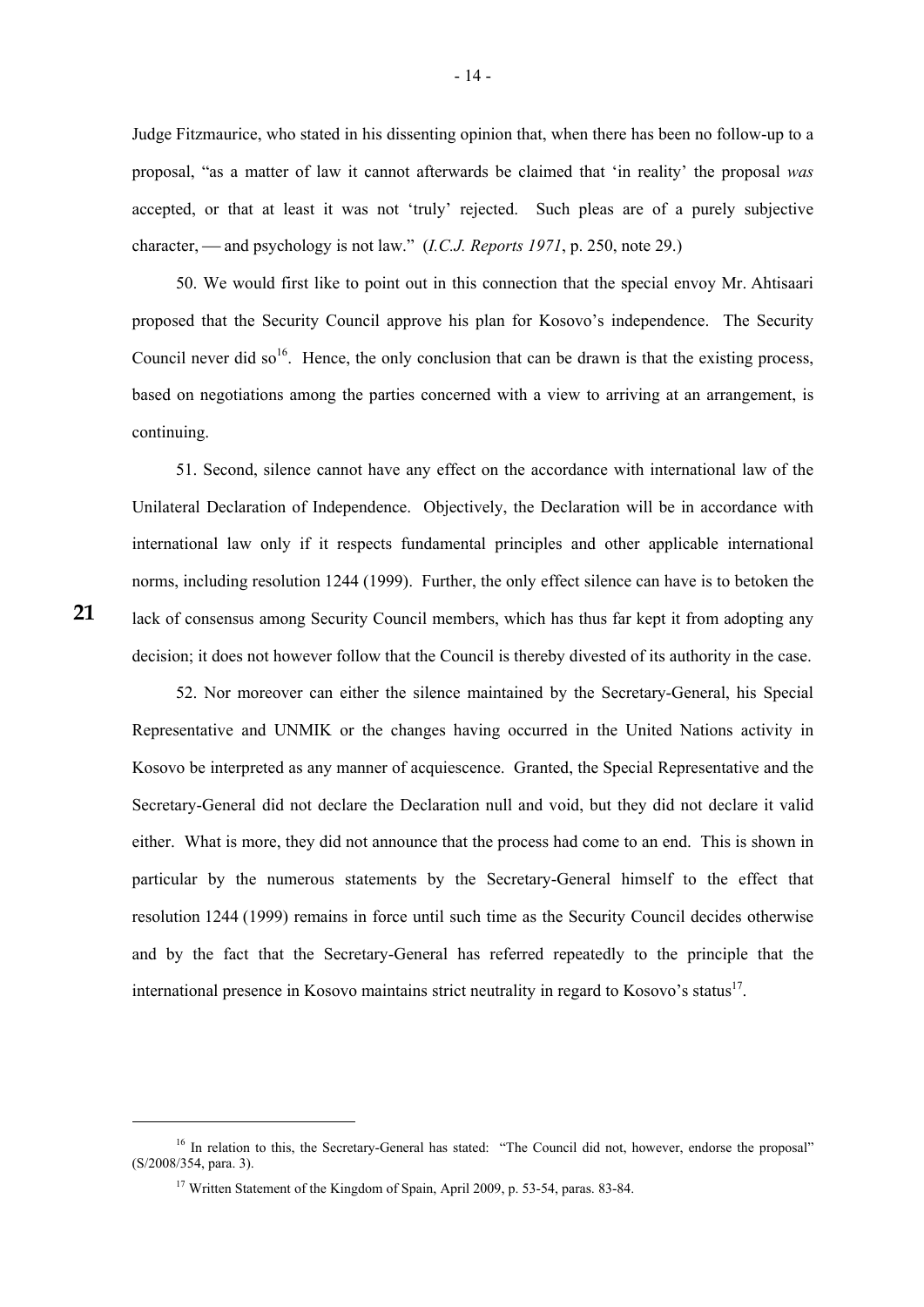Judge Fitzmaurice, who stated in his dissenting opinion that, when there has been no follow-up to a proposal, "as a matter of law it cannot afterwards be claimed that 'in reality' the proposal *was* accepted, or that at least it was not 'truly' rejected. Such pleas are of a purely subjective character, — and psychology is not law." (*I.C.J. Reports 1971*, p. 250, note 29.)

50. We would first like to point out in this connection that the special envoy Mr. Ahtisaari proposed that the Security Council approve his plan for Kosovo's independence. The Security Council never did so[16]. Hence, the only conclusion that can be drawn is that the existing process, based on negotiations among the parties concerned with a view to arriving at an arrangement, is continuing.

51. Second, silence cannot have any effect on the accordance with international law of the Unilateral Declaration of Independence. Objectively, the Declaration will be in accordance with international law only if it respects fundamental principles and other applicable international norms, including resolution 1244 (1999). Further, the only effect silence can have is to betoken the lack of consensus among Security Council members, which has thus far kept it from adopting any decision; it does not however follow that the Council is thereby divested of its authority in the case.

52. Nor moreover can either the silence maintained by the Secretary-General, his Special Representative and UNMIK or the changes having occurred in the United Nations activity in Kosovo be interpreted as any manner of acquiescence. Granted, the Special Representative and the Secretary-General did not declare the Declaration null and void, but they did not declare it valid either. What is more, they did not announce that the process had come to an end. This is shown in particular by the numerous statements by the Secretary-General himself to the effect that resolution 1244 (1999) remains in force until such time as the Security Council decides otherwise and by the fact that the Secretary-General has referred repeatedly to the principle that the international presence in Kosovo maintains strict neutrality in regard to Kosovo's status[17].

---

[16] In relation to this, the Secretary-General has stated: "The Council did not, however, endorse the proposal" (S/2008/354, para. 3).

[17] Written Statement of the Kingdom of Spain, April 2009, p. 53-54, paras. 83-84.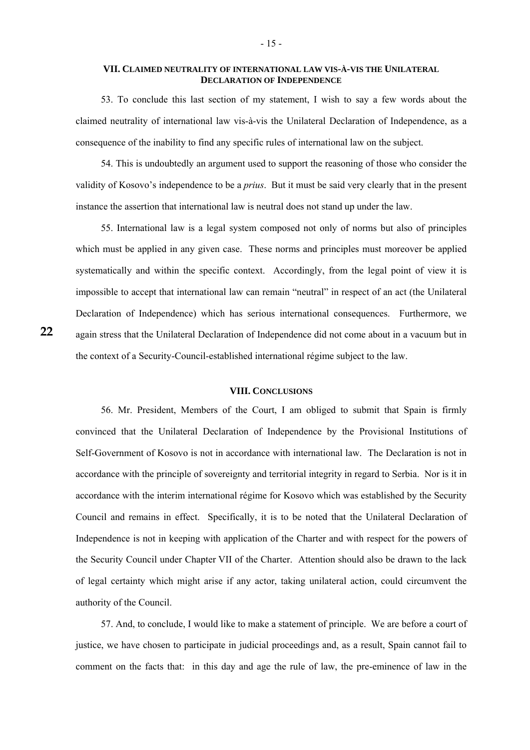## VII. Claimed neutrality of international law vis-à-vis the Unilateral Declaration of Independence

53. To conclude this last section of my statement, I wish to say a few words about the claimed neutrality of international law vis-à-vis the Unilateral Declaration of Independence, as a consequence of the inability to find any specific rules of international law on the subject.

54. This is undoubtedly an argument used to support the reasoning of those who consider the validity of Kosovo's independence to be a *prius*. But it must be said very clearly that in the present instance the assertion that international law is neutral does not stand up under the law.

55. International law is a legal system composed not only of norms but also of principles which must be applied in any given case. These norms and principles must moreover be applied systematically and within the specific context. Accordingly, from the legal point of view it is impossible to accept that international law can remain "neutral" in respect of an act (the Unilateral Declaration of Independence) which has serious international consequences. Furthermore, we again stress that the Unilateral Declaration of Independence did not come about in a vacuum but in the context of a Security-Council-established international régime subject to the law.

## VIII. Conclusions

56. Mr. President, Members of the Court, I am obliged to submit that Spain is firmly convinced that the Unilateral Declaration of Independence by the Provisional Institutions of Self-Government of Kosovo is not in accordance with international law. The Declaration is not in accordance with the principle of sovereignty and territorial integrity in regard to Serbia. Nor is it in accordance with the interim international régime for Kosovo which was established by the Security Council and remains in effect. Specifically, it is to be noted that the Unilateral Declaration of Independence is not in keeping with application of the Charter and with respect for the powers of the Security Council under Chapter VII of the Charter. Attention should also be drawn to the lack of legal certainty which might arise if any actor, taking unilateral action, could circumvent the authority of the Council.

57. And, to conclude, I would like to make a statement of principle. We are before a court of justice, we have chosen to participate in judicial proceedings and, as a result, Spain cannot fail to comment on the facts that: in this day and age the rule of law, the pre-eminence of law in the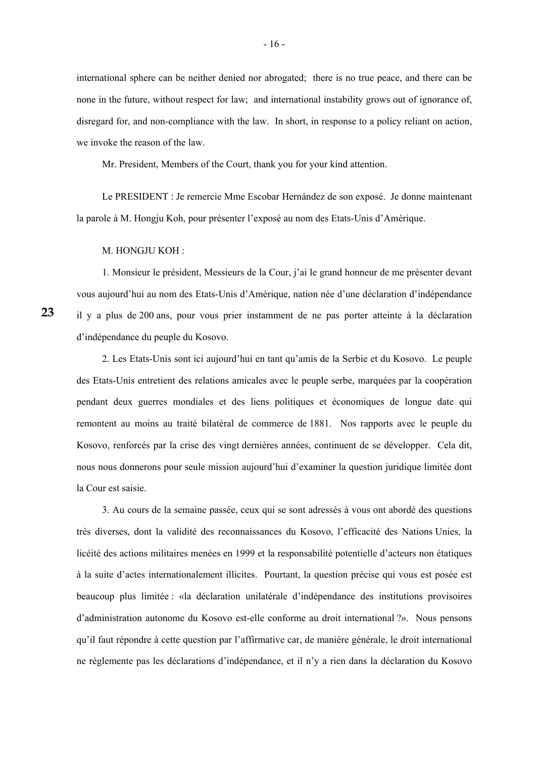international sphere can be neither denied nor abrogated; there is no true peace, and there can be none in the future, without respect for law; and international instability grows out of ignorance of, disregard for, and non-compliance with the law. In short, in response to a policy reliant on action, we invoke the reason of the law.

Mr. President, Members of the Court, thank you for your kind attention.

Le PRESIDENT : Je remercie Mme Escobar Hernández de son exposé. Je donne maintenant la parole à M. Hongju Koh, pour présenter l'exposé au nom des Etats-Unis d'Amérique.

M. HONGJU KOH :

1. Monsieur le président, Messieurs de la Cour, j'ai le grand honneur de me présenter devant vous aujourd'hui au nom des Etats-Unis d'Amérique, nation née d'une déclaration d'indépendance il y a plus de 200 ans, pour vous prier instamment de ne pas porter atteinte à la déclaration d'indépendance du peuple du Kosovo.

2. Les Etats-Unis sont ici aujourd'hui en tant qu'amis de la Serbie et du Kosovo. Le peuple des Etats-Unis entretient des relations amicales avec le peuple serbe, marquées par la coopération pendant deux guerres mondiales et des liens politiques et économiques de longue date qui remontent au moins au traité bilatéral de commerce de 1881. Nos rapports avec le peuple du Kosovo, renforcés par la crise des vingt dernières années, continuent de se développer. Cela dit, nous nous donnerons pour seule mission aujourd'hui d'examiner la question juridique limitée dont la Cour est saisie.

3. Au cours de la semaine passée, ceux qui se sont adressés à vous ont abordé des questions très diverses, dont la validité des reconnaissances du Kosovo, l'efficacité des Nations Unies, la licéité des actions militaires menées en 1999 et la responsabilité potentielle d'acteurs non étatiques à la suite d'actes internationalement illicites. Pourtant, la question précise qui vous est posée est beaucoup plus limitée : «la déclaration unilatérale d'indépendance des institutions provisoires d'administration autonome du Kosovo est-elle conforme au droit international ?». Nous pensons qu'il faut répondre à cette question par l'affirmative car, de manière générale, le droit international ne règlemente pas les déclarations d'indépendance, et il n'y a rien dans la déclaration du Kosovo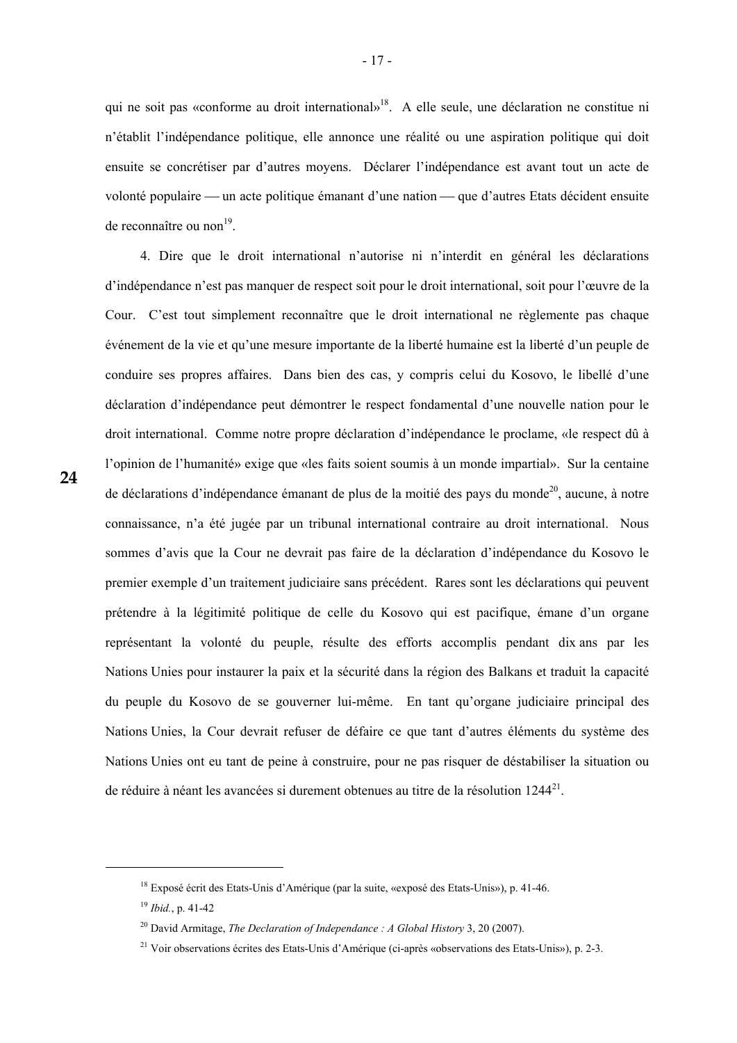qui ne soit pas «conforme au droit international»[18]. A elle seule, une déclaration ne constitue ni n'établit l'indépendance politique, elle annonce une réalité ou une aspiration politique qui doit ensuite se concrétiser par d'autres moyens. Déclarer l'indépendance est avant tout un acte de volonté populaire — un acte politique émanant d'une nation — que d'autres Etats décident ensuite de reconnaître ou non[19].

4. Dire que le droit international n'autorise ni n'interdit en général les déclarations d'indépendance n'est pas manquer de respect soit pour le droit international, soit pour l'œuvre de la Cour. C'est tout simplement reconnaître que le droit international ne règlemente pas chaque événement de la vie et qu'une mesure importante de la liberté humaine est la liberté d'un peuple de conduire ses propres affaires. Dans bien des cas, y compris celui du Kosovo, le libellé d'une déclaration d'indépendance peut démontrer le respect fondamental d'une nouvelle nation pour le droit international. Comme notre propre déclaration d'indépendance le proclame, «le respect dû à l'opinion de l'humanité» exige que «les faits soient soumis à un monde impartial». Sur la centaine de déclarations d'indépendance émanant de plus de la moitié des pays du monde[20], aucune, à notre connaissance, n'a été jugée par un tribunal international contraire au droit international. Nous sommes d'avis que la Cour ne devrait pas faire de la déclaration d'indépendance du Kosovo le premier exemple d'un traitement judiciaire sans précédent. Rares sont les déclarations qui peuvent prétendre à la légitimité politique de celle du Kosovo qui est pacifique, émane d'un organe représentant la volonté du peuple, résulte des efforts accomplis pendant dix ans par les Nations Unies pour instaurer la paix et la sécurité dans la région des Balkans et traduit la capacité du peuple du Kosovo de se gouverner lui-même. En tant qu'organe judiciaire principal des Nations Unies, la Cour devrait refuser de défaire ce que tant d'autres éléments du système des Nations Unies ont eu tant de peine à construire, pour ne pas risquer de déstabiliser la situation ou de réduire à néant les avancées si durement obtenues au titre de la résolution 1244[21].

---

[18] Exposé écrit des Etats-Unis d'Amérique (par la suite, «exposé des Etats-Unis»), p. 41-46.

[19] *Ibid.*, p. 41-42

[20] David Armitage, *The Declaration of Independance : A Global History* 3, 20 (2007).

[21] Voir observations écrites des Etats-Unis d'Amérique (ci-après «observations des Etats-Unis»), p. 2-3.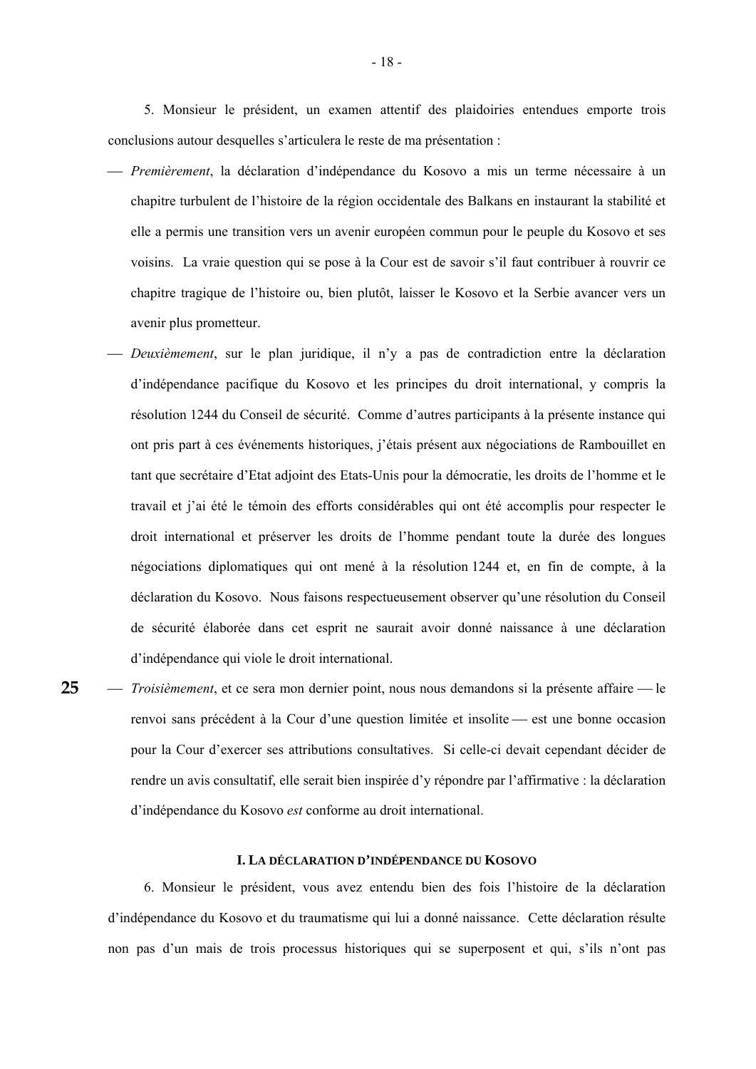5. Monsieur le président, un examen attentif des plaidoiries entendues emporte trois conclusions autour desquelles s'articulera le reste de ma présentation :

— *Premièrement*, la déclaration d'indépendance du Kosovo a mis un terme nécessaire à un chapitre turbulent de l'histoire de la région occidentale des Balkans en instaurant la stabilité et elle a permis une transition vers un avenir européen commun pour le peuple du Kosovo et ses voisins. La vraie question qui se pose à la Cour est de savoir s'il faut contribuer à rouvrir ce chapitre tragique de l'histoire ou, bien plutôt, laisser le Kosovo et la Serbie avancer vers un avenir plus prometteur.

— *Deuxièmement*, sur le plan juridique, il n'y a pas de contradiction entre la déclaration d'indépendance pacifique du Kosovo et les principes du droit international, y compris la résolution 1244 du Conseil de sécurité. Comme d'autres participants à la présente instance qui ont pris part à ces événements historiques, j'étais présent aux négociations de Rambouillet en tant que secrétaire d'Etat adjoint des Etats-Unis pour la démocratie, les droits de l'homme et le travail et j'ai été le témoin des efforts considérables qui ont été accomplis pour respecter le droit international et préserver les droits de l'homme pendant toute la durée des longues négociations diplomatiques qui ont mené à la résolution 1244 et, en fin de compte, à la déclaration du Kosovo. Nous faisons respectueusement observer qu'une résolution du Conseil de sécurité élaborée dans cet esprit ne saurait avoir donné naissance à une déclaration d'indépendance qui viole le droit international.

— *Troisièmement*, et ce sera mon dernier point, nous nous demandons si la présente affaire — le renvoi sans précédent à la Cour d'une question limitée et insolite — est une bonne occasion pour la Cour d'exercer ses attributions consultatives. Si celle-ci devait cependant décider de rendre un avis consultatif, elle serait bien inspirée d'y répondre par l'affirmative : la déclaration d'indépendance du Kosovo *est* conforme au droit international.

## I. La déclaration d'indépendance du Kosovo

6. Monsieur le président, vous avez entendu bien des fois l'histoire de la déclaration d'indépendance du Kosovo et du traumatisme qui lui a donné naissance. Cette déclaration résulte non pas d'un mais de trois processus historiques qui se superposent et qui, s'ils n'ont pas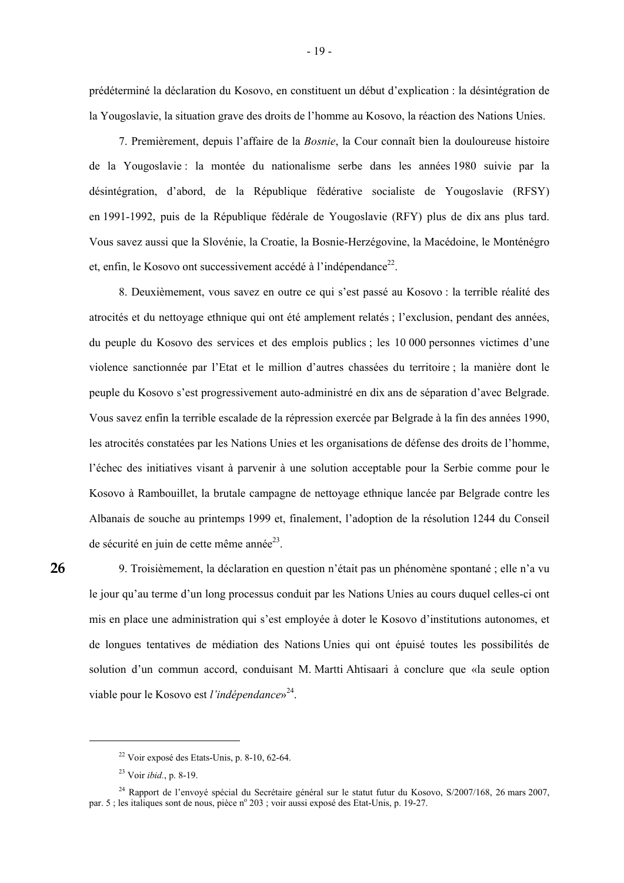prédéterminé la déclaration du Kosovo, en constituent un début d'explication : la désintégration de la Yougoslavie, la situation grave des droits de l'homme au Kosovo, la réaction des Nations Unies.

7. Premièrement, depuis l'affaire de la *Bosnie*, la Cour connaît bien la douloureuse histoire de la Yougoslavie : la montée du nationalisme serbe dans les années 1980 suivie par la désintégration, d'abord, de la République fédérative socialiste de Yougoslavie (RFSY) en 1991-1992, puis de la République fédérale de Yougoslavie (RFY) plus de dix ans plus tard. Vous savez aussi que la Slovénie, la Croatie, la Bosnie-Herzégovine, la Macédoine, le Monténégro et, enfin, le Kosovo ont successivement accédé à l'indépendance[22].

8. Deuxièmement, vous savez en outre ce qui s'est passé au Kosovo : la terrible réalité des atrocités et du nettoyage ethnique qui ont été amplement relatés ; l'exclusion, pendant des années, du peuple du Kosovo des services et des emplois publics ; les 10 000 personnes victimes d'une violence sanctionnée par l'Etat et le million d'autres chassées du territoire ; la manière dont le peuple du Kosovo s'est progressivement auto-administré en dix ans de séparation d'avec Belgrade. Vous savez enfin la terrible escalade de la répression exercée par Belgrade à la fin des années 1990, les atrocités constatées par les Nations Unies et les organisations de défense des droits de l'homme, l'échec des initiatives visant à parvenir à une solution acceptable pour la Serbie comme pour le Kosovo à Rambouillet, la brutale campagne de nettoyage ethnique lancée par Belgrade contre les Albanais de souche au printemps 1999 et, finalement, l'adoption de la résolution 1244 du Conseil de sécurité en juin de cette même année[23].

**26**

9. Troisièmement, la déclaration en question n'était pas un phénomène spontané ; elle n'a vu le jour qu'au terme d'un long processus conduit par les Nations Unies au cours duquel celles-ci ont mis en place une administration qui s'est employée à doter le Kosovo d'institutions autonomes, et de longues tentatives de médiation des Nations Unies qui ont épuisé toutes les possibilités de solution d'un commun accord, conduisant M. Martti Ahtisaari à conclure que «la seule option viable pour le Kosovo est *l'indépendance*»[24].

---

[22] Voir exposé des Etats-Unis, p. 8-10, 62-64.

[23] Voir *ibid*., p. 8-19.

[24] Rapport de l'envoyé spécial du Secrétaire général sur le statut futur du Kosovo, S/2007/168, 26 mars 2007, par. 5 ; les italiques sont de nous, pièce n° 203 ; voir aussi exposé des Etat-Unis, p. 19-27.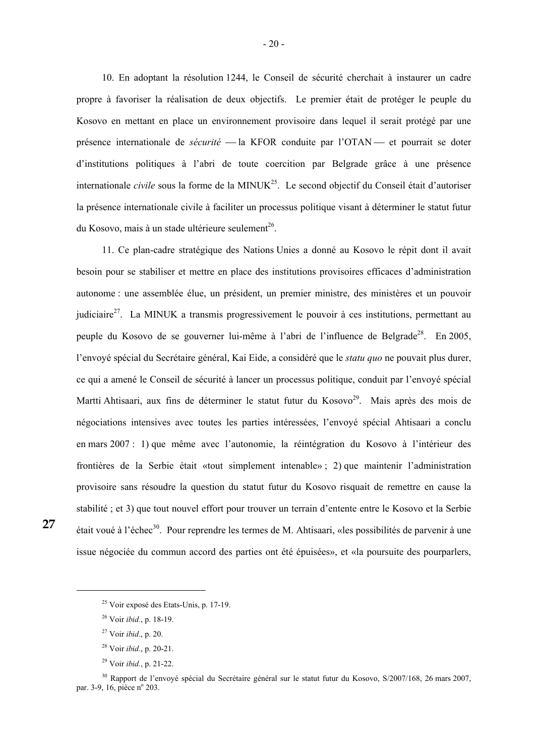10. En adoptant la résolution 1244, le Conseil de sécurité cherchait à instaurer un cadre propre à favoriser la réalisation de deux objectifs. Le premier était de protéger le peuple du Kosovo en mettant en place un environnement provisoire dans lequel il serait protégé par une présence internationale de *sécurité* — la KFOR conduite par l'OTAN — et pourrait se doter d'institutions politiques à l'abri de toute coercition par Belgrade grâce à une présence internationale *civile* sous la forme de la MINUK[25]. Le second objectif du Conseil était d'autoriser la présence internationale civile à faciliter un processus politique visant à déterminer le statut futur du Kosovo, mais à un stade ultérieure seulement[26].

11. Ce plan-cadre stratégique des Nations Unies a donné au Kosovo le répit dont il avait besoin pour se stabiliser et mettre en place des institutions provisoires efficaces d'administration autonome : une assemblée élue, un président, un premier ministre, des ministères et un pouvoir judiciaire[27]. La MINUK a transmis progressivement le pouvoir à ces institutions, permettant au peuple du Kosovo de se gouverner lui-même à l'abri de l'influence de Belgrade[28]. En 2005, l'envoyé spécial du Secrétaire général, Kai Eide, a considéré que le *statu quo* ne pouvait plus durer, ce qui a amené le Conseil de sécurité à lancer un processus politique, conduit par l'envoyé spécial Martti Ahtisaari, aux fins de déterminer le statut futur du Kosovo[29]. Mais après des mois de négociations intensives avec toutes les parties intéressées, l'envoyé spécial Ahtisaari a conclu en mars 2007 : 1) que même avec l'autonomie, la réintégration du Kosovo à l'intérieur des frontières de la Serbie était «tout simplement intenable» ; 2) que maintenir l'administration provisoire sans résoudre la question du statut futur du Kosovo risquait de remettre en cause la stabilité ; et 3) que tout nouvel effort pour trouver un terrain d'entente entre le Kosovo et la Serbie était voué à l'échec[30]. Pour reprendre les termes de M. Ahtisaari, «les possibilités de parvenir à une issue négociée du commun accord des parties ont été épuisées», et «la poursuite des pourparlers,

27

---

[25] Voir exposé des Etats-Unis, p. 17-19.

[26] Voir *ibid.*, p. 18-19.

[27] Voir *ibid.*, p. 20.

[28] Voir *ibid.*, p. 20-21.

[29] Voir *ibid.*, p. 21-22.

[30] Rapport de l'envoyé spécial du Secrétaire général sur le statut futur du Kosovo, S/2007/168, 26 mars 2007, par. 3-9, 16, pièce n° 203.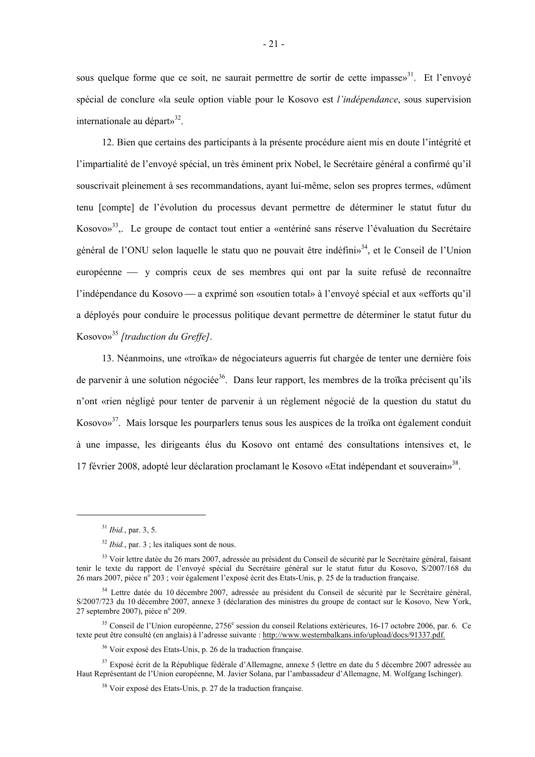sous quelque forme que ce soit, ne saurait permettre de sortir de cette impasse»[31]. Et l'envoyé spécial de conclure «la seule option viable pour le Kosovo est *l'indépendance*, sous supervision internationale au départ»[32].

12. Bien que certains des participants à la présente procédure aient mis en doute l'intégrité et l'impartialité de l'envoyé spécial, un très éminent prix Nobel, le Secrétaire général a confirmé qu'il souscrivait pleinement à ses recommandations, ayant lui-même, selon ses propres termes, «dûment tenu [compte] de l'évolution du processus devant permettre de déterminer le statut futur du Kosovo»[33],. Le groupe de contact tout entier a «entériné sans réserve l'évaluation du Secrétaire général de l'ONU selon laquelle le statu quo ne pouvait être indéfini»[34], et le Conseil de l'Union européenne — y compris ceux de ses membres qui ont par la suite refusé de reconnaître l'indépendance du Kosovo — a exprimé son «soutien total» à l'envoyé spécial et aux «efforts qu'il a déployés pour conduire le processus politique devant permettre de déterminer le statut futur du Kosovo»[35] *[traduction du Greffe]*.

13. Néanmoins, une «troïka» de négociateurs aguerris fut chargée de tenter une dernière fois de parvenir à une solution négociée[36]. Dans leur rapport, les membres de la troïka précisent qu'ils n'ont «rien négligé pour tenter de parvenir à un règlement négocié de la question du statut du Kosovo»[37]. Mais lorsque les pourparlers tenus sous les auspices de la troïka ont également conduit à une impasse, les dirigeants élus du Kosovo ont entamé des consultations intensives et, le 17 février 2008, adopté leur déclaration proclamant le Kosovo «Etat indépendant et souverain»[38].

---

[31] *Ibid.*, par. 3, 5.

[32] *Ibid.*, par. 3 ; les italiques sont de nous.

[33] Voir lettre datée du 26 mars 2007, adressée au président du Conseil de sécurité par le Secrétaire général, faisant tenir le texte du rapport de l'envoyé spécial du Secrétaire général sur le statut futur du Kosovo, S/2007/168 du 26 mars 2007, pièce n° 203 ; voir également l'exposé écrit des Etats-Unis, p. 25 de la traduction française.

[34] Lettre datée du 10 décembre 2007, adressée au président du Conseil de sécurité par le Secrétaire général, S/2007/723 du 10 décembre 2007, annexe 3 (déclaration des ministres du groupe de contact sur le Kosovo, New York, 27 septembre 2007), pièce n° 209.

[35] Conseil de l'Union européenne, 2756e session du conseil Relations extérieures, 16-17 octobre 2006, par. 6. Ce texte peut être consulté (en anglais) à l'adresse suivante : http://www.westernbalkans.info/upload/docs/91337.pdf.

[36] Voir exposé des Etats-Unis, p. 26 de la traduction française.

[37] Exposé écrit de la République fédérale d'Allemagne, annexe 5 (lettre en date du 5 décembre 2007 adressée au Haut Représentant de l'Union européenne, M. Javier Solana, par l'ambassadeur d'Allemagne, M. Wolfgang Ischinger).

[38] Voir exposé des Etats-Unis, p. 27 de la traduction française.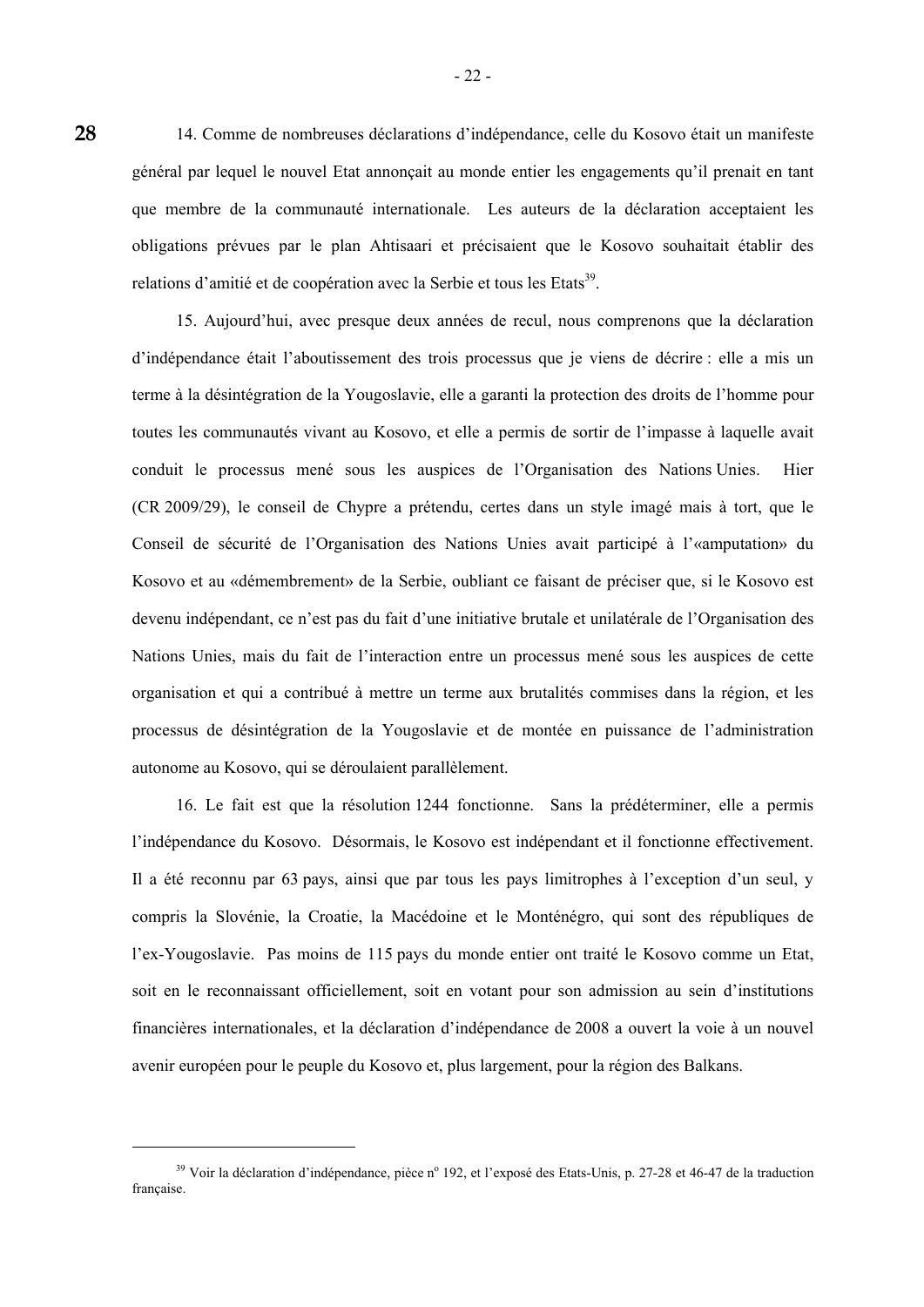14. Comme de nombreuses déclarations d'indépendance, celle du Kosovo était un manifeste général par lequel le nouvel Etat annonçait au monde entier les engagements qu'il prenait en tant que membre de la communauté internationale. Les auteurs de la déclaration acceptaient les obligations prévues par le plan Ahtisaari et précisaient que le Kosovo souhaitait établir des relations d'amitié et de coopération avec la Serbie et tous les Etats[39].

15. Aujourd'hui, avec presque deux années de recul, nous comprenons que la déclaration d'indépendance était l'aboutissement des trois processus que je viens de décrire : elle a mis un terme à la désintégration de la Yougoslavie, elle a garanti la protection des droits de l'homme pour toutes les communautés vivant au Kosovo, et elle a permis de sortir de l'impasse à laquelle avait conduit le processus mené sous les auspices de l'Organisation des Nations Unies. Hier (CR 2009/29), le conseil de Chypre a prétendu, certes dans un style imagé mais à tort, que le Conseil de sécurité de l'Organisation des Nations Unies avait participé à l'«amputation» du Kosovo et au «démembrement» de la Serbie, oubliant ce faisant de préciser que, si le Kosovo est devenu indépendant, ce n'est pas du fait d'une initiative brutale et unilatérale de l'Organisation des Nations Unies, mais du fait de l'interaction entre un processus mené sous les auspices de cette organisation et qui a contribué à mettre un terme aux brutalités commises dans la région, et les processus de désintégration de la Yougoslavie et de montée en puissance de l'administration autonome au Kosovo, qui se déroulaient parallèlement.

16. Le fait est que la résolution 1244 fonctionne. Sans la prédéterminer, elle a permis l'indépendance du Kosovo. Désormais, le Kosovo est indépendant et il fonctionne effectivement. Il a été reconnu par 63 pays, ainsi que par tous les pays limitrophes à l'exception d'un seul, y compris la Slovénie, la Croatie, la Macédoine et le Monténégro, qui sont des républiques de l'ex-Yougoslavie. Pas moins de 115 pays du monde entier ont traité le Kosovo comme un Etat, soit en le reconnaissant officiellement, soit en votant pour son admission au sein d'institutions financières internationales, et la déclaration d'indépendance de 2008 a ouvert la voie à un nouvel avenir européen pour le peuple du Kosovo et, plus largement, pour la région des Balkans.

---

[39] Voir la déclaration d'indépendance, pièce nº 192, et l'exposé des Etats-Unis, p. 27-28 et 46-47 de la traduction française.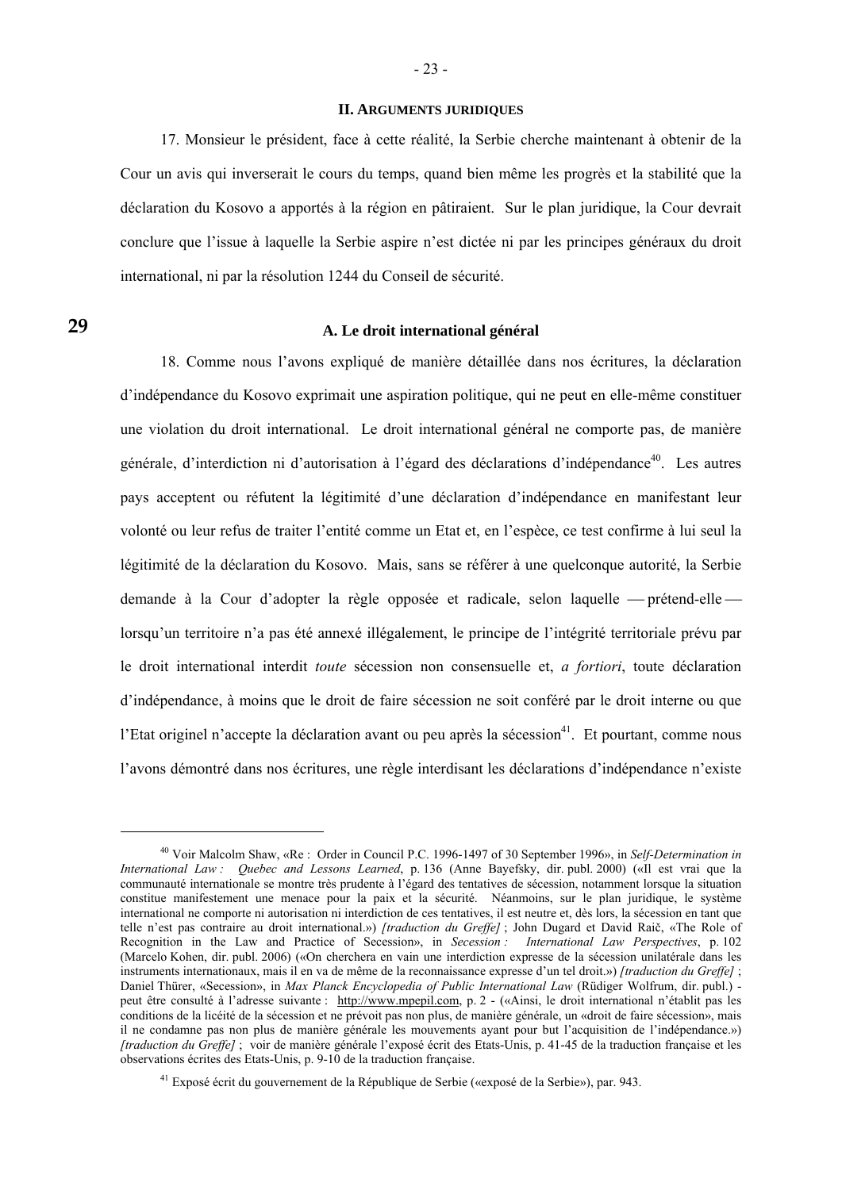## II. ARGUMENTS JURIDIQUES

17. Monsieur le président, face à cette réalité, la Serbie cherche maintenant à obtenir de la Cour un avis qui inverserait le cours du temps, quand bien même les progrès et la stabilité que la déclaration du Kosovo a apportés à la région en pâtiraient. Sur le plan juridique, la Cour devrait conclure que l'issue à laquelle la Serbie aspire n'est dictée ni par les principes généraux du droit international, ni par la résolution 1244 du Conseil de sécurité.

29

### A. Le droit international général

18. Comme nous l'avons expliqué de manière détaillée dans nos écritures, la déclaration d'indépendance du Kosovo exprimait une aspiration politique, qui ne peut en elle-même constituer une violation du droit international. Le droit international général ne comporte pas, de manière générale, d'interdiction ni d'autorisation à l'égard des déclarations d'indépendance[40]. Les autres pays acceptent ou réfutent la légitimité d'une déclaration d'indépendance en manifestant leur volonté ou leur refus de traiter l'entité comme un Etat et, en l'espèce, ce test confirme à lui seul la légitimité de la déclaration du Kosovo. Mais, sans se référer à une quelconque autorité, la Serbie demande à la Cour d'adopter la règle opposée et radicale, selon laquelle — prétend-elle — lorsqu'un territoire n'a pas été annexé illégalement, le principe de l'intégrité territoriale prévu par le droit international interdit *toute* sécession non consensuelle et, *a fortiori*, toute déclaration d'indépendance, à moins que le droit de faire sécession ne soit conféré par le droit interne ou que l'Etat originel n'accepte la déclaration avant ou peu après la sécession[41]. Et pourtant, comme nous l'avons démontré dans nos écritures, une règle interdisant les déclarations d'indépendance n'existe

---

[40] Voir Malcolm Shaw, «Re : Order in Council P.C. 1996-1497 of 30 September 1996», in *Self-Determination in International Law : Quebec and Lessons Learned*, p. 136 (Anne Bayefsky, dir. publ. 2000) («Il est vrai que la communauté internationale se montre très prudente à l'égard des tentatives de sécession, notamment lorsque la situation constitue manifestement une menace pour la paix et la sécurité. Néanmoins, sur le plan juridique, le système international ne comporte ni autorisation ni interdiction de ces tentatives, il est neutre et, dès lors, la sécession en tant que telle n'est pas contraire au droit international.») *[traduction du Greffe]* ; John Dugard et David Raič, «The Role of Recognition in the Law and Practice of Secession», in *Secession : International Law Perspectives*, p. 102 (Marcelo Kohen, dir. publ. 2006) («On cherchera en vain une interdiction expresse de la sécession unilatérale dans les instruments internationaux, mais il en va de même de la reconnaissance expresse d'un tel droit.») *[traduction du Greffe]* ; Daniel Thürer, «Secession», in *Max Planck Encyclopedia of Public International Law* (Rüdiger Wolfrum, dir. publ.) - peut être consulté à l'adresse suivante : http://www.mpepil.com, p. 2 - («Ainsi, le droit international n'établit pas les conditions de la licéité de la sécession et ne prévoit pas non plus, de manière générale, un «droit de faire sécession», mais il ne condamne pas non plus de manière générale les mouvements ayant pour but l'acquisition de l'indépendance.») *[traduction du Greffe]* ; voir de manière générale l'exposé écrit des Etats-Unis, p. 41-45 de la traduction française et les observations écrites des Etats-Unis, p. 9-10 de la traduction française.

[41] Exposé écrit du gouvernement de la République de Serbie («exposé de la Serbie»), par. 943.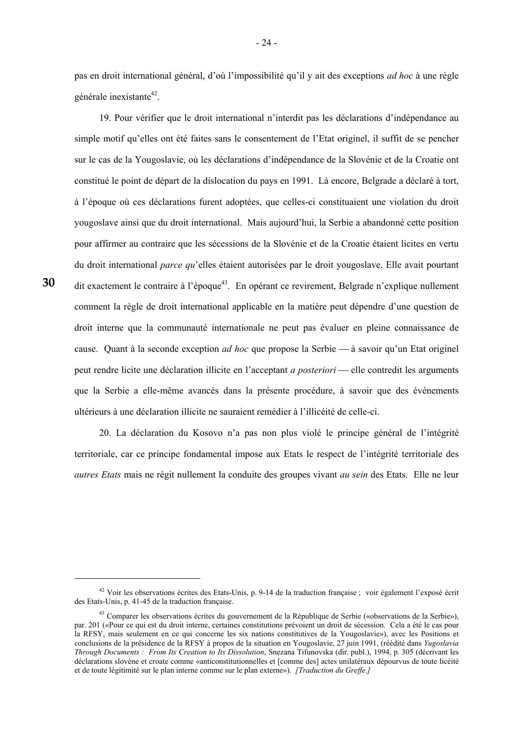pas en droit international général, d'où l'impossibilité qu'il y ait des exceptions *ad hoc* à une règle générale inexistante[42].

19. Pour vérifier que le droit international n'interdit pas les déclarations d'indépendance au simple motif qu'elles ont été faites sans le consentement de l'Etat originel, il suffit de se pencher sur le cas de la Yougoslavie, où les déclarations d'indépendance de la Slovénie et de la Croatie ont constitué le point de départ de la dislocation du pays en 1991. Là encore, Belgrade a déclaré à tort, à l'époque où ces déclarations furent adoptées, que celles-ci constituaient une violation du droit yougoslave ainsi que du droit international. Mais aujourd'hui, la Serbie a abandonné cette position pour affirmer au contraire que les sécessions de la Slovénie et de la Croatie étaient licites en vertu du droit international *parce qu*'elles étaient autorisées par le droit yougoslave. Elle avait pourtant dit exactement le contraire à l'époque[43]. En opérant ce revirement, Belgrade n'explique nullement comment la règle de droit international applicable en la matière peut dépendre d'une question de droit interne que la communauté internationale ne peut pas évaluer en pleine connaissance de cause. Quant à la seconde exception *ad hoc* que propose la Serbie — à savoir qu'un Etat originel peut rendre licite une déclaration illicite en l'acceptant *a posteriori* — elle contredit les arguments que la Serbie a elle-même avancés dans la présente procédure, à savoir que des événements ultérieurs à une déclaration illicite ne sauraient remédier à l'illicéité de celle-ci.

20. La déclaration du Kosovo n'a pas non plus violé le principe général de l'intégrité territoriale, car ce principe fondamental impose aux Etats le respect de l'intégrité territoriale des *autres Etats* mais ne régit nullement la conduite des groupes vivant *au sein* des Etats. Elle ne leur

---

[42] Voir les observations écrites des Etats-Unis, p. 9-14 de la traduction française ; voir également l'exposé écrit des Etats-Unis, p. 41-45 de la traduction française.

[43] Comparer les observations écrites du gouvernement de la République de Serbie («observations de la Serbie»), par. 201 («Pour ce qui est du droit interne, certaines constitutions prévoient un droit de sécession. Cela a été le cas pour la RFSY, mais seulement en ce qui concerne les six nations constitutives de la Yougoslavie»), avec les Positions et conclusions de la présidence de la RFSY à propos de la situation en Yougoslavie, 27 juin 1991, (réédité dans *Yugoslavia Through Documents : From Its Creation to Its Dissolution*, Snezana Tifunovska (dir. publ.), 1994, p. 305 (décrivant les déclarations slovène et croate comme «anticonstitutionnelles et [comme des] actes unilatéraux dépourvus de toute licéité et de toute légitimité sur le plan interne comme sur le plan externe»). *[Traduction du Greffe.]*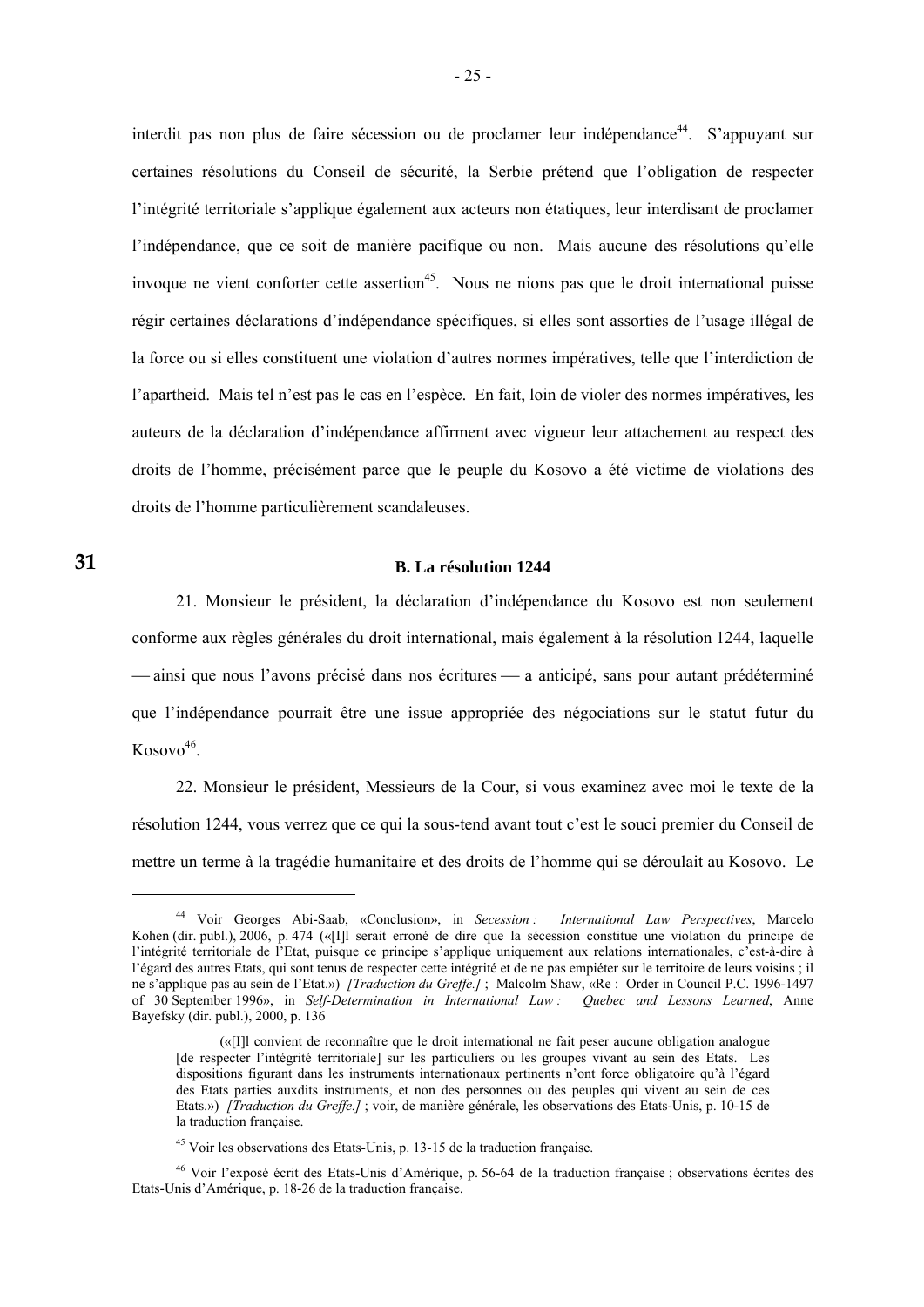interdit pas non plus de faire sécession ou de proclamer leur indépendance[44]. S'appuyant sur certaines résolutions du Conseil de sécurité, la Serbie prétend que l'obligation de respecter l'intégrité territoriale s'applique également aux acteurs non étatiques, leur interdisant de proclamer l'indépendance, que ce soit de manière pacifique ou non. Mais aucune des résolutions qu'elle invoque ne vient conforter cette assertion[45]. Nous ne nions pas que le droit international puisse régir certaines déclarations d'indépendance spécifiques, si elles sont assorties de l'usage illégal de la force ou si elles constituent une violation d'autres normes impératives, telle que l'interdiction de l'apartheid. Mais tel n'est pas le cas en l'espèce. En fait, loin de violer des normes impératives, les auteurs de la déclaration d'indépendance affirment avec vigueur leur attachement au respect des droits de l'homme, précisément parce que le peuple du Kosovo a été victime de violations des droits de l'homme particulièrement scandaleuses.

31

**B. La résolution 1244**

21. Monsieur le président, la déclaration d'indépendance du Kosovo est non seulement conforme aux règles générales du droit international, mais également à la résolution 1244, laquelle — ainsi que nous l'avons précisé dans nos écritures — a anticipé, sans pour autant prédéterminé que l'indépendance pourrait être une issue appropriée des négociations sur le statut futur du Kosovo[46].

22. Monsieur le président, Messieurs de la Cour, si vous examinez avec moi le texte de la résolution 1244, vous verrez que ce qui la sous-tend avant tout c'est le souci premier du Conseil de mettre un terme à la tragédie humanitaire et des droits de l'homme qui se déroulait au Kosovo. Le

---

[44] Voir Georges Abi-Saab, «Conclusion», in *Secession : International Law Perspectives*, Marcelo Kohen (dir. publ.), 2006, p. 474 («[I]l serait erroné de dire que la sécession constitue une violation du principe de l'intégrité territoriale de l'Etat, puisque ce principe s'applique uniquement aux relations internationales, c'est-à-dire à l'égard des autres Etats, qui sont tenus de respecter cette intégrité et de ne pas empiéter sur le territoire de leurs voisins ; il ne s'applique pas au sein de l'Etat.») *[Traduction du Greffe.]* ; Malcolm Shaw, «Re : Order in Council P.C. 1996-1497 of 30 September 1996», in *Self-Determination in International Law : Quebec and Lessons Learned*, Anne Bayefsky (dir. publ.), 2000, p. 136

> («[I]l convient de reconnaître que le droit international ne fait peser aucune obligation analogue [de respecter l'intégrité territoriale] sur les particuliers ou les groupes vivant au sein des Etats. Les dispositions figurant dans les instruments internationaux pertinents n'ont force obligatoire qu'à l'égard des Etats parties auxdits instruments, et non des personnes ou des peuples qui vivent au sein de ces Etats.») *[Traduction du Greffe.]* ; voir, de manière générale, les observations des Etats-Unis, p. 10-15 de la traduction française.

[45] Voir les observations des Etats-Unis, p. 13-15 de la traduction française.

[46] Voir l'exposé écrit des Etats-Unis d'Amérique, p. 56-64 de la traduction française ; observations écrites des Etats-Unis d'Amérique, p. 18-26 de la traduction française.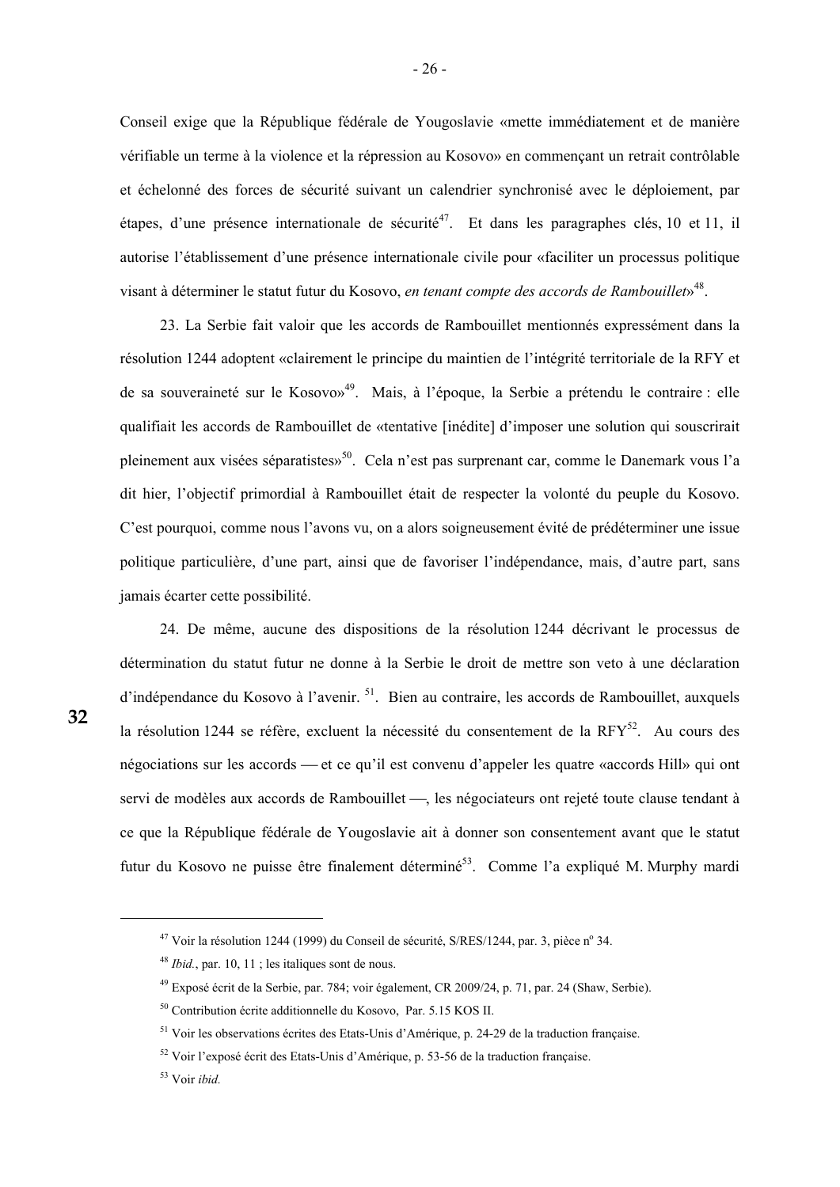Conseil exige que la République fédérale de Yougoslavie «mette immédiatement et de manière vérifiable un terme à la violence et la répression au Kosovo» en commençant un retrait contrôlable et échelonné des forces de sécurité suivant un calendrier synchronisé avec le déploiement, par étapes, d'une présence internationale de sécurité[47]. Et dans les paragraphes clés, 10 et 11, il autorise l'établissement d'une présence internationale civile pour «faciliter un processus politique visant à déterminer le statut futur du Kosovo, *en tenant compte des accords de Rambouillet*»[48].

23. La Serbie fait valoir que les accords de Rambouillet mentionnés expressément dans la résolution 1244 adoptent «clairement le principe du maintien de l'intégrité territoriale de la RFY et de sa souveraineté sur le Kosovo»[49]. Mais, à l'époque, la Serbie a prétendu le contraire : elle qualifiait les accords de Rambouillet de «tentative [inédite] d'imposer une solution qui souscrirait pleinement aux visées séparatistes»[50]. Cela n'est pas surprenant car, comme le Danemark vous l'a dit hier, l'objectif primordial à Rambouillet était de respecter la volonté du peuple du Kosovo. C'est pourquoi, comme nous l'avons vu, on a alors soigneusement évité de prédéterminer une issue politique particulière, d'une part, ainsi que de favoriser l'indépendance, mais, d'autre part, sans jamais écarter cette possibilité.

24. De même, aucune des dispositions de la résolution 1244 décrivant le processus de détermination du statut futur ne donne à la Serbie le droit de mettre son veto à une déclaration d'indépendance du Kosovo à l'avenir. [51]. Bien au contraire, les accords de Rambouillet, auxquels la résolution 1244 se réfère, excluent la nécessité du consentement de la RFY[52]. Au cours des négociations sur les accords — et ce qu'il est convenu d'appeler les quatre «accords Hill» qui ont servi de modèles aux accords de Rambouillet —, les négociateurs ont rejeté toute clause tendant à ce que la République fédérale de Yougoslavie ait à donner son consentement avant que le statut futur du Kosovo ne puisse être finalement déterminé[53]. Comme l'a expliqué M. Murphy mardi

---

[47] Voir la résolution 1244 (1999) du Conseil de sécurité, S/RES/1244, par. 3, pièce n° 34.

[48] *Ibid.*, par. 10, 11 ; les italiques sont de nous.

[49] Exposé écrit de la Serbie, par. 784; voir également, CR 2009/24, p. 71, par. 24 (Shaw, Serbie).

[50] Contribution écrite additionnelle du Kosovo, Par. 5.15 KOS II.

[51] Voir les observations écrites des Etats-Unis d'Amérique, p. 24-29 de la traduction française.

[52] Voir l'exposé écrit des Etats-Unis d'Amérique, p. 53-56 de la traduction française.

[53] Voir *ibid.*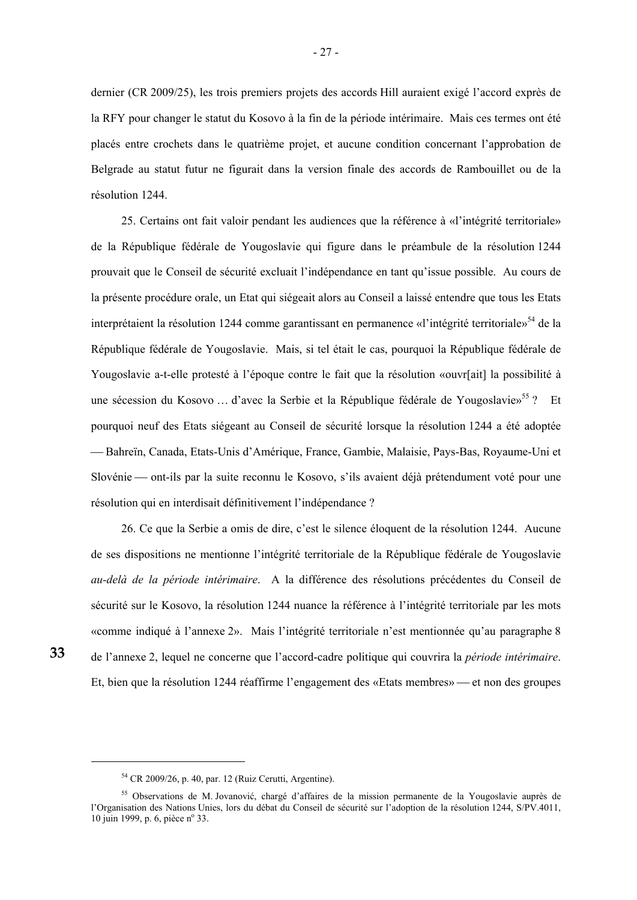dernier (CR 2009/25), les trois premiers projets des accords Hill auraient exigé l'accord exprès de la RFY pour changer le statut du Kosovo à la fin de la période intérimaire. Mais ces termes ont été placés entre crochets dans le quatrième projet, et aucune condition concernant l'approbation de Belgrade au statut futur ne figurait dans la version finale des accords de Rambouillet ou de la résolution 1244.

25. Certains ont fait valoir pendant les audiences que la référence à «l'intégrité territoriale» de la République fédérale de Yougoslavie qui figure dans le préambule de la résolution 1244 prouvait que le Conseil de sécurité excluait l'indépendance en tant qu'issue possible. Au cours de la présente procédure orale, un Etat qui siégeait alors au Conseil a laissé entendre que tous les Etats interprétaient la résolution 1244 comme garantissant en permanence «l'intégrité territoriale»[54] de la République fédérale de Yougoslavie. Mais, si tel était le cas, pourquoi la République fédérale de Yougoslavie a-t-elle protesté à l'époque contre le fait que la résolution «ouvr[ait] la possibilité à une sécession du Kosovo … d'avec la Serbie et la République fédérale de Yougoslavie»[55] ? Et pourquoi neuf des Etats siégeant au Conseil de sécurité lorsque la résolution 1244 a été adoptée — Bahreïn, Canada, Etats-Unis d'Amérique, France, Gambie, Malaisie, Pays-Bas, Royaume-Uni et Slovénie — ont-ils par la suite reconnu le Kosovo, s'ils avaient déjà prétendument voté pour une résolution qui en interdisait définitivement l'indépendance ?

26. Ce que la Serbie a omis de dire, c'est le silence éloquent de la résolution 1244. Aucune de ses dispositions ne mentionne l'intégrité territoriale de la République fédérale de Yougoslavie *au-delà de la période intérimaire*. A la différence des résolutions précédentes du Conseil de sécurité sur le Kosovo, la résolution 1244 nuance la référence à l'intégrité territoriale par les mots «comme indiqué à l'annexe 2». Mais l'intégrité territoriale n'est mentionnée qu'au paragraphe 8 de l'annexe 2, lequel ne concerne que l'accord-cadre politique qui couvrira la *période intérimaire*. Et, bien que la résolution 1244 réaffirme l'engagement des «Etats membres» — et non des groupes

33

---

[54] CR 2009/26, p. 40, par. 12 (Ruiz Cerutti, Argentine).

[55] Observations de M. Jovanović, chargé d'affaires de la mission permanente de la Yougoslavie auprès de l'Organisation des Nations Unies, lors du débat du Conseil de sécurité sur l'adoption de la résolution 1244, S/PV.4011, 10 juin 1999, p. 6, pièce nº 33.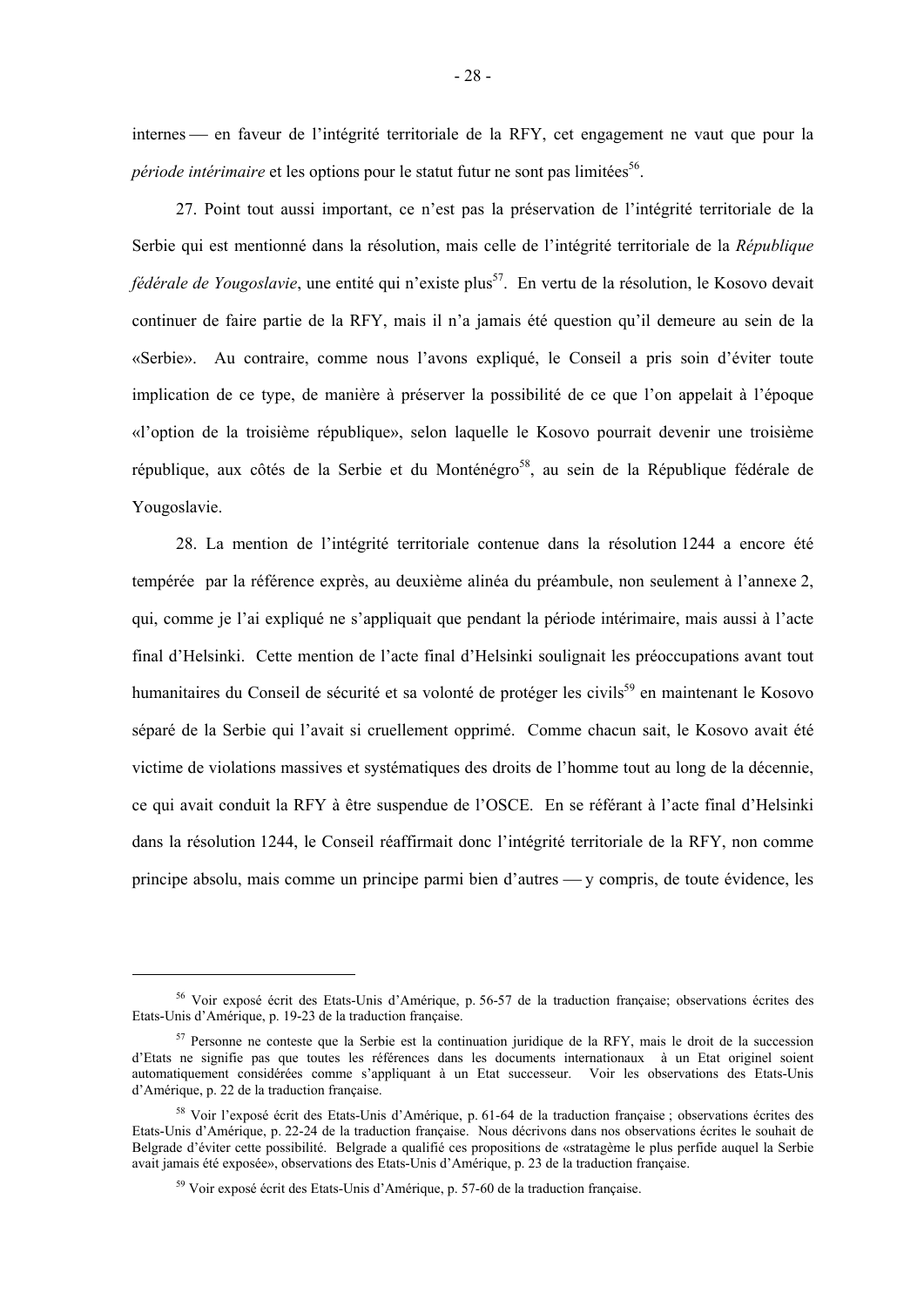internes — en faveur de l'intégrité territoriale de la RFY, cet engagement ne vaut que pour la *période intérimaire* et les options pour le statut futur ne sont pas limitées[56].

27. Point tout aussi important, ce n'est pas la préservation de l'intégrité territoriale de la Serbie qui est mentionné dans la résolution, mais celle de l'intégrité territoriale de la *République fédérale de Yougoslavie*, une entité qui n'existe plus[57]. En vertu de la résolution, le Kosovo devait continuer de faire partie de la RFY, mais il n'a jamais été question qu'il demeure au sein de la «Serbie». Au contraire, comme nous l'avons expliqué, le Conseil a pris soin d'éviter toute implication de ce type, de manière à préserver la possibilité de ce que l'on appelait à l'époque «l'option de la troisième république», selon laquelle le Kosovo pourrait devenir une troisième république, aux côtés de la Serbie et du Monténégro[58], au sein de la République fédérale de Yougoslavie.

28. La mention de l'intégrité territoriale contenue dans la résolution 1244 a encore été tempérée par la référence exprès, au deuxième alinéa du préambule, non seulement à l'annexe 2, qui, comme je l'ai expliqué ne s'appliquait que pendant la période intérimaire, mais aussi à l'acte final d'Helsinki. Cette mention de l'acte final d'Helsinki soulignait les préoccupations avant tout humanitaires du Conseil de sécurité et sa volonté de protéger les civils[59] en maintenant le Kosovo séparé de la Serbie qui l'avait si cruellement opprimé. Comme chacun sait, le Kosovo avait été victime de violations massives et systématiques des droits de l'homme tout au long de la décennie, ce qui avait conduit la RFY à être suspendue de l'OSCE. En se référant à l'acte final d'Helsinki dans la résolution 1244, le Conseil réaffirmait donc l'intégrité territoriale de la RFY, non comme principe absolu, mais comme un principe parmi bien d'autres — y compris, de toute évidence, les

---

[56] Voir exposé écrit des Etats-Unis d'Amérique, p. 56-57 de la traduction française; observations écrites des Etats-Unis d'Amérique, p. 19-23 de la traduction française.

[57] Personne ne conteste que la Serbie est la continuation juridique de la RFY, mais le droit de la succession d'Etats ne signifie pas que toutes les références dans les documents internationaux à un Etat originel soient automatiquement considérées comme s'appliquant à un Etat successeur. Voir les observations des Etats-Unis d'Amérique, p. 22 de la traduction française.

[58] Voir l'exposé écrit des Etats-Unis d'Amérique, p. 61-64 de la traduction française ; observations écrites des Etats-Unis d'Amérique, p. 22-24 de la traduction française. Nous décrivons dans nos observations écrites le souhait de Belgrade d'éviter cette possibilité. Belgrade a qualifié ces propositions de «stratagème le plus perfide auquel la Serbie avait jamais été exposée», observations des Etats-Unis d'Amérique, p. 23 de la traduction française.

[59] Voir exposé écrit des Etats-Unis d'Amérique, p. 57-60 de la traduction française.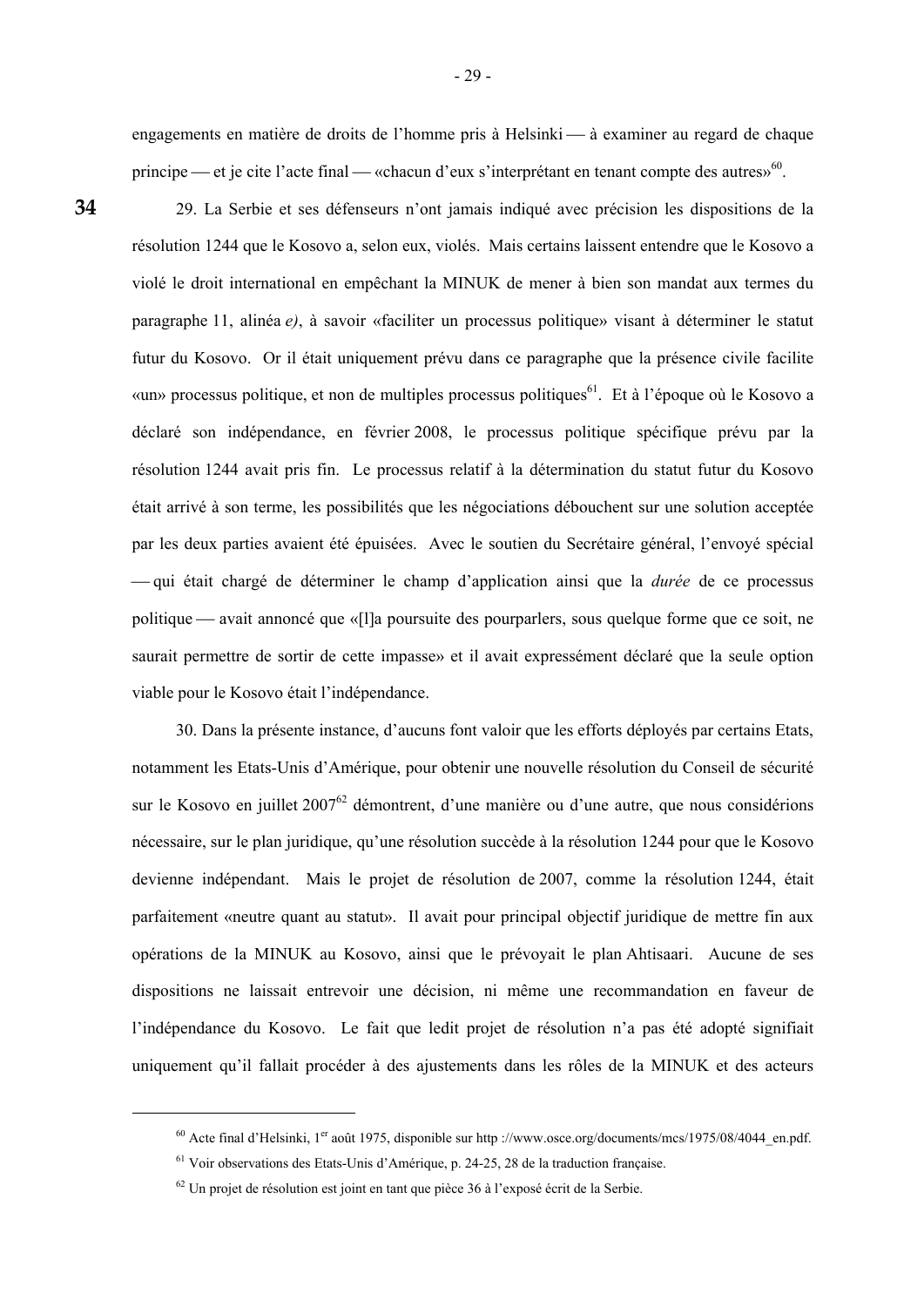engagements en matière de droits de l'homme pris à Helsinki — à examiner au regard de chaque principe — et je cite l'acte final — «chacun d'eux s'interprétant en tenant compte des autres»[60].

**34** 29. La Serbie et ses défenseurs n'ont jamais indiqué avec précision les dispositions de la résolution 1244 que le Kosovo a, selon eux, violés. Mais certains laissent entendre que le Kosovo a violé le droit international en empêchant la MINUK de mener à bien son mandat aux termes du paragraphe 11, alinéa *e)*, à savoir «faciliter un processus politique» visant à déterminer le statut futur du Kosovo. Or il était uniquement prévu dans ce paragraphe que la présence civile facilite «un» processus politique, et non de multiples processus politiques[61]. Et à l'époque où le Kosovo a déclaré son indépendance, en février 2008, le processus politique spécifique prévu par la résolution 1244 avait pris fin. Le processus relatif à la détermination du statut futur du Kosovo était arrivé à son terme, les possibilités que les négociations débouchent sur une solution acceptée par les deux parties avaient été épuisées. Avec le soutien du Secrétaire général, l'envoyé spécial — qui était chargé de déterminer le champ d'application ainsi que la *durée* de ce processus politique — avait annoncé que «[l]a poursuite des pourparlers, sous quelque forme que ce soit, ne saurait permettre de sortir de cette impasse» et il avait expressément déclaré que la seule option viable pour le Kosovo était l'indépendance.

30. Dans la présente instance, d'aucuns font valoir que les efforts déployés par certains Etats, notamment les Etats-Unis d'Amérique, pour obtenir une nouvelle résolution du Conseil de sécurité sur le Kosovo en juillet 2007[62] démontrent, d'une manière ou d'une autre, que nous considérions nécessaire, sur le plan juridique, qu'une résolution succède à la résolution 1244 pour que le Kosovo devienne indépendant. Mais le projet de résolution de 2007, comme la résolution 1244, était parfaitement «neutre quant au statut». Il avait pour principal objectif juridique de mettre fin aux opérations de la MINUK au Kosovo, ainsi que le prévoyait le plan Ahtisaari. Aucune de ses dispositions ne laissait entrevoir une décision, ni même une recommandation en faveur de l'indépendance du Kosovo. Le fait que ledit projet de résolution n'a pas été adopté signifiait uniquement qu'il fallait procéder à des ajustements dans les rôles de la MINUK et des acteurs

---

[60] Acte final d'Helsinki, 1er août 1975, disponible sur http ://www.osce.org/documents/mcs/1975/08/4044_en.pdf.

[61] Voir observations des Etats-Unis d'Amérique, p. 24-25, 28 de la traduction française.

[62] Un projet de résolution est joint en tant que pièce 36 à l'exposé écrit de la Serbie.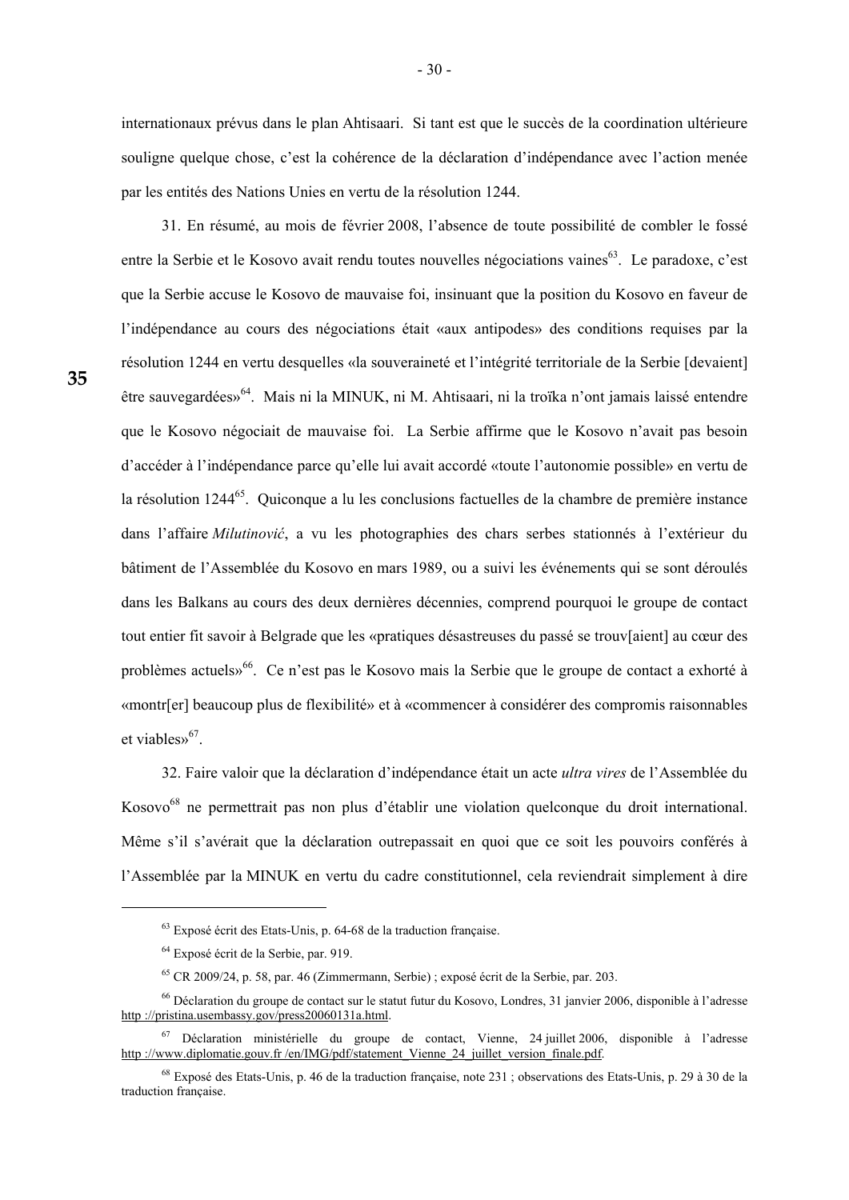internationaux prévus dans le plan Ahtisaari. Si tant est que le succès de la coordination ultérieure souligne quelque chose, c'est la cohérence de la déclaration d'indépendance avec l'action menée par les entités des Nations Unies en vertu de la résolution 1244.

31. En résumé, au mois de février 2008, l'absence de toute possibilité de combler le fossé entre la Serbie et le Kosovo avait rendu toutes nouvelles négociations vaines[63]. Le paradoxe, c'est que la Serbie accuse le Kosovo de mauvaise foi, insinuant que la position du Kosovo en faveur de l'indépendance au cours des négociations était «aux antipodes» des conditions requises par la résolution 1244 en vertu desquelles «la souveraineté et l'intégrité territoriale de la Serbie [devaient] être sauvegardées»[64]. Mais ni la MINUK, ni M. Ahtisaari, ni la troïka n'ont jamais laissé entendre que le Kosovo négociait de mauvaise foi. La Serbie affirme que le Kosovo n'avait pas besoin d'accéder à l'indépendance parce qu'elle lui avait accordé «toute l'autonomie possible» en vertu de la résolution 1244[65]. Quiconque a lu les conclusions factuelles de la chambre de première instance dans l'affaire *Milutinović*, a vu les photographies des chars serbes stationnés à l'extérieur du bâtiment de l'Assemblée du Kosovo en mars 1989, ou a suivi les événements qui se sont déroulés dans les Balkans au cours des deux dernières décennies, comprend pourquoi le groupe de contact tout entier fit savoir à Belgrade que les «pratiques désastreuses du passé se trouv[aient] au cœur des problèmes actuels»[66]. Ce n'est pas le Kosovo mais la Serbie que le groupe de contact a exhorté à «montr[er] beaucoup plus de flexibilité» et à «commencer à considérer des compromis raisonnables et viables»[67].

32. Faire valoir que la déclaration d'indépendance était un acte *ultra vires* de l'Assemblée du Kosovo[68] ne permettrait pas non plus d'établir une violation quelconque du droit international. Même s'il s'avérait que la déclaration outrepassait en quoi que ce soit les pouvoirs conférés à l'Assemblée par la MINUK en vertu du cadre constitutionnel, cela reviendrait simplement à dire

---

[63] Exposé écrit des Etats-Unis, p. 64-68 de la traduction française.

[64] Exposé écrit de la Serbie, par. 919.

[65] CR 2009/24, p. 58, par. 46 (Zimmermann, Serbie) ; exposé écrit de la Serbie, par. 203.

[66] Déclaration du groupe de contact sur le statut futur du Kosovo, Londres, 31 janvier 2006, disponible à l'adresse http ://pristina.usembassy.gov/press20060131a.html.

[67] Déclaration ministérielle du groupe de contact, Vienne, 24 juillet 2006, disponible à l'adresse http ://www.diplomatie.gouv.fr /en/IMG/pdf/statement_Vienne_24_juillet_version_finale.pdf.

[68] Exposé des Etats-Unis, p. 46 de la traduction française, note 231 ; observations des Etats-Unis, p. 29 à 30 de la traduction française.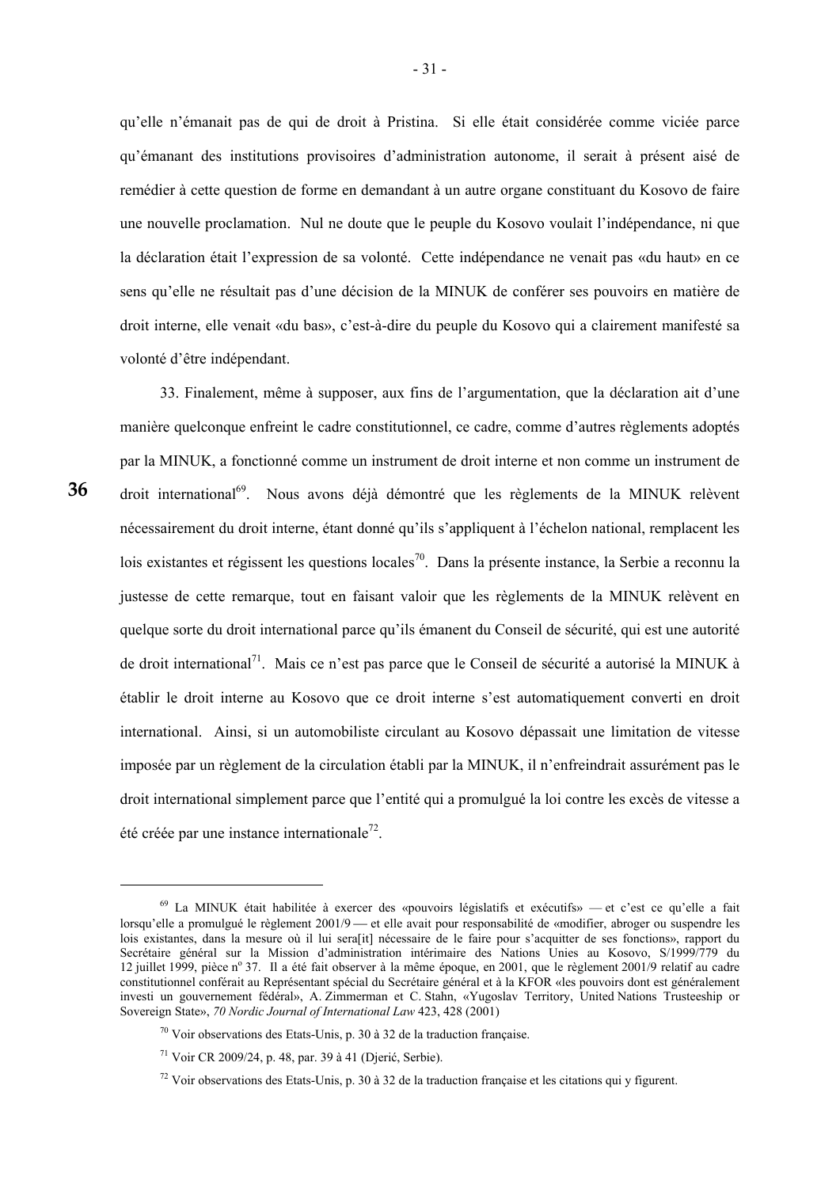qu'elle n'émanait pas de qui de droit à Pristina. Si elle était considérée comme viciée parce qu'émanant des institutions provisoires d'administration autonome, il serait à présent aisé de remédier à cette question de forme en demandant à un autre organe constituant du Kosovo de faire une nouvelle proclamation. Nul ne doute que le peuple du Kosovo voulait l'indépendance, ni que la déclaration était l'expression de sa volonté. Cette indépendance ne venait pas «du haut» en ce sens qu'elle ne résultait pas d'une décision de la MINUK de conférer ses pouvoirs en matière de droit interne, elle venait «du bas», c'est-à-dire du peuple du Kosovo qui a clairement manifesté sa volonté d'être indépendant.

33. Finalement, même à supposer, aux fins de l'argumentation, que la déclaration ait d'une manière quelconque enfreint le cadre constitutionnel, ce cadre, comme d'autres règlements adoptés par la MINUK, a fonctionné comme un instrument de droit interne et non comme un instrument de droit international[69]. Nous avons déjà démontré que les règlements de la MINUK relèvent nécessairement du droit interne, étant donné qu'ils s'appliquent à l'échelon national, remplacent les lois existantes et régissent les questions locales[70]. Dans la présente instance, la Serbie a reconnu la justesse de cette remarque, tout en faisant valoir que les règlements de la MINUK relèvent en quelque sorte du droit international parce qu'ils émanent du Conseil de sécurité, qui est une autorité de droit international[71]. Mais ce n'est pas parce que le Conseil de sécurité a autorisé la MINUK à établir le droit interne au Kosovo que ce droit interne s'est automatiquement converti en droit international. Ainsi, si un automobiliste circulant au Kosovo dépassait une limitation de vitesse imposée par un règlement de la circulation établi par la MINUK, il n'enfreindrait assurément pas le droit international simplement parce que l'entité qui a promulgué la loi contre les excès de vitesse a été créée par une instance internationale[72].

---

[69] La MINUK était habilitée à exercer des «pouvoirs législatifs et exécutifs» — et c'est ce qu'elle a fait lorsqu'elle a promulgué le règlement 2001/9 — et elle avait pour responsabilité de «modifier, abroger ou suspendre les lois existantes, dans la mesure où il lui sera[it] nécessaire de le faire pour s'acquitter de ses fonctions», rapport du Secrétaire général sur la Mission d'administration intérimaire des Nations Unies au Kosovo, S/1999/779 du 12 juillet 1999, pièce n° 37. Il a été fait observer à la même époque, en 2001, que le règlement 2001/9 relatif au cadre constitutionnel conférait au Représentant spécial du Secrétaire général et à la KFOR «les pouvoirs dont est généralement investi un gouvernement fédéral», A. Zimmerman et C. Stahn, «Yugoslav Territory, United Nations Trusteeship or Sovereign State», *70 Nordic Journal of International Law* 423, 428 (2001)

[70] Voir observations des Etats-Unis, p. 30 à 32 de la traduction française.

[71] Voir CR 2009/24, p. 48, par. 39 à 41 (Djerić, Serbie).

[72] Voir observations des Etats-Unis, p. 30 à 32 de la traduction française et les citations qui y figurent.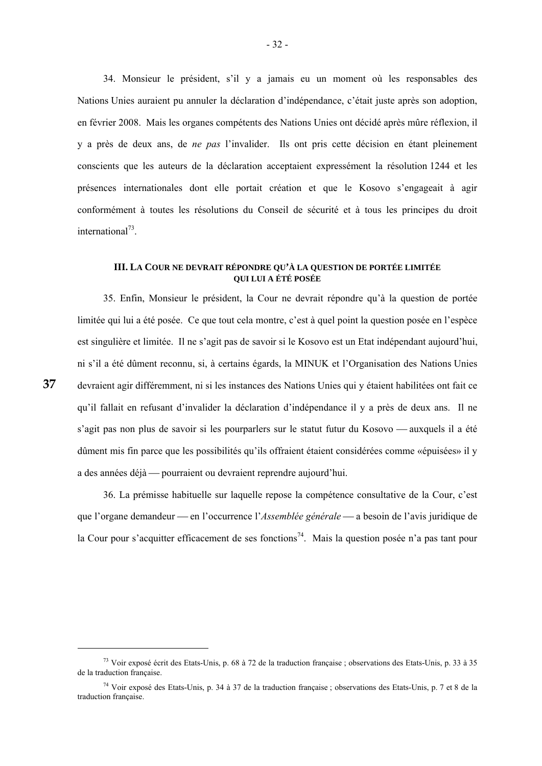34. Monsieur le président, s'il y a jamais eu un moment où les responsables des Nations Unies auraient pu annuler la déclaration d'indépendance, c'était juste après son adoption, en février 2008. Mais les organes compétents des Nations Unies ont décidé après mûre réflexion, il y a près de deux ans, de *ne pas* l'invalider. Ils ont pris cette décision en étant pleinement conscients que les auteurs de la déclaration acceptaient expressément la résolution 1244 et les présences internationales dont elle portait création et que le Kosovo s'engageait à agir conformément à toutes les résolutions du Conseil de sécurité et à tous les principes du droit international[73].

### III. LA COUR NE DEVRAIT RÉPONDRE QU'À LA QUESTION DE PORTÉE LIMITÉE QUI LUI A ÉTÉ POSÉE

35. Enfin, Monsieur le président, la Cour ne devrait répondre qu'à la question de portée limitée qui lui a été posée. Ce que tout cela montre, c'est à quel point la question posée en l'espèce est singulière et limitée. Il ne s'agit pas de savoir si le Kosovo est un Etat indépendant aujourd'hui, ni s'il a été dûment reconnu, si, à certains égards, la MINUK et l'Organisation des Nations Unies devraient agir différemment, ni si les instances des Nations Unies qui y étaient habilitées ont fait ce qu'il fallait en refusant d'invalider la déclaration d'indépendance il y a près de deux ans. Il ne s'agit pas non plus de savoir si les pourparlers sur le statut futur du Kosovo — auxquels il a été dûment mis fin parce que les possibilités qu'ils offraient étaient considérées comme «épuisées» il y a des années déjà — pourraient ou devraient reprendre aujourd'hui.

36. La prémisse habituelle sur laquelle repose la compétence consultative de la Cour, c'est que l'organe demandeur — en l'occurrence l'*Assemblée générale* — a besoin de l'avis juridique de la Cour pour s'acquitter efficacement de ses fonctions[74]. Mais la question posée n'a pas tant pour

---

[73] Voir exposé écrit des Etats-Unis, p. 68 à 72 de la traduction française ; observations des Etats-Unis, p. 33 à 35 de la traduction française.

[74] Voir exposé des Etats-Unis, p. 34 à 37 de la traduction française ; observations des Etats-Unis, p. 7 et 8 de la traduction française.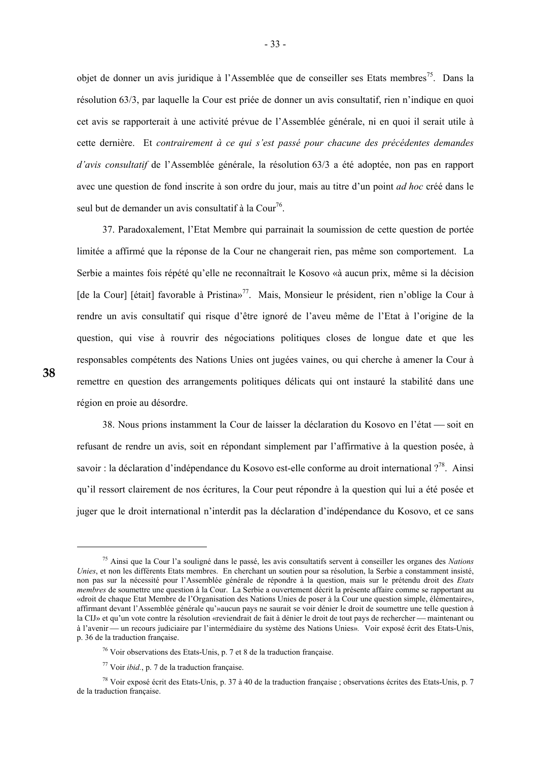objet de donner un avis juridique à l'Assemblée que de conseiller ses Etats membres[75]. Dans la résolution 63/3, par laquelle la Cour est priée de donner un avis consultatif, rien n'indique en quoi cet avis se rapporterait à une activité prévue de l'Assemblée générale, ni en quoi il serait utile à cette dernière. Et *contrairement à ce qui s'est passé pour chacune des précédentes demandes d'avis consultatif* de l'Assemblée générale, la résolution 63/3 a été adoptée, non pas en rapport avec une question de fond inscrite à son ordre du jour, mais au titre d'un point *ad hoc* créé dans le seul but de demander un avis consultatif à la Cour[76].

37. Paradoxalement, l'Etat Membre qui parrainait la soumission de cette question de portée limitée a affirmé que la réponse de la Cour ne changerait rien, pas même son comportement. La Serbie a maintes fois répété qu'elle ne reconnaîtrait le Kosovo «à aucun prix, même si la décision [de la Cour] [était] favorable à Pristina»[77]. Mais, Monsieur le président, rien n'oblige la Cour à rendre un avis consultatif qui risque d'être ignoré de l'aveu même de l'Etat à l'origine de la question, qui vise à rouvrir des négociations politiques closes de longue date et que les responsables compétents des Nations Unies ont jugées vaines, ou qui cherche à amener la Cour à remettre en question des arrangements politiques délicats qui ont instauré la stabilité dans une région en proie au désordre.

38. Nous prions instamment la Cour de laisser la déclaration du Kosovo en l'état — soit en refusant de rendre un avis, soit en répondant simplement par l'affirmative à la question posée, à savoir : la déclaration d'indépendance du Kosovo est-elle conforme au droit international ?[78]. Ainsi qu'il ressort clairement de nos écritures, la Cour peut répondre à la question qui lui a été posée et juger que le droit international n'interdit pas la déclaration d'indépendance du Kosovo, et ce sans

---

[75] Ainsi que la Cour l'a souligné dans le passé, les avis consultatifs servent à conseiller les organes des *Nations Unies*, et non les différents Etats membres. En cherchant un soutien pour sa résolution, la Serbie a constamment insisté, non pas sur la nécessité pour l'Assemblée générale de répondre à la question, mais sur le prétendu droit des *Etats membres* de soumettre une question à la Cour. La Serbie a ouvertement décrit la présente affaire comme se rapportant au «droit de chaque Etat Membre de l'Organisation des Nations Unies de poser à la Cour une question simple, élémentaire», affirmant devant l'Assemblée générale qu'»aucun pays ne saurait se voir dénier le droit de soumettre une telle question à la CIJ» et qu'un vote contre la résolution «reviendrait de fait à dénier le droit de tout pays de rechercher — maintenant ou à l'avenir — un recours judiciaire par l'intermédiaire du système des Nations Unies». Voir exposé écrit des Etats-Unis, p. 36 de la traduction française.

[76] Voir observations des Etats-Unis, p. 7 et 8 de la traduction française.

[77] Voir *ibid*., p. 7 de la traduction française.

[78] Voir exposé écrit des Etats-Unis, p. 37 à 40 de la traduction française ; observations écrites des Etats-Unis, p. 7 de la traduction française.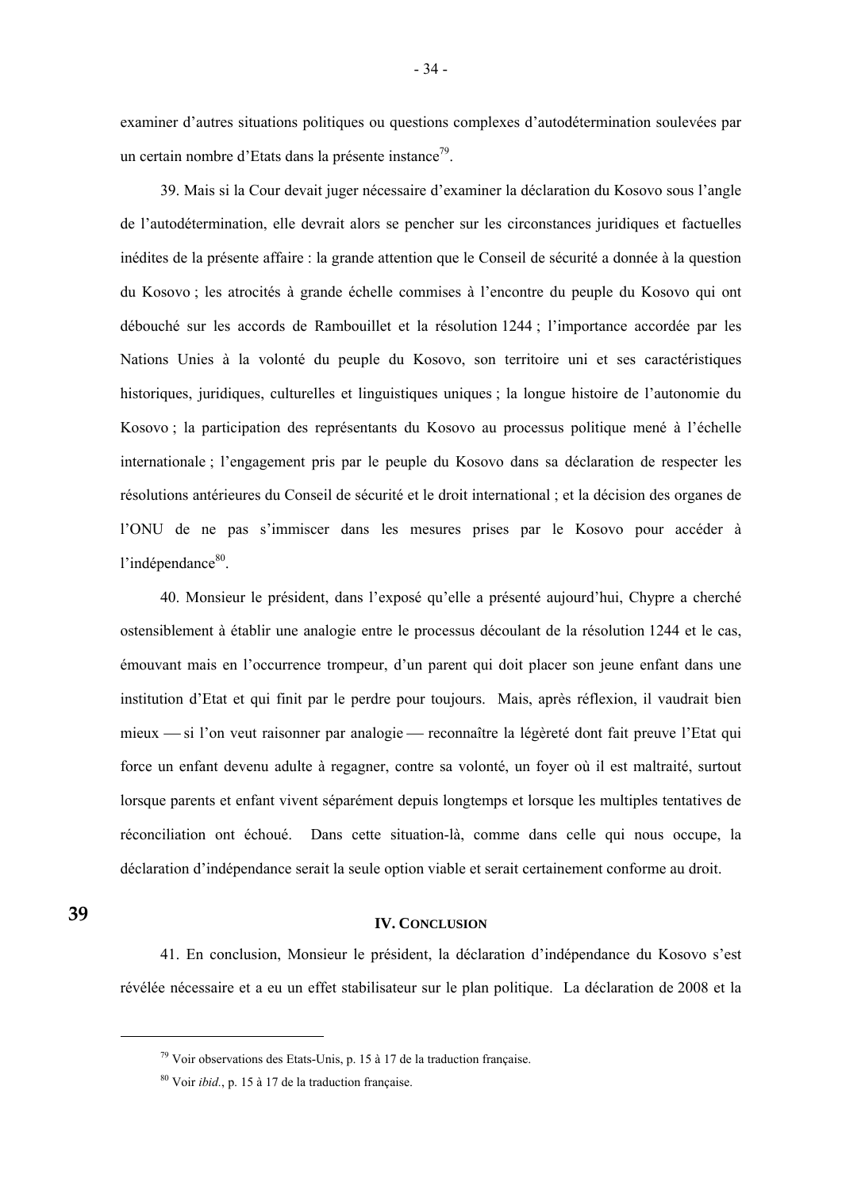examiner d'autres situations politiques ou questions complexes d'autodétermination soulevées par un certain nombre d'Etats dans la présente instance[79].

39. Mais si la Cour devait juger nécessaire d'examiner la déclaration du Kosovo sous l'angle de l'autodétermination, elle devrait alors se pencher sur les circonstances juridiques et factuelles inédites de la présente affaire : la grande attention que le Conseil de sécurité a donnée à la question du Kosovo ; les atrocités à grande échelle commises à l'encontre du peuple du Kosovo qui ont débouché sur les accords de Rambouillet et la résolution 1244 ; l'importance accordée par les Nations Unies à la volonté du peuple du Kosovo, son territoire uni et ses caractéristiques historiques, juridiques, culturelles et linguistiques uniques ; la longue histoire de l'autonomie du Kosovo ; la participation des représentants du Kosovo au processus politique mené à l'échelle internationale ; l'engagement pris par le peuple du Kosovo dans sa déclaration de respecter les résolutions antérieures du Conseil de sécurité et le droit international ; et la décision des organes de l'ONU de ne pas s'immiscer dans les mesures prises par le Kosovo pour accéder à l'indépendance[80].

40. Monsieur le président, dans l'exposé qu'elle a présenté aujourd'hui, Chypre a cherché ostensiblement à établir une analogie entre le processus découlant de la résolution 1244 et le cas, émouvant mais en l'occurrence trompeur, d'un parent qui doit placer son jeune enfant dans une institution d'Etat et qui finit par le perdre pour toujours. Mais, après réflexion, il vaudrait bien mieux — si l'on veut raisonner par analogie — reconnaître la légèreté dont fait preuve l'Etat qui force un enfant devenu adulte à regagner, contre sa volonté, un foyer où il est maltraité, surtout lorsque parents et enfant vivent séparément depuis longtemps et lorsque les multiples tentatives de réconciliation ont échoué. Dans cette situation-là, comme dans celle qui nous occupe, la déclaration d'indépendance serait la seule option viable et serait certainement conforme au droit.

## IV. CONCLUSION

41. En conclusion, Monsieur le président, la déclaration d'indépendance du Kosovo s'est révélée nécessaire et a eu un effet stabilisateur sur le plan politique. La déclaration de 2008 et la

---

[79] Voir observations des Etats-Unis, p. 15 à 17 de la traduction française.

[80] Voir *ibid.*, p. 15 à 17 de la traduction française.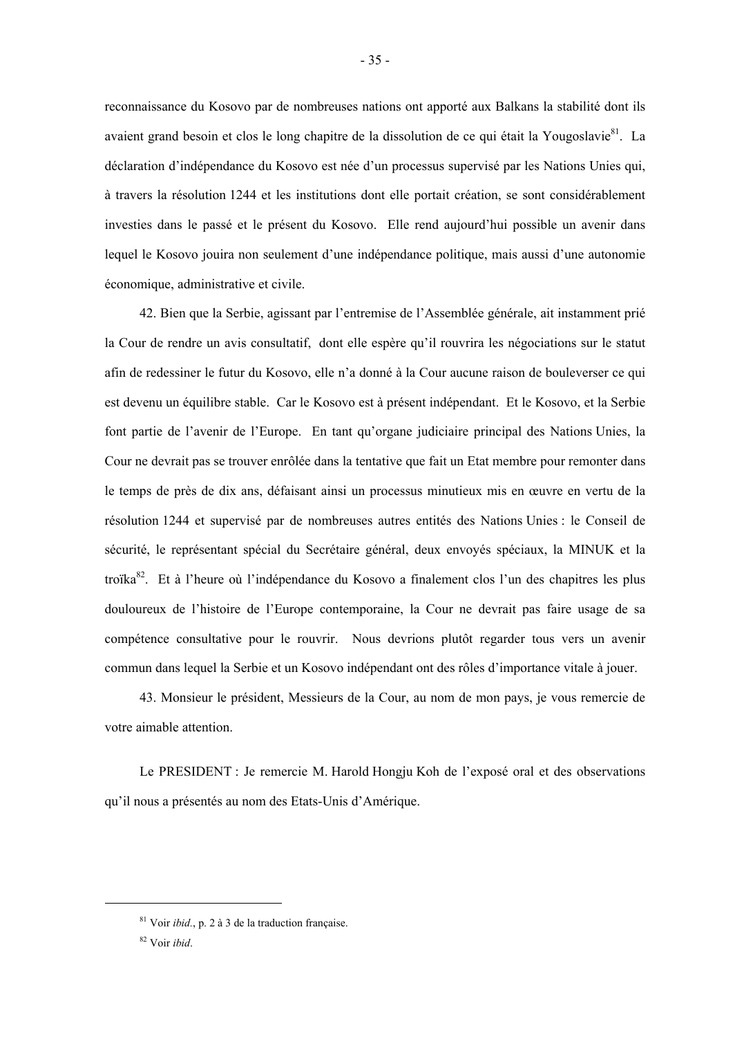reconnaissance du Kosovo par de nombreuses nations ont apporté aux Balkans la stabilité dont ils avaient grand besoin et clos le long chapitre de la dissolution de ce qui était la Yougoslavie[81]. La déclaration d'indépendance du Kosovo est née d'un processus supervisé par les Nations Unies qui, à travers la résolution 1244 et les institutions dont elle portait création, se sont considérablement investies dans le passé et le présent du Kosovo. Elle rend aujourd'hui possible un avenir dans lequel le Kosovo jouira non seulement d'une indépendance politique, mais aussi d'une autonomie économique, administrative et civile.

42. Bien que la Serbie, agissant par l'entremise de l'Assemblée générale, ait instamment prié la Cour de rendre un avis consultatif, dont elle espère qu'il rouvrira les négociations sur le statut afin de redessiner le futur du Kosovo, elle n'a donné à la Cour aucune raison de bouleverser ce qui est devenu un équilibre stable. Car le Kosovo est à présent indépendant. Et le Kosovo, et la Serbie font partie de l'avenir de l'Europe. En tant qu'organe judiciaire principal des Nations Unies, la Cour ne devrait pas se trouver enrôlée dans la tentative que fait un Etat membre pour remonter dans le temps de près de dix ans, défaisant ainsi un processus minutieux mis en œuvre en vertu de la résolution 1244 et supervisé par de nombreuses autres entités des Nations Unies : le Conseil de sécurité, le représentant spécial du Secrétaire général, deux envoyés spéciaux, la MINUK et la troïka[82]. Et à l'heure où l'indépendance du Kosovo a finalement clos l'un des chapitres les plus douloureux de l'histoire de l'Europe contemporaine, la Cour ne devrait pas faire usage de sa compétence consultative pour le rouvrir. Nous devrions plutôt regarder tous vers un avenir commun dans lequel la Serbie et un Kosovo indépendant ont des rôles d'importance vitale à jouer.

43. Monsieur le président, Messieurs de la Cour, au nom de mon pays, je vous remercie de votre aimable attention.

Le PRESIDENT : Je remercie M. Harold Hongju Koh de l'exposé oral et des observations qu'il nous a présentés au nom des Etats-Unis d'Amérique.

---

[81] Voir *ibid.*, p. 2 à 3 de la traduction française.

[82] Voir *ibid*.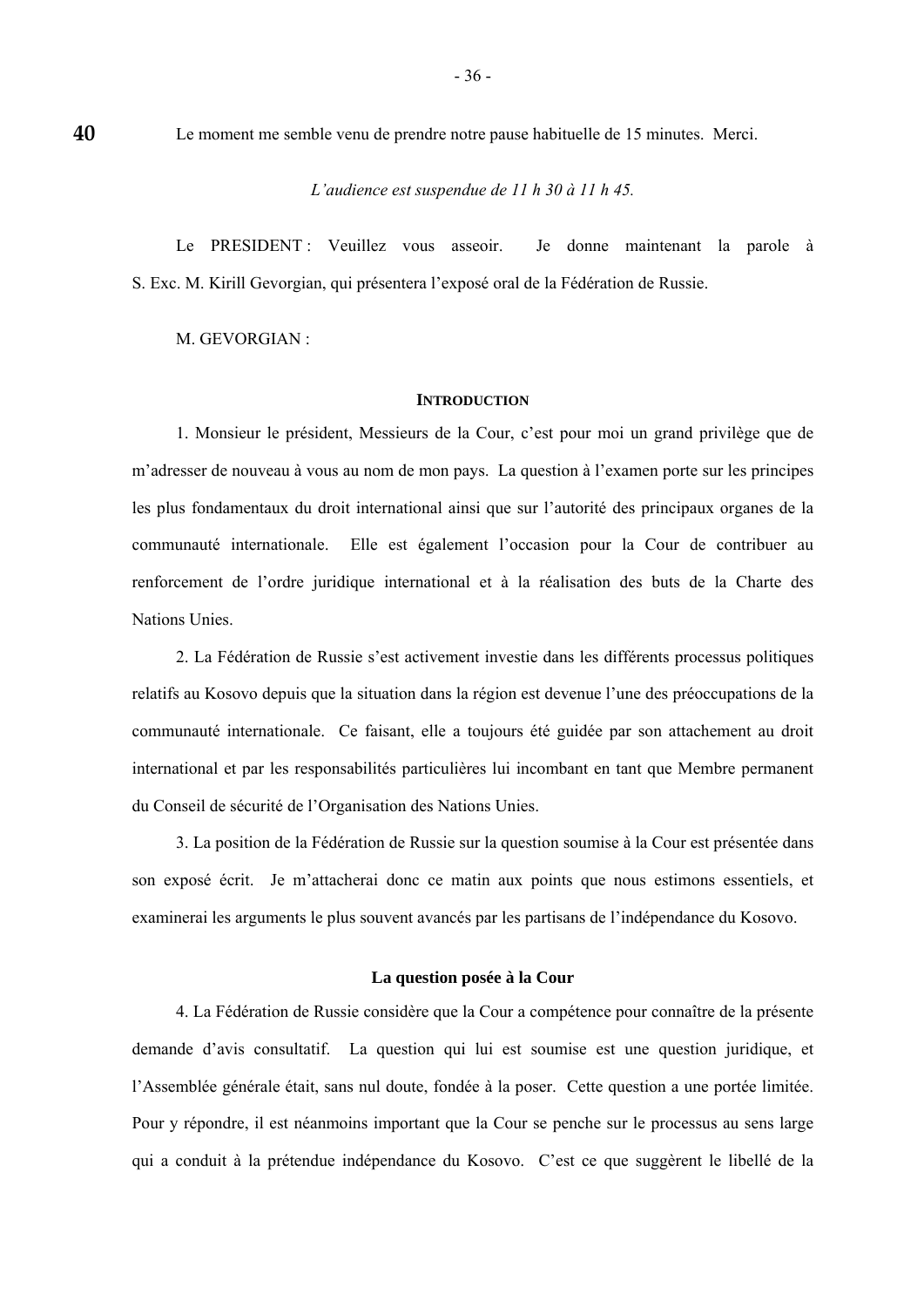Le moment me semble venu de prendre notre pause habituelle de 15 minutes. Merci.

*L'audience est suspendue de 11 h 30 à 11 h 45.*

Le PRESIDENT : Veuillez vous asseoir. Je donne maintenant la parole à S. Exc. M. Kirill Gevorgian, qui présentera l'exposé oral de la Fédération de Russie.

M. GEVORGIAN :

## INTRODUCTION

1. Monsieur le président, Messieurs de la Cour, c'est pour moi un grand privilège que de m'adresser de nouveau à vous au nom de mon pays. La question à l'examen porte sur les principes les plus fondamentaux du droit international ainsi que sur l'autorité des principaux organes de la communauté internationale. Elle est également l'occasion pour la Cour de contribuer au renforcement de l'ordre juridique international et à la réalisation des buts de la Charte des Nations Unies.

2. La Fédération de Russie s'est activement investie dans les différents processus politiques relatifs au Kosovo depuis que la situation dans la région est devenue l'une des préoccupations de la communauté internationale. Ce faisant, elle a toujours été guidée par son attachement au droit international et par les responsabilités particulières lui incombant en tant que Membre permanent du Conseil de sécurité de l'Organisation des Nations Unies.

3. La position de la Fédération de Russie sur la question soumise à la Cour est présentée dans son exposé écrit. Je m'attacherai donc ce matin aux points que nous estimons essentiels, et examinerai les arguments le plus souvent avancés par les partisans de l'indépendance du Kosovo.

## La question posée à la Cour

4. La Fédération de Russie considère que la Cour a compétence pour connaître de la présente demande d'avis consultatif. La question qui lui est soumise est une question juridique, et l'Assemblée générale était, sans nul doute, fondée à la poser. Cette question a une portée limitée. Pour y répondre, il est néanmoins important que la Cour se penche sur le processus au sens large qui a conduit à la prétendue indépendance du Kosovo. C'est ce que suggèrent le libellé de la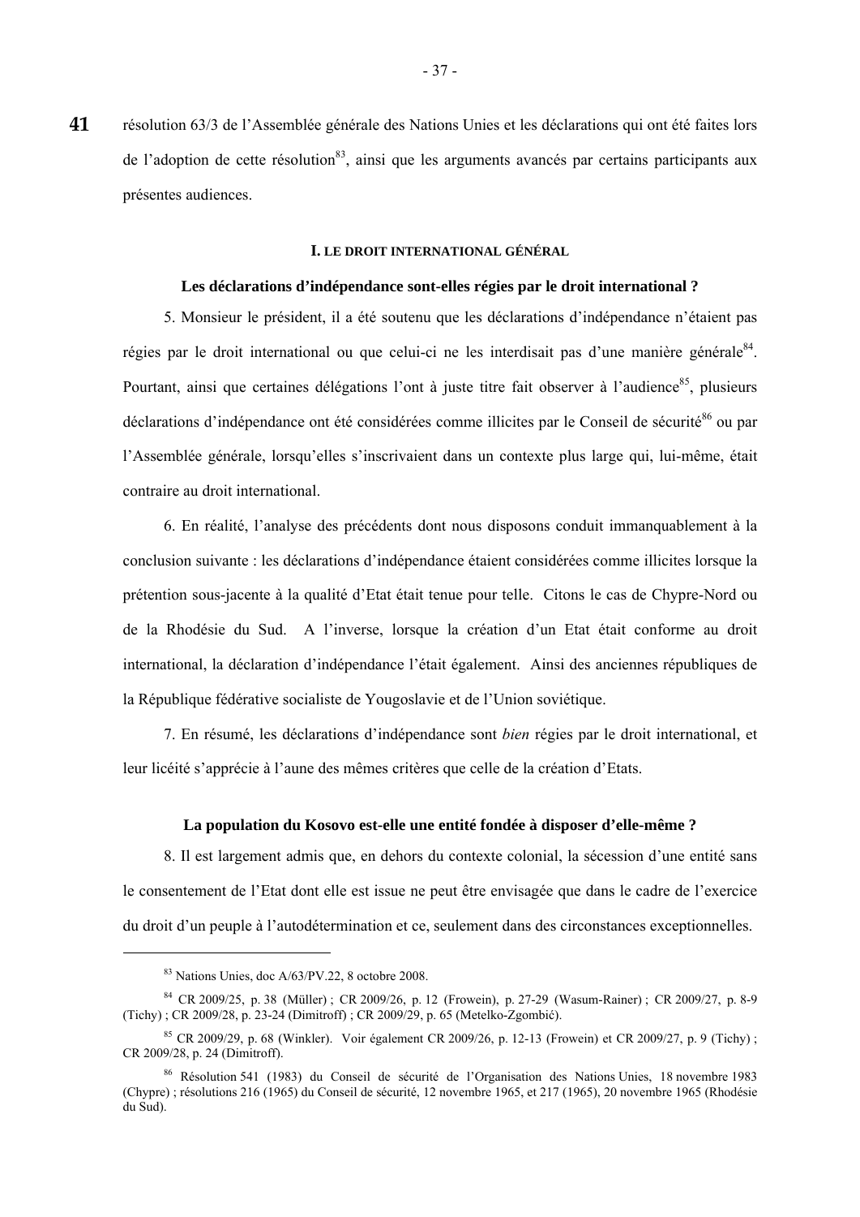résolution 63/3 de l'Assemblée générale des Nations Unies et les déclarations qui ont été faites lors de l'adoption de cette résolution[83], ainsi que les arguments avancés par certains participants aux présentes audiences.

### I. LE DROIT INTERNATIONAL GÉNÉRAL

**Les déclarations d'indépendance sont-elles régies par le droit international ?**

5. Monsieur le président, il a été soutenu que les déclarations d'indépendance n'étaient pas régies par le droit international ou que celui-ci ne les interdisait pas d'une manière générale[84]. Pourtant, ainsi que certaines délégations l'ont à juste titre fait observer à l'audience[85], plusieurs déclarations d'indépendance ont été considérées comme illicites par le Conseil de sécurité[86] ou par l'Assemblée générale, lorsqu'elles s'inscrivaient dans un contexte plus large qui, lui-même, était contraire au droit international.

6. En réalité, l'analyse des précédents dont nous disposons conduit immanquablement à la conclusion suivante : les déclarations d'indépendance étaient considérées comme illicites lorsque la prétention sous-jacente à la qualité d'Etat était tenue pour telle. Citons le cas de Chypre-Nord ou de la Rhodésie du Sud. A l'inverse, lorsque la création d'un Etat était conforme au droit international, la déclaration d'indépendance l'était également. Ainsi des anciennes républiques de la République fédérative socialiste de Yougoslavie et de l'Union soviétique.

7. En résumé, les déclarations d'indépendance sont *bien* régies par le droit international, et leur licéité s'apprécie à l'aune des mêmes critères que celle de la création d'Etats.

**La population du Kosovo est-elle une entité fondée à disposer d'elle-même ?**

8. Il est largement admis que, en dehors du contexte colonial, la sécession d'une entité sans le consentement de l'Etat dont elle est issue ne peut être envisagée que dans le cadre de l'exercice du droit d'un peuple à l'autodétermination et ce, seulement dans des circonstances exceptionnelles.

---

[83] Nations Unies, doc A/63/PV.22, 8 octobre 2008.

[84] CR 2009/25, p. 38 (Müller) ; CR 2009/26, p. 12 (Frowein), p. 27-29 (Wasum-Rainer) ; CR 2009/27, p. 8-9 (Tichy) ; CR 2009/28, p. 23-24 (Dimitroff) ; CR 2009/29, p. 65 (Metelko-Zgombić).

[85] CR 2009/29, p. 68 (Winkler). Voir également CR 2009/26, p. 12-13 (Frowein) et CR 2009/27, p. 9 (Tichy) ; CR 2009/28, p. 24 (Dimitroff).

[86] Résolution 541 (1983) du Conseil de sécurité de l'Organisation des Nations Unies, 18 novembre 1983 (Chypre) ; résolutions 216 (1965) du Conseil de sécurité, 12 novembre 1965, et 217 (1965), 20 novembre 1965 (Rhodésie du Sud).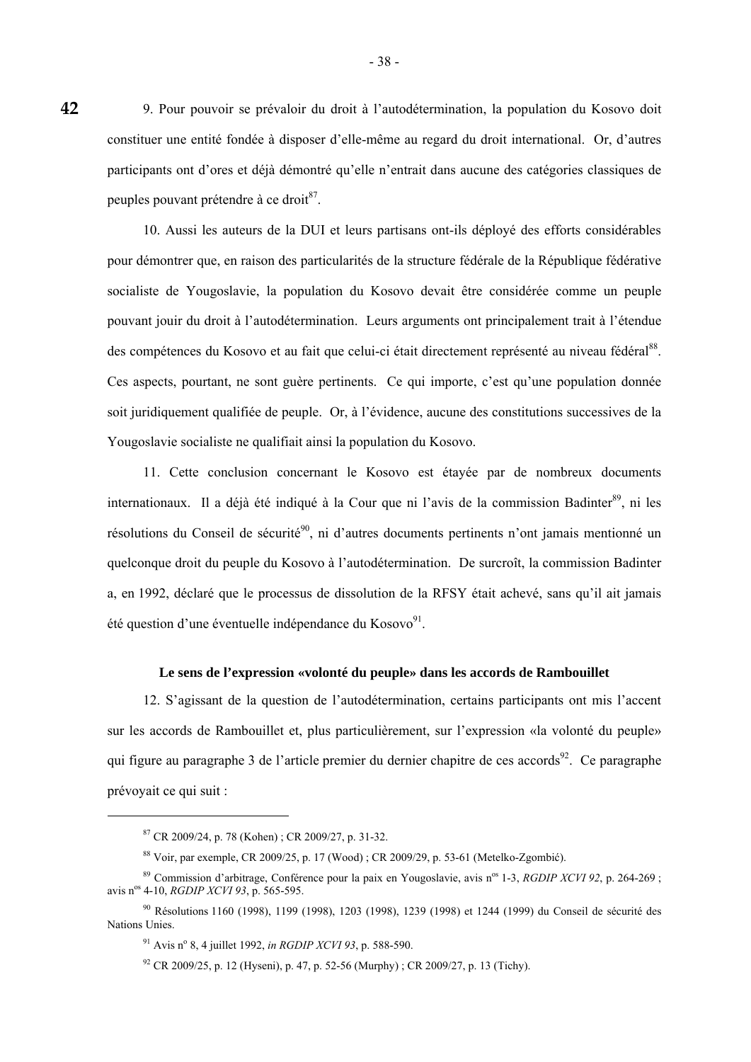9. Pour pouvoir se prévaloir du droit à l'autodétermination, la population du Kosovo doit constituer une entité fondée à disposer d'elle-même au regard du droit international. Or, d'autres participants ont d'ores et déjà démontré qu'elle n'entrait dans aucune des catégories classiques de peuples pouvant prétendre à ce droit[87].

10. Aussi les auteurs de la DUI et leurs partisans ont-ils déployé des efforts considérables pour démontrer que, en raison des particularités de la structure fédérale de la République fédérative socialiste de Yougoslavie, la population du Kosovo devait être considérée comme un peuple pouvant jouir du droit à l'autodétermination. Leurs arguments ont principalement trait à l'étendue des compétences du Kosovo et au fait que celui-ci était directement représenté au niveau fédéral[88]. Ces aspects, pourtant, ne sont guère pertinents. Ce qui importe, c'est qu'une population donnée soit juridiquement qualifiée de peuple. Or, à l'évidence, aucune des constitutions successives de la Yougoslavie socialiste ne qualifiait ainsi la population du Kosovo.

11. Cette conclusion concernant le Kosovo est étayée par de nombreux documents internationaux. Il a déjà été indiqué à la Cour que ni l'avis de la commission Badinter[89], ni les résolutions du Conseil de sécurité[90], ni d'autres documents pertinents n'ont jamais mentionné un quelconque droit du peuple du Kosovo à l'autodétermination. De surcroît, la commission Badinter a, en 1992, déclaré que le processus de dissolution de la RFSY était achevé, sans qu'il ait jamais été question d'une éventuelle indépendance du Kosovo[91].

**Le sens de l'expression «volonté du peuple» dans les accords de Rambouillet**

12. S'agissant de la question de l'autodétermination, certains participants ont mis l'accent sur les accords de Rambouillet et, plus particulièrement, sur l'expression «la volonté du peuple» qui figure au paragraphe 3 de l'article premier du dernier chapitre de ces accords[92]. Ce paragraphe prévoyait ce qui suit :

---

[87] CR 2009/24, p. 78 (Kohen) ; CR 2009/27, p. 31-32.

[88] Voir, par exemple, CR 2009/25, p. 17 (Wood) ; CR 2009/29, p. 53-61 (Metelko-Zgombić).

[89] Commission d'arbitrage, Conférence pour la paix en Yougoslavie, avis n[os] 1-3, *RGDIP XCVI 92*, p. 264-269 ; avis n[os] 4-10, *RGDIP XCVI 93*, p. 565-595.

[90] Résolutions 1160 (1998), 1199 (1998), 1203 (1998), 1239 (1998) et 1244 (1999) du Conseil de sécurité des Nations Unies.

[91] Avis n[o] 8, 4 juillet 1992, *in RGDIP XCVI 93*, p. 588-590.

[92] CR 2009/25, p. 12 (Hyseni), p. 47, p. 52-56 (Murphy) ; CR 2009/27, p. 13 (Tichy).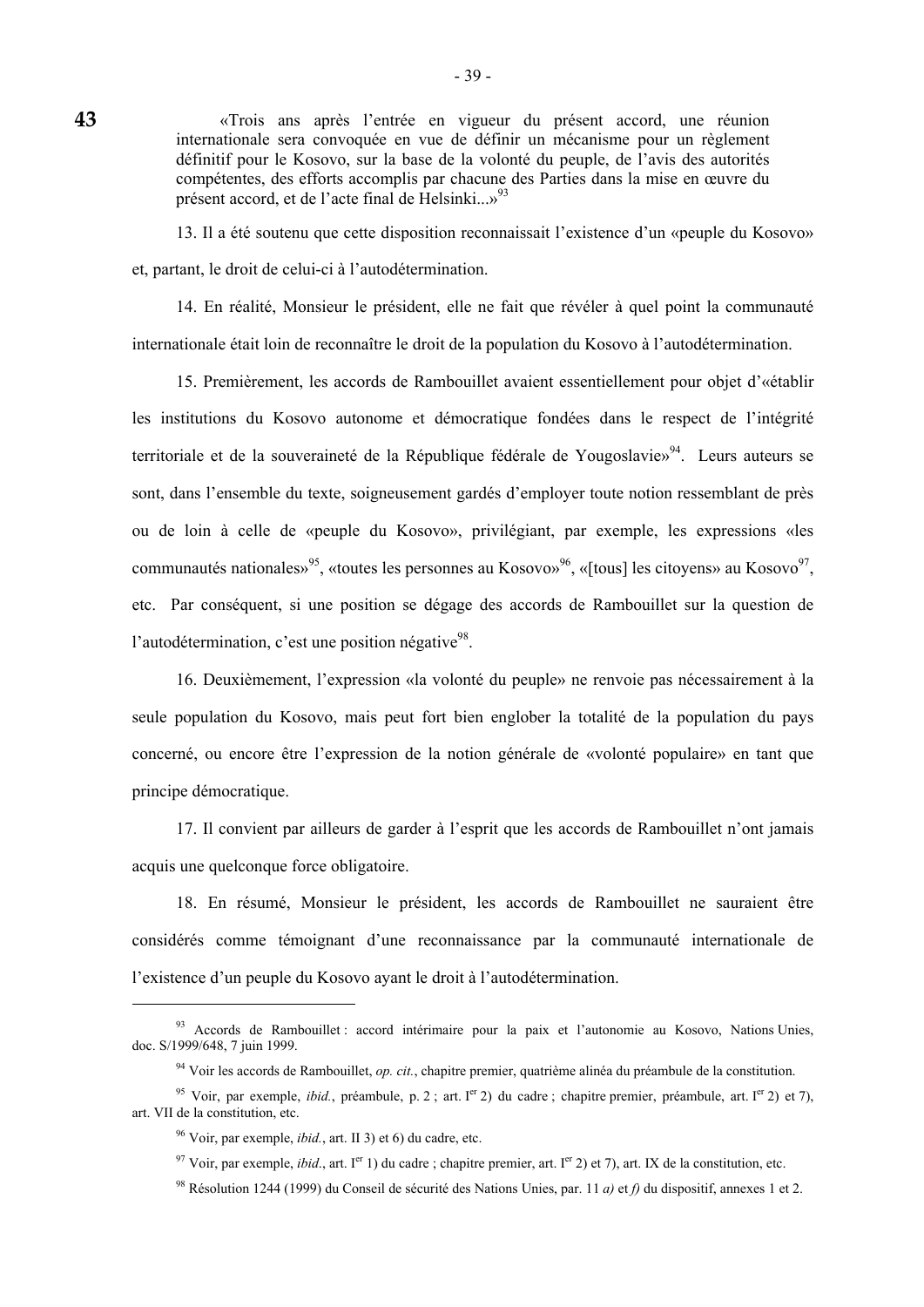43

> «Trois ans après l'entrée en vigueur du présent accord, une réunion internationale sera convoquée en vue de définir un mécanisme pour un règlement définitif pour le Kosovo, sur la base de la volonté du peuple, de l'avis des autorités compétentes, des efforts accomplis par chacune des Parties dans la mise en œuvre du présent accord, et de l'acte final de Helsinki...»[93]

13. Il a été soutenu que cette disposition reconnaissait l'existence d'un «peuple du Kosovo» et, partant, le droit de celui-ci à l'autodétermination.

14. En réalité, Monsieur le président, elle ne fait que révéler à quel point la communauté internationale était loin de reconnaître le droit de la population du Kosovo à l'autodétermination.

15. Premièrement, les accords de Rambouillet avaient essentiellement pour objet d'«établir les institutions du Kosovo autonome et démocratique fondées dans le respect de l'intégrité territoriale et de la souveraineté de la République fédérale de Yougoslavie»[94]. Leurs auteurs se sont, dans l'ensemble du texte, soigneusement gardés d'employer toute notion ressemblant de près ou de loin à celle de «peuple du Kosovo», privilégiant, par exemple, les expressions «les communautés nationales»[95], «toutes les personnes au Kosovo»[96], «[tous] les citoyens» au Kosovo[97], etc. Par conséquent, si une position se dégage des accords de Rambouillet sur la question de l'autodétermination, c'est une position négative[98].

16. Deuxièmement, l'expression «la volonté du peuple» ne renvoie pas nécessairement à la seule population du Kosovo, mais peut fort bien englober la totalité de la population du pays concerné, ou encore être l'expression de la notion générale de «volonté populaire» en tant que principe démocratique.

17. Il convient par ailleurs de garder à l'esprit que les accords de Rambouillet n'ont jamais acquis une quelconque force obligatoire.

18. En résumé, Monsieur le président, les accords de Rambouillet ne sauraient être considérés comme témoignant d'une reconnaissance par la communauté internationale de l'existence d'un peuple du Kosovo ayant le droit à l'autodétermination.

---

[93] Accords de Rambouillet : accord intérimaire pour la paix et l'autonomie au Kosovo, Nations Unies, doc. S/1999/648, 7 juin 1999.

[94] Voir les accords de Rambouillet, *op. cit.*, chapitre premier, quatrième alinéa du préambule de la constitution.

[95] Voir, par exemple, *ibid.*, préambule, p. 2 ; art. Ier 2) du cadre ; chapitre premier, préambule, art. Ier 2) et 7), art. VII de la constitution, etc.

[96] Voir, par exemple, *ibid.*, art. II 3) et 6) du cadre, etc.

[97] Voir, par exemple, *ibid.*, art. Ier 1) du cadre ; chapitre premier, art. Ier 2) et 7), art. IX de la constitution, etc.

[98] Résolution 1244 (1999) du Conseil de sécurité des Nations Unies, par. 11 *a)* et *f)* du dispositif, annexes 1 et 2.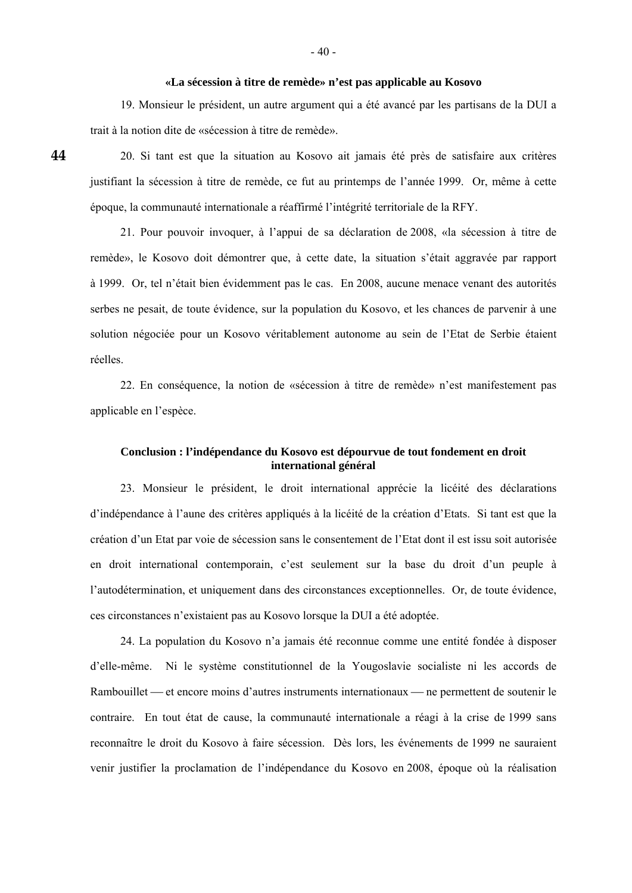**«La sécession à titre de remède» n'est pas applicable au Kosovo**

19. Monsieur le président, un autre argument qui a été avancé par les partisans de la DUI a trait à la notion dite de «sécession à titre de remède».

44

20. Si tant est que la situation au Kosovo ait jamais été près de satisfaire aux critères justifiant la sécession à titre de remède, ce fut au printemps de l'année 1999. Or, même à cette époque, la communauté internationale a réaffirmé l'intégrité territoriale de la RFY.

21. Pour pouvoir invoquer, à l'appui de sa déclaration de 2008, «la sécession à titre de remède», le Kosovo doit démontrer que, à cette date, la situation s'était aggravée par rapport à 1999. Or, tel n'était bien évidemment pas le cas. En 2008, aucune menace venant des autorités serbes ne pesait, de toute évidence, sur la population du Kosovo, et les chances de parvenir à une solution négociée pour un Kosovo véritablement autonome au sein de l'Etat de Serbie étaient réelles.

22. En conséquence, la notion de «sécession à titre de remède» n'est manifestement pas applicable en l'espèce.

**Conclusion : l'indépendance du Kosovo est dépourvue de tout fondement en droit international général**

23. Monsieur le président, le droit international apprécie la licéité des déclarations d'indépendance à l'aune des critères appliqués à la licéité de la création d'Etats. Si tant est que la création d'un Etat par voie de sécession sans le consentement de l'Etat dont il est issu soit autorisée en droit international contemporain, c'est seulement sur la base du droit d'un peuple à l'autodétermination, et uniquement dans des circonstances exceptionnelles. Or, de toute évidence, ces circonstances n'existaient pas au Kosovo lorsque la DUI a été adoptée.

24. La population du Kosovo n'a jamais été reconnue comme une entité fondée à disposer d'elle-même. Ni le système constitutionnel de la Yougoslavie socialiste ni les accords de Rambouillet — et encore moins d'autres instruments internationaux — ne permettent de soutenir le contraire. En tout état de cause, la communauté internationale a réagi à la crise de 1999 sans reconnaître le droit du Kosovo à faire sécession. Dès lors, les événements de 1999 ne sauraient venir justifier la proclamation de l'indépendance du Kosovo en 2008, époque où la réalisation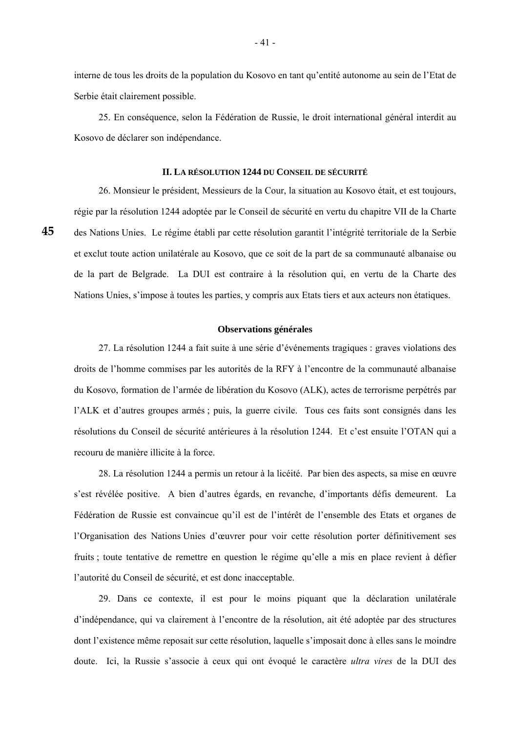interne de tous les droits de la population du Kosovo en tant qu'entité autonome au sein de l'Etat de Serbie était clairement possible.

25. En conséquence, selon la Fédération de Russie, le droit international général interdit au Kosovo de déclarer son indépendance.

## II. LA RÉSOLUTION 1244 DU CONSEIL DE SÉCURITÉ

26. Monsieur le président, Messieurs de la Cour, la situation au Kosovo était, et est toujours, régie par la résolution 1244 adoptée par le Conseil de sécurité en vertu du chapitre VII de la Charte des Nations Unies. Le régime établi par cette résolution garantit l'intégrité territoriale de la Serbie et exclut toute action unilatérale au Kosovo, que ce soit de la part de sa communauté albanaise ou de la part de Belgrade. La DUI est contraire à la résolution qui, en vertu de la Charte des Nations Unies, s'impose à toutes les parties, y compris aux Etats tiers et aux acteurs non étatiques.

### Observations générales

27. La résolution 1244 a fait suite à une série d'événements tragiques : graves violations des droits de l'homme commises par les autorités de la RFY à l'encontre de la communauté albanaise du Kosovo, formation de l'armée de libération du Kosovo (ALK), actes de terrorisme perpétrés par l'ALK et d'autres groupes armés ; puis, la guerre civile. Tous ces faits sont consignés dans les résolutions du Conseil de sécurité antérieures à la résolution 1244. Et c'est ensuite l'OTAN qui a recouru de manière illicite à la force.

28. La résolution 1244 a permis un retour à la licéité. Par bien des aspects, sa mise en œuvre s'est révélée positive. A bien d'autres égards, en revanche, d'importants défis demeurent. La Fédération de Russie est convaincue qu'il est de l'intérêt de l'ensemble des Etats et organes de l'Organisation des Nations Unies d'œuvrer pour voir cette résolution porter définitivement ses fruits ; toute tentative de remettre en question le régime qu'elle a mis en place revient à défier l'autorité du Conseil de sécurité, et est donc inacceptable.

29. Dans ce contexte, il est pour le moins piquant que la déclaration unilatérale d'indépendance, qui va clairement à l'encontre de la résolution, ait été adoptée par des structures dont l'existence même reposait sur cette résolution, laquelle s'imposait donc à elles sans le moindre doute. Ici, la Russie s'associe à ceux qui ont évoqué le caractère *ultra vires* de la DUI des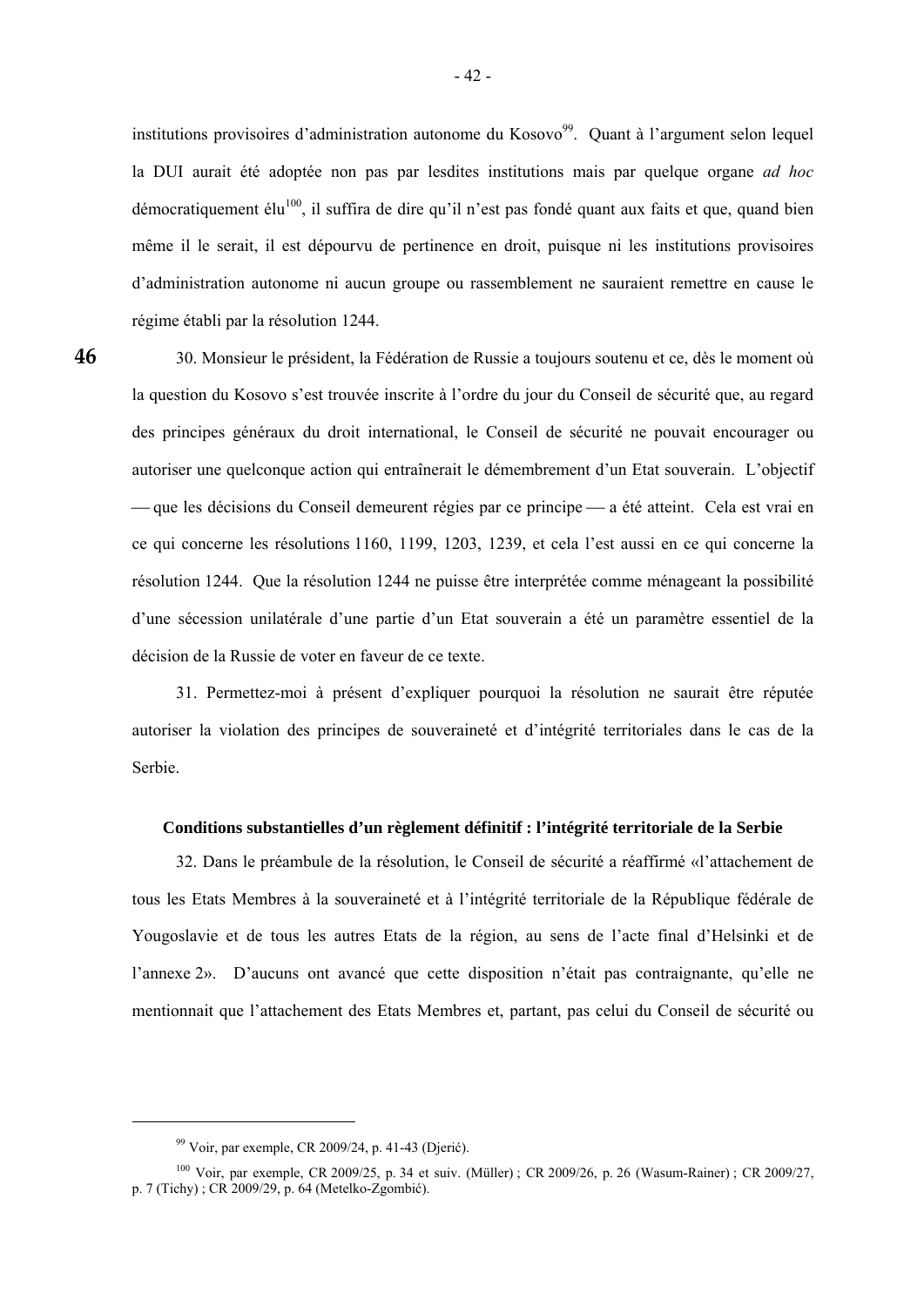institutions provisoires d'administration autonome du Kosovo[99]. Quant à l'argument selon lequel la DUI aurait été adoptée non pas par lesdites institutions mais par quelque organe *ad hoc* démocratiquement élu[100], il suffira de dire qu'il n'est pas fondé quant aux faits et que, quand bien même il le serait, il est dépourvu de pertinence en droit, puisque ni les institutions provisoires d'administration autonome ni aucun groupe ou rassemblement ne sauraient remettre en cause le régime établi par la résolution 1244.

30. Monsieur le président, la Fédération de Russie a toujours soutenu et ce, dès le moment où la question du Kosovo s'est trouvée inscrite à l'ordre du jour du Conseil de sécurité que, au regard des principes généraux du droit international, le Conseil de sécurité ne pouvait encourager ou autoriser une quelconque action qui entraînerait le démembrement d'un Etat souverain. L'objectif — que les décisions du Conseil demeurent régies par ce principe — a été atteint. Cela est vrai en ce qui concerne les résolutions 1160, 1199, 1203, 1239, et cela l'est aussi en ce qui concerne la résolution 1244. Que la résolution 1244 ne puisse être interprétée comme ménageant la possibilité d'une sécession unilatérale d'une partie d'un Etat souverain a été un paramètre essentiel de la décision de la Russie de voter en faveur de ce texte.

31. Permettez-moi à présent d'expliquer pourquoi la résolution ne saurait être réputée autoriser la violation des principes de souveraineté et d'intégrité territoriales dans le cas de la Serbie.

**Conditions substantielles d'un règlement définitif : l'intégrité territoriale de la Serbie**

32. Dans le préambule de la résolution, le Conseil de sécurité a réaffirmé «l'attachement de tous les Etats Membres à la souveraineté et à l'intégrité territoriale de la République fédérale de Yougoslavie et de tous les autres Etats de la région, au sens de l'acte final d'Helsinki et de l'annexe 2». D'aucuns ont avancé que cette disposition n'était pas contraignante, qu'elle ne mentionnait que l'attachement des Etats Membres et, partant, pas celui du Conseil de sécurité ou

---

[99] Voir, par exemple, CR 2009/24, p. 41-43 (Djerić).

[100] Voir, par exemple, CR 2009/25, p. 34 et suiv. (Müller) ; CR 2009/26, p. 26 (Wasum-Rainer) ; CR 2009/27, p. 7 (Tichy) ; CR 2009/29, p. 64 (Metelko-Zgombić).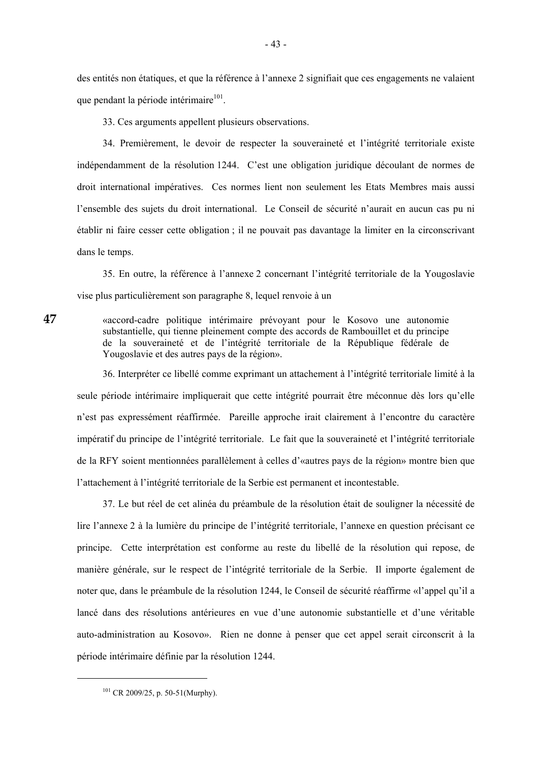des entités non étatiques, et que la référence à l'annexe 2 signifiait que ces engagements ne valaient que pendant la période intérimaire[101].

33. Ces arguments appellent plusieurs observations.

34. Premièrement, le devoir de respecter la souveraineté et l'intégrité territoriale existe indépendamment de la résolution 1244. C'est une obligation juridique découlant de normes de droit international impératives. Ces normes lient non seulement les Etats Membres mais aussi l'ensemble des sujets du droit international. Le Conseil de sécurité n'aurait en aucun cas pu ni établir ni faire cesser cette obligation ; il ne pouvait pas davantage la limiter en la circonscrivant dans le temps.

35. En outre, la référence à l'annexe 2 concernant l'intégrité territoriale de la Yougoslavie vise plus particulièrement son paragraphe 8, lequel renvoie à un

> «accord-cadre politique intérimaire prévoyant pour le Kosovo une autonomie substantielle, qui tienne pleinement compte des accords de Rambouillet et du principe de la souveraineté et de l'intégrité territoriale de la République fédérale de Yougoslavie et des autres pays de la région».

36. Interpréter ce libellé comme exprimant un attachement à l'intégrité territoriale limité à la seule période intérimaire impliquerait que cette intégrité pourrait être méconnue dès lors qu'elle n'est pas expressément réaffirmée. Pareille approche irait clairement à l'encontre du caractère impératif du principe de l'intégrité territoriale. Le fait que la souveraineté et l'intégrité territoriale de la RFY soient mentionnées parallèlement à celles d'«autres pays de la région» montre bien que l'attachement à l'intégrité territoriale de la Serbie est permanent et incontestable.

37. Le but réel de cet alinéa du préambule de la résolution était de souligner la nécessité de lire l'annexe 2 à la lumière du principe de l'intégrité territoriale, l'annexe en question précisant ce principe. Cette interprétation est conforme au reste du libellé de la résolution qui repose, de manière générale, sur le respect de l'intégrité territoriale de la Serbie. Il importe également de noter que, dans le préambule de la résolution 1244, le Conseil de sécurité réaffirme «l'appel qu'il a lancé dans des résolutions antérieures en vue d'une autonomie substantielle et d'une véritable auto-administration au Kosovo». Rien ne donne à penser que cet appel serait circonscrit à la période intérimaire définie par la résolution 1244.

---

[101] CR 2009/25, p. 50-51(Murphy).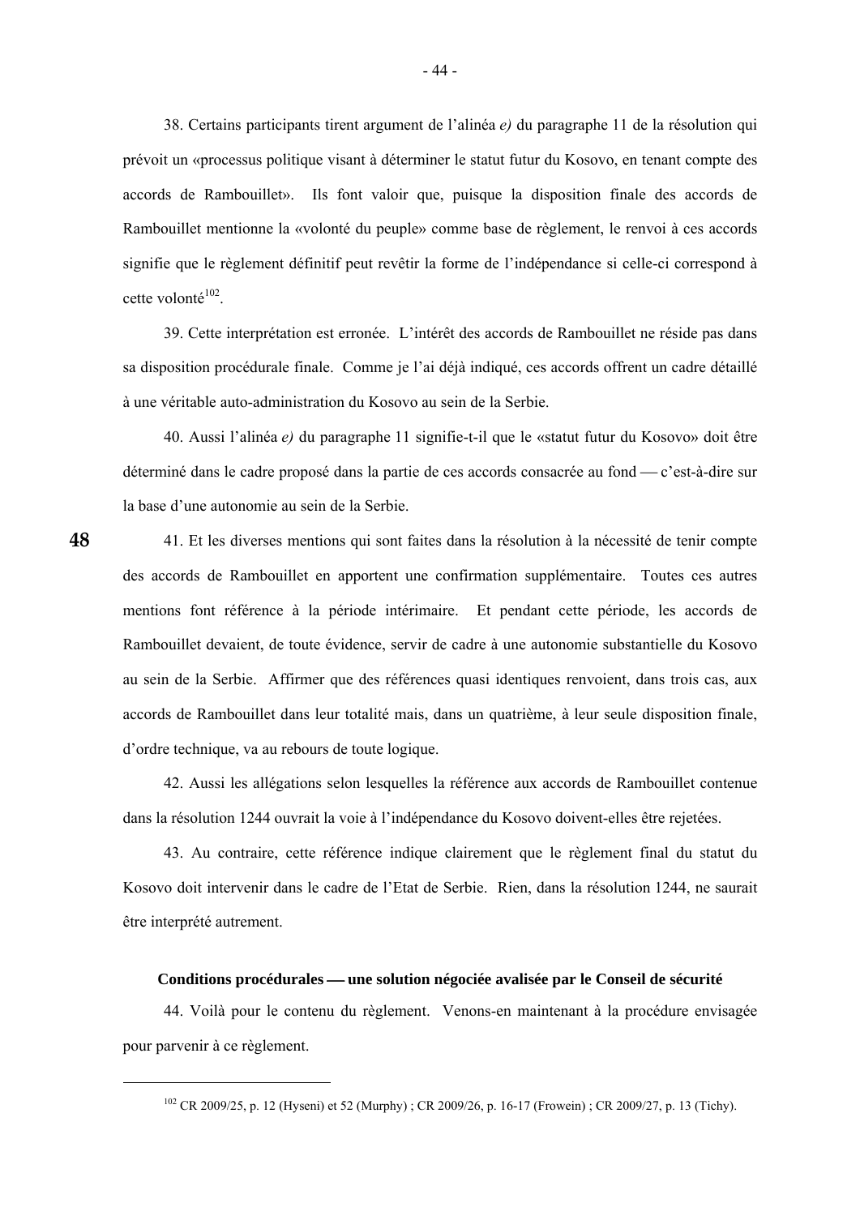38. Certains participants tirent argument de l'alinéa *e)* du paragraphe 11 de la résolution qui prévoit un «processus politique visant à déterminer le statut futur du Kosovo, en tenant compte des accords de Rambouillet». Ils font valoir que, puisque la disposition finale des accords de Rambouillet mentionne la «volonté du peuple» comme base de règlement, le renvoi à ces accords signifie que le règlement définitif peut revêtir la forme de l'indépendance si celle-ci correspond à cette volonté[102].

39. Cette interprétation est erronée. L'intérêt des accords de Rambouillet ne réside pas dans sa disposition procédurale finale. Comme je l'ai déjà indiqué, ces accords offrent un cadre détaillé à une véritable auto-administration du Kosovo au sein de la Serbie.

40. Aussi l'alinéa *e)* du paragraphe 11 signifie-t-il que le «statut futur du Kosovo» doit être déterminé dans le cadre proposé dans la partie de ces accords consacrée au fond — c'est-à-dire sur la base d'une autonomie au sein de la Serbie.

41. Et les diverses mentions qui sont faites dans la résolution à la nécessité de tenir compte des accords de Rambouillet en apportent une confirmation supplémentaire. Toutes ces autres mentions font référence à la période intérimaire. Et pendant cette période, les accords de Rambouillet devaient, de toute évidence, servir de cadre à une autonomie substantielle du Kosovo au sein de la Serbie. Affirmer que des références quasi identiques renvoient, dans trois cas, aux accords de Rambouillet dans leur totalité mais, dans un quatrième, à leur seule disposition finale, d'ordre technique, va au rebours de toute logique.

42. Aussi les allégations selon lesquelles la référence aux accords de Rambouillet contenue dans la résolution 1244 ouvrait la voie à l'indépendance du Kosovo doivent-elles être rejetées.

43. Au contraire, cette référence indique clairement que le règlement final du statut du Kosovo doit intervenir dans le cadre de l'Etat de Serbie. Rien, dans la résolution 1244, ne saurait être interprété autrement.

**Conditions procédurales — une solution négociée avalisée par le Conseil de sécurité**

44. Voilà pour le contenu du règlement. Venons-en maintenant à la procédure envisagée pour parvenir à ce règlement.

---

[102] CR 2009/25, p. 12 (Hyseni) et 52 (Murphy) ; CR 2009/26, p. 16-17 (Frowein) ; CR 2009/27, p. 13 (Tichy).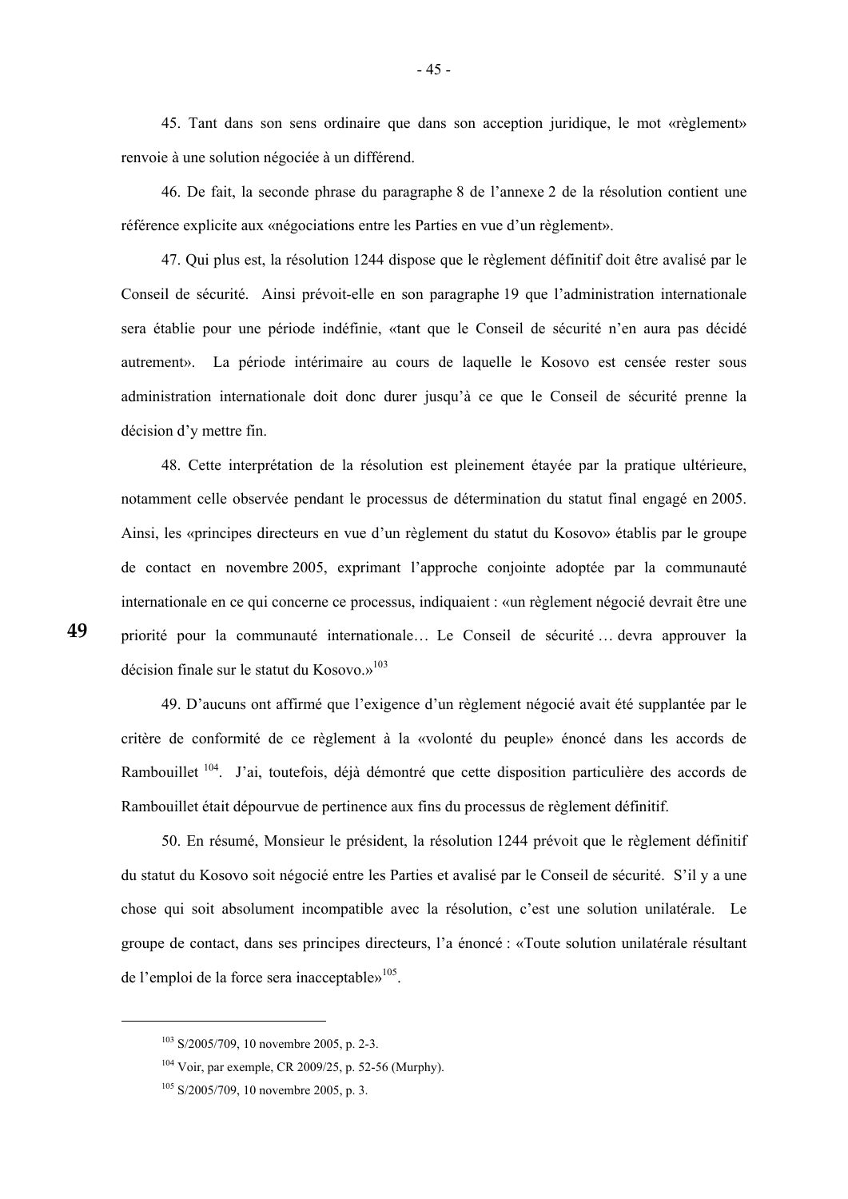45. Tant dans son sens ordinaire que dans son acception juridique, le mot «règlement» renvoie à une solution négociée à un différend.

46. De fait, la seconde phrase du paragraphe 8 de l'annexe 2 de la résolution contient une référence explicite aux «négociations entre les Parties en vue d'un règlement».

47. Qui plus est, la résolution 1244 dispose que le règlement définitif doit être avalisé par le Conseil de sécurité. Ainsi prévoit-elle en son paragraphe 19 que l'administration internationale sera établie pour une période indéfinie, «tant que le Conseil de sécurité n'en aura pas décidé autrement». La période intérimaire au cours de laquelle le Kosovo est censée rester sous administration internationale doit donc durer jusqu'à ce que le Conseil de sécurité prenne la décision d'y mettre fin.

48. Cette interprétation de la résolution est pleinement étayée par la pratique ultérieure, notamment celle observée pendant le processus de détermination du statut final engagé en 2005. Ainsi, les «principes directeurs en vue d'un règlement du statut du Kosovo» établis par le groupe de contact en novembre 2005, exprimant l'approche conjointe adoptée par la communauté internationale en ce qui concerne ce processus, indiquaient : «un règlement négocié devrait être une priorité pour la communauté internationale… Le Conseil de sécurité … devra approuver la décision finale sur le statut du Kosovo.»[103]

49. D'aucuns ont affirmé que l'exigence d'un règlement négocié avait été supplantée par le critère de conformité de ce règlement à la «volonté du peuple» énoncé dans les accords de Rambouillet [104]. J'ai, toutefois, déjà démontré que cette disposition particulière des accords de Rambouillet était dépourvue de pertinence aux fins du processus de règlement définitif.

50. En résumé, Monsieur le président, la résolution 1244 prévoit que le règlement définitif du statut du Kosovo soit négocié entre les Parties et avalisé par le Conseil de sécurité. S'il y a une chose qui soit absolument incompatible avec la résolution, c'est une solution unilatérale. Le groupe de contact, dans ses principes directeurs, l'a énoncé : «Toute solution unilatérale résultant de l'emploi de la force sera inacceptable»[105].

---

[103] S/2005/709, 10 novembre 2005, p. 2-3.

[104] Voir, par exemple, CR 2009/25, p. 52-56 (Murphy).

[105] S/2005/709, 10 novembre 2005, p. 3.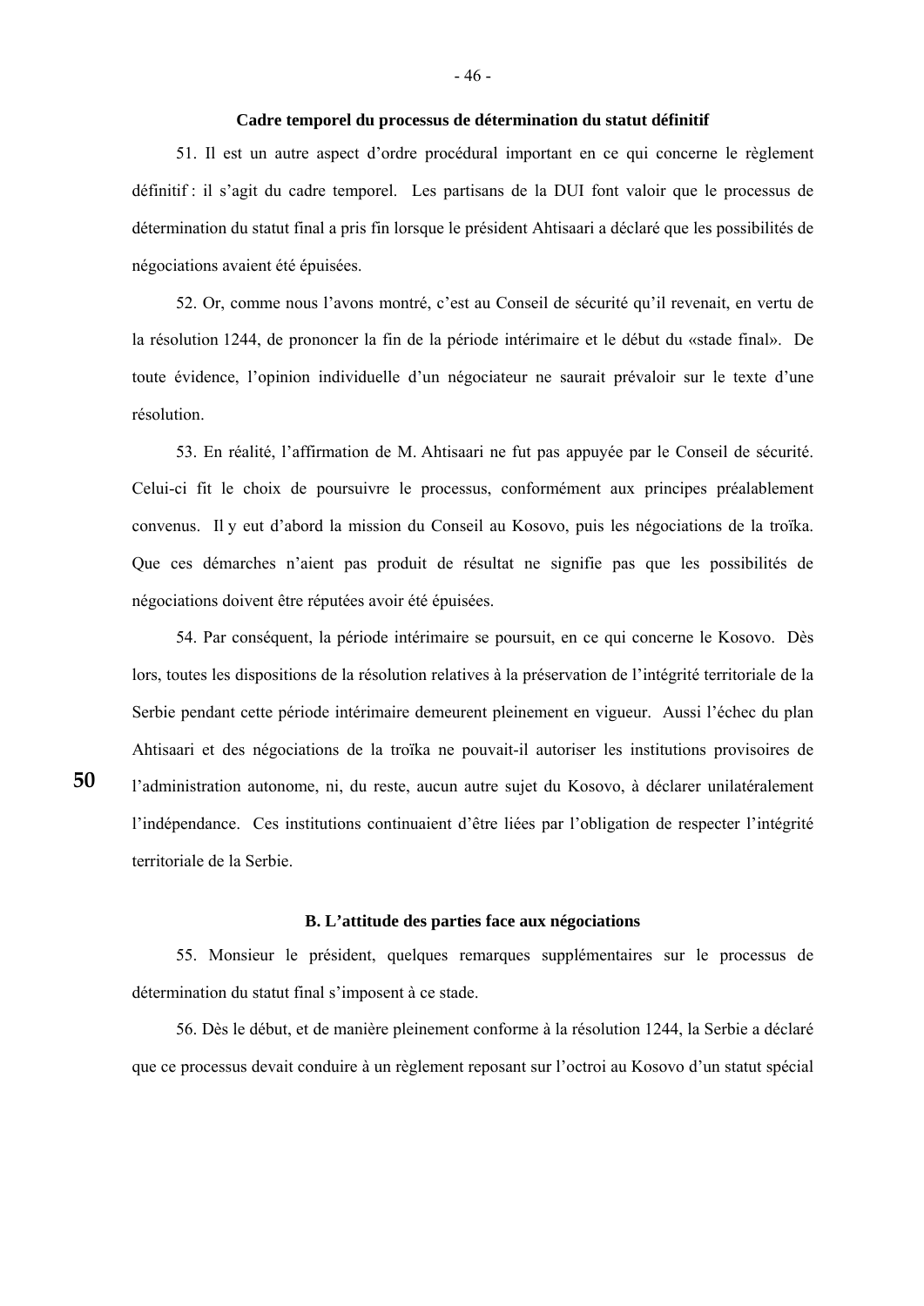**Cadre temporel du processus de détermination du statut définitif**

51. Il est un autre aspect d'ordre procédural important en ce qui concerne le règlement définitif : il s'agit du cadre temporel. Les partisans de la DUI font valoir que le processus de détermination du statut final a pris fin lorsque le président Ahtisaari a déclaré que les possibilités de négociations avaient été épuisées.

52. Or, comme nous l'avons montré, c'est au Conseil de sécurité qu'il revenait, en vertu de la résolution 1244, de prononcer la fin de la période intérimaire et le début du «stade final». De toute évidence, l'opinion individuelle d'un négociateur ne saurait prévaloir sur le texte d'une résolution.

53. En réalité, l'affirmation de M. Ahtisaari ne fut pas appuyée par le Conseil de sécurité. Celui-ci fit le choix de poursuivre le processus, conformément aux principes préalablement convenus. Il y eut d'abord la mission du Conseil au Kosovo, puis les négociations de la troïka. Que ces démarches n'aient pas produit de résultat ne signifie pas que les possibilités de négociations doivent être réputées avoir été épuisées.

54. Par conséquent, la période intérimaire se poursuit, en ce qui concerne le Kosovo. Dès lors, toutes les dispositions de la résolution relatives à la préservation de l'intégrité territoriale de la Serbie pendant cette période intérimaire demeurent pleinement en vigueur. Aussi l'échec du plan Ahtisaari et des négociations de la troïka ne pouvait-il autoriser les institutions provisoires de l'administration autonome, ni, du reste, aucun autre sujet du Kosovo, à déclarer unilatéralement l'indépendance. Ces institutions continuaient d'être liées par l'obligation de respecter l'intégrité territoriale de la Serbie.

### B. L'attitude des parties face aux négociations

55. Monsieur le président, quelques remarques supplémentaires sur le processus de détermination du statut final s'imposent à ce stade.

56. Dès le début, et de manière pleinement conforme à la résolution 1244, la Serbie a déclaré que ce processus devait conduire à un règlement reposant sur l'octroi au Kosovo d'un statut spécial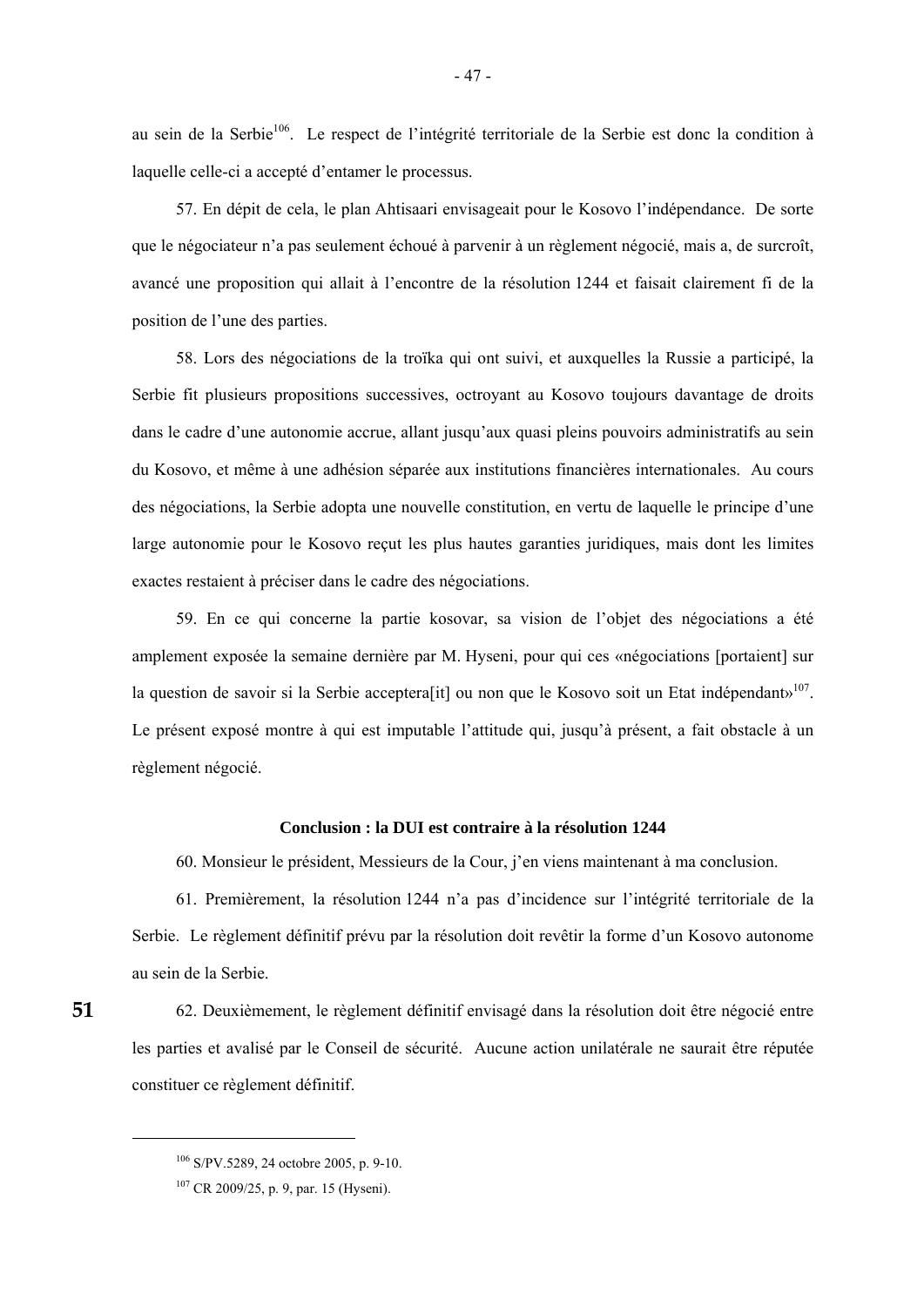au sein de la Serbie[106]. Le respect de l'intégrité territoriale de la Serbie est donc la condition à laquelle celle-ci a accepté d'entamer le processus.

57. En dépit de cela, le plan Ahtisaari envisageait pour le Kosovo l'indépendance. De sorte que le négociateur n'a pas seulement échoué à parvenir à un règlement négocié, mais a, de surcroît, avancé une proposition qui allait à l'encontre de la résolution 1244 et faisait clairement fi de la position de l'une des parties.

58. Lors des négociations de la troïka qui ont suivi, et auxquelles la Russie a participé, la Serbie fit plusieurs propositions successives, octroyant au Kosovo toujours davantage de droits dans le cadre d'une autonomie accrue, allant jusqu'aux quasi pleins pouvoirs administratifs au sein du Kosovo, et même à une adhésion séparée aux institutions financières internationales. Au cours des négociations, la Serbie adopta une nouvelle constitution, en vertu de laquelle le principe d'une large autonomie pour le Kosovo reçut les plus hautes garanties juridiques, mais dont les limites exactes restaient à préciser dans le cadre des négociations.

59. En ce qui concerne la partie kosovar, sa vision de l'objet des négociations a été amplement exposée la semaine dernière par M. Hyseni, pour qui ces «négociations [portaient] sur la question de savoir si la Serbie acceptera[it] ou non que le Kosovo soit un Etat indépendant»[107]. Le présent exposé montre à qui est imputable l'attitude qui, jusqu'à présent, a fait obstacle à un règlement négocié.

### Conclusion : la DUI est contraire à la résolution 1244

60. Monsieur le président, Messieurs de la Cour, j'en viens maintenant à ma conclusion.

61. Premièrement, la résolution 1244 n'a pas d'incidence sur l'intégrité territoriale de la Serbie. Le règlement définitif prévu par la résolution doit revêtir la forme d'un Kosovo autonome au sein de la Serbie.

62. Deuxièmement, le règlement définitif envisagé dans la résolution doit être négocié entre les parties et avalisé par le Conseil de sécurité. Aucune action unilatérale ne saurait être réputée constituer ce règlement définitif.

---

[106] S/PV.5289, 24 octobre 2005, p. 9-10.

[107] CR 2009/25, p. 9, par. 15 (Hyseni).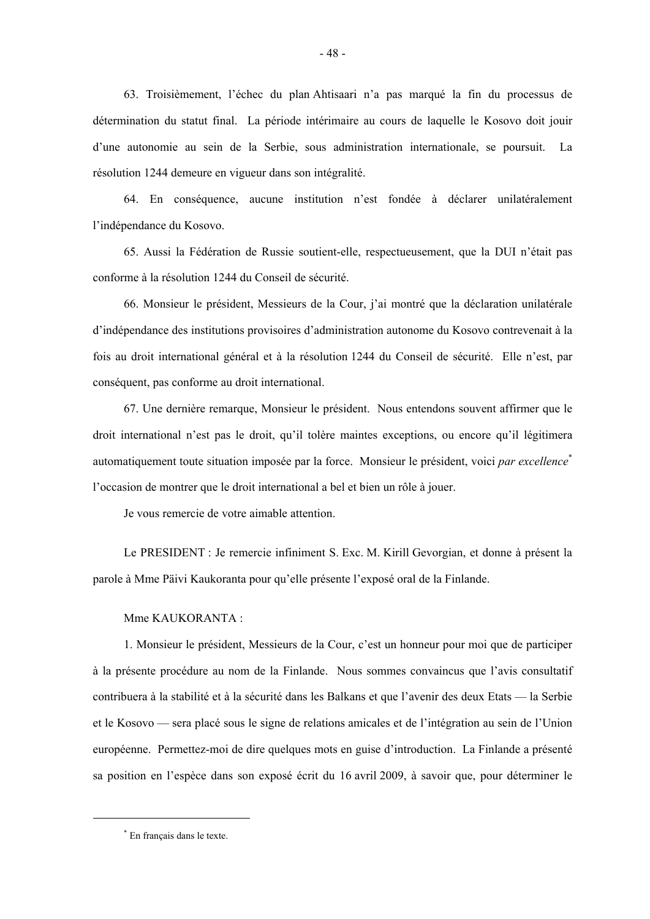63. Troisièmement, l'échec du plan Ahtisaari n'a pas marqué la fin du processus de détermination du statut final. La période intérimaire au cours de laquelle le Kosovo doit jouir d'une autonomie au sein de la Serbie, sous administration internationale, se poursuit. La résolution 1244 demeure en vigueur dans son intégralité.

64. En conséquence, aucune institution n'est fondée à déclarer unilatéralement l'indépendance du Kosovo.

65. Aussi la Fédération de Russie soutient-elle, respectueusement, que la DUI n'était pas conforme à la résolution 1244 du Conseil de sécurité.

66. Monsieur le président, Messieurs de la Cour, j'ai montré que la déclaration unilatérale d'indépendance des institutions provisoires d'administration autonome du Kosovo contrevenait à la fois au droit international général et à la résolution 1244 du Conseil de sécurité. Elle n'est, par conséquent, pas conforme au droit international.

67. Une dernière remarque, Monsieur le président. Nous entendons souvent affirmer que le droit international n'est pas le droit, qu'il tolère maintes exceptions, ou encore qu'il légitimera automatiquement toute situation imposée par la force. Monsieur le président, voici *par excellence*[*] l'occasion de montrer que le droit international a bel et bien un rôle à jouer.

Je vous remercie de votre aimable attention.

Le PRESIDENT : Je remercie infiniment S. Exc. M. Kirill Gevorgian, et donne à présent la parole à Mme Päivi Kaukoranta pour qu'elle présente l'exposé oral de la Finlande.

Mme KAUKORANTA :

1. Monsieur le président, Messieurs de la Cour, c'est un honneur pour moi que de participer à la présente procédure au nom de la Finlande. Nous sommes convaincus que l'avis consultatif contribuera à la stabilité et à la sécurité dans les Balkans et que l'avenir des deux Etats — la Serbie et le Kosovo — sera placé sous le signe de relations amicales et de l'intégration au sein de l'Union européenne. Permettez-moi de dire quelques mots en guise d'introduction. La Finlande a présenté sa position en l'espèce dans son exposé écrit du 16 avril 2009, à savoir que, pour déterminer le

---

[*] En français dans le texte.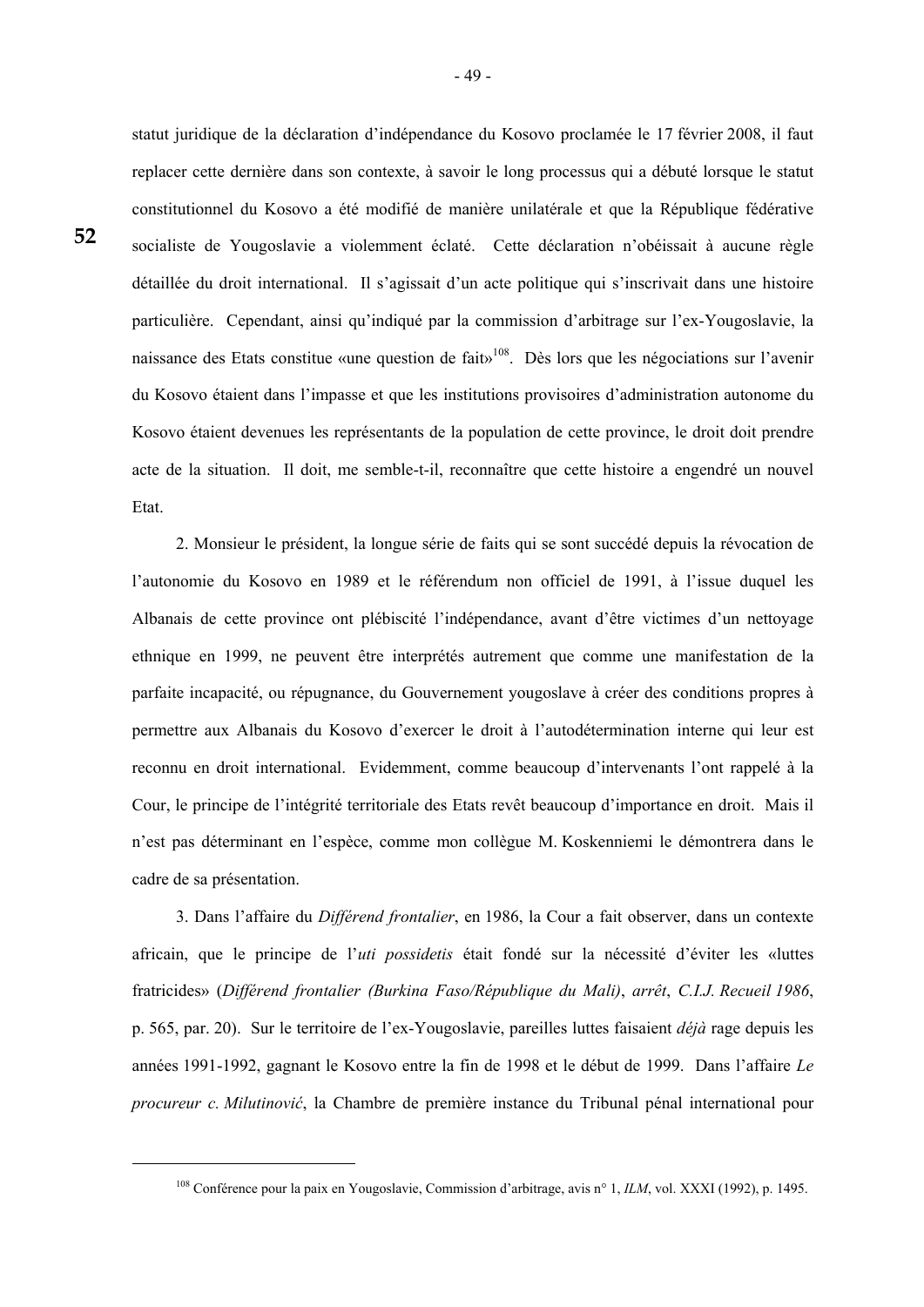statut juridique de la déclaration d'indépendance du Kosovo proclamée le 17 février 2008, il faut replacer cette dernière dans son contexte, à savoir le long processus qui a débuté lorsque le statut constitutionnel du Kosovo a été modifié de manière unilatérale et que la République fédérative socialiste de Yougoslavie a violemment éclaté. Cette déclaration n'obéissait à aucune règle détaillée du droit international. Il s'agissait d'un acte politique qui s'inscrivait dans une histoire particulière. Cependant, ainsi qu'indiqué par la commission d'arbitrage sur l'ex-Yougoslavie, la naissance des Etats constitue «une question de fait»[108]. Dès lors que les négociations sur l'avenir du Kosovo étaient dans l'impasse et que les institutions provisoires d'administration autonome du Kosovo étaient devenues les représentants de la population de cette province, le droit doit prendre acte de la situation. Il doit, me semble-t-il, reconnaître que cette histoire a engendré un nouvel Etat.

2. Monsieur le président, la longue série de faits qui se sont succédé depuis la révocation de l'autonomie du Kosovo en 1989 et le référendum non officiel de 1991, à l'issue duquel les Albanais de cette province ont plébiscité l'indépendance, avant d'être victimes d'un nettoyage ethnique en 1999, ne peuvent être interprétés autrement que comme une manifestation de la parfaite incapacité, ou répugnance, du Gouvernement yougoslave à créer des conditions propres à permettre aux Albanais du Kosovo d'exercer le droit à l'autodétermination interne qui leur est reconnu en droit international. Evidemment, comme beaucoup d'intervenants l'ont rappelé à la Cour, le principe de l'intégrité territoriale des Etats revêt beaucoup d'importance en droit. Mais il n'est pas déterminant en l'espèce, comme mon collègue M. Koskenniemi le démontrera dans le cadre de sa présentation.

3. Dans l'affaire du *Différend frontalier*, en 1986, la Cour a fait observer, dans un contexte africain, que le principe de l'*uti possidetis* était fondé sur la nécessité d'éviter les «luttes fratricides» (*Différend frontalier (Burkina Faso/République du Mali)*, *arrêt*, *C.I.J. Recueil 1986*, p. 565, par. 20). Sur le territoire de l'ex-Yougoslavie, pareilles luttes faisaient *déjà* rage depuis les années 1991-1992, gagnant le Kosovo entre la fin de 1998 et le début de 1999. Dans l'affaire *Le procureur c. Milutinović*, la Chambre de première instance du Tribunal pénal international pour

---

[108] Conférence pour la paix en Yougoslavie, Commission d'arbitrage, avis n° 1, *ILM*, vol. XXXI (1992), p. 1495.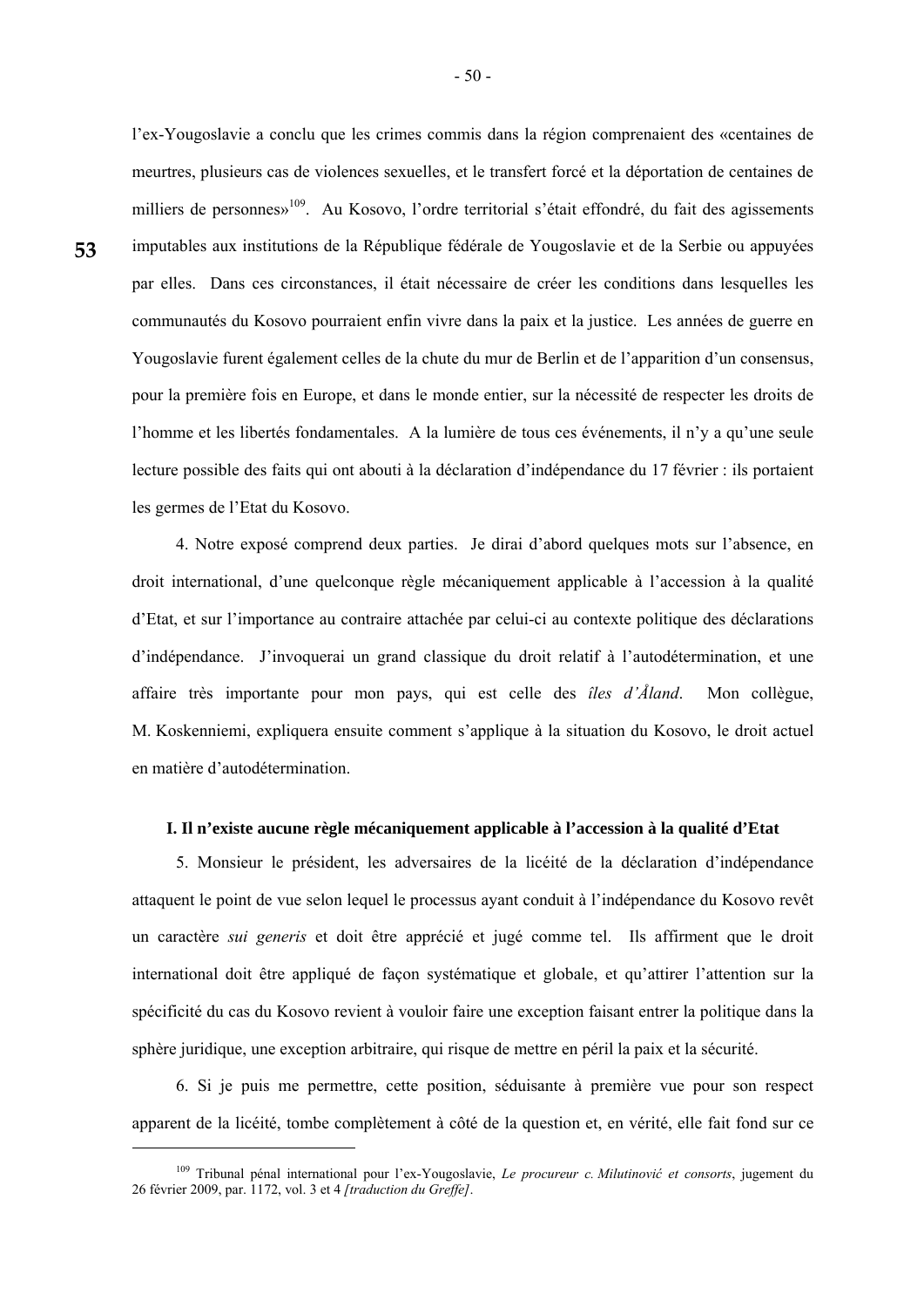l'ex-Yougoslavie a conclu que les crimes commis dans la région comprenaient des «centaines de meurtres, plusieurs cas de violences sexuelles, et le transfert forcé et la déportation de centaines de milliers de personnes»[109]. Au Kosovo, l'ordre territorial s'était effondré, du fait des agissements imputables aux institutions de la République fédérale de Yougoslavie et de la Serbie ou appuyées par elles. Dans ces circonstances, il était nécessaire de créer les conditions dans lesquelles les communautés du Kosovo pourraient enfin vivre dans la paix et la justice. Les années de guerre en Yougoslavie furent également celles de la chute du mur de Berlin et de l'apparition d'un consensus, pour la première fois en Europe, et dans le monde entier, sur la nécessité de respecter les droits de l'homme et les libertés fondamentales. A la lumière de tous ces événements, il n'y a qu'une seule lecture possible des faits qui ont abouti à la déclaration d'indépendance du 17 février : ils portaient les germes de l'Etat du Kosovo.

4. Notre exposé comprend deux parties. Je dirai d'abord quelques mots sur l'absence, en droit international, d'une quelconque règle mécaniquement applicable à l'accession à la qualité d'Etat, et sur l'importance au contraire attachée par celui-ci au contexte politique des déclarations d'indépendance. J'invoquerai un grand classique du droit relatif à l'autodétermination, et une affaire très importante pour mon pays, qui est celle des *îles d'Åland*. Mon collègue, M. Koskenniemi, expliquera ensuite comment s'applique à la situation du Kosovo, le droit actuel en matière d'autodétermination.

### I. Il n'existe aucune règle mécaniquement applicable à l'accession à la qualité d'Etat

5. Monsieur le président, les adversaires de la licéité de la déclaration d'indépendance attaquent le point de vue selon lequel le processus ayant conduit à l'indépendance du Kosovo revêt un caractère *sui generis* et doit être apprécié et jugé comme tel. Ils affirment que le droit international doit être appliqué de façon systématique et globale, et qu'attirer l'attention sur la spécificité du cas du Kosovo revient à vouloir faire une exception faisant entrer la politique dans la sphère juridique, une exception arbitraire, qui risque de mettre en péril la paix et la sécurité.

6. Si je puis me permettre, cette position, séduisante à première vue pour son respect apparent de la licéité, tombe complètement à côté de la question et, en vérité, elle fait fond sur ce

---

[109] Tribunal pénal international pour l'ex-Yougoslavie, *Le procureur c. Milutinović et consorts*, jugement du 26 février 2009, par. 1172, vol. 3 et 4 *[traduction du Greffe]*.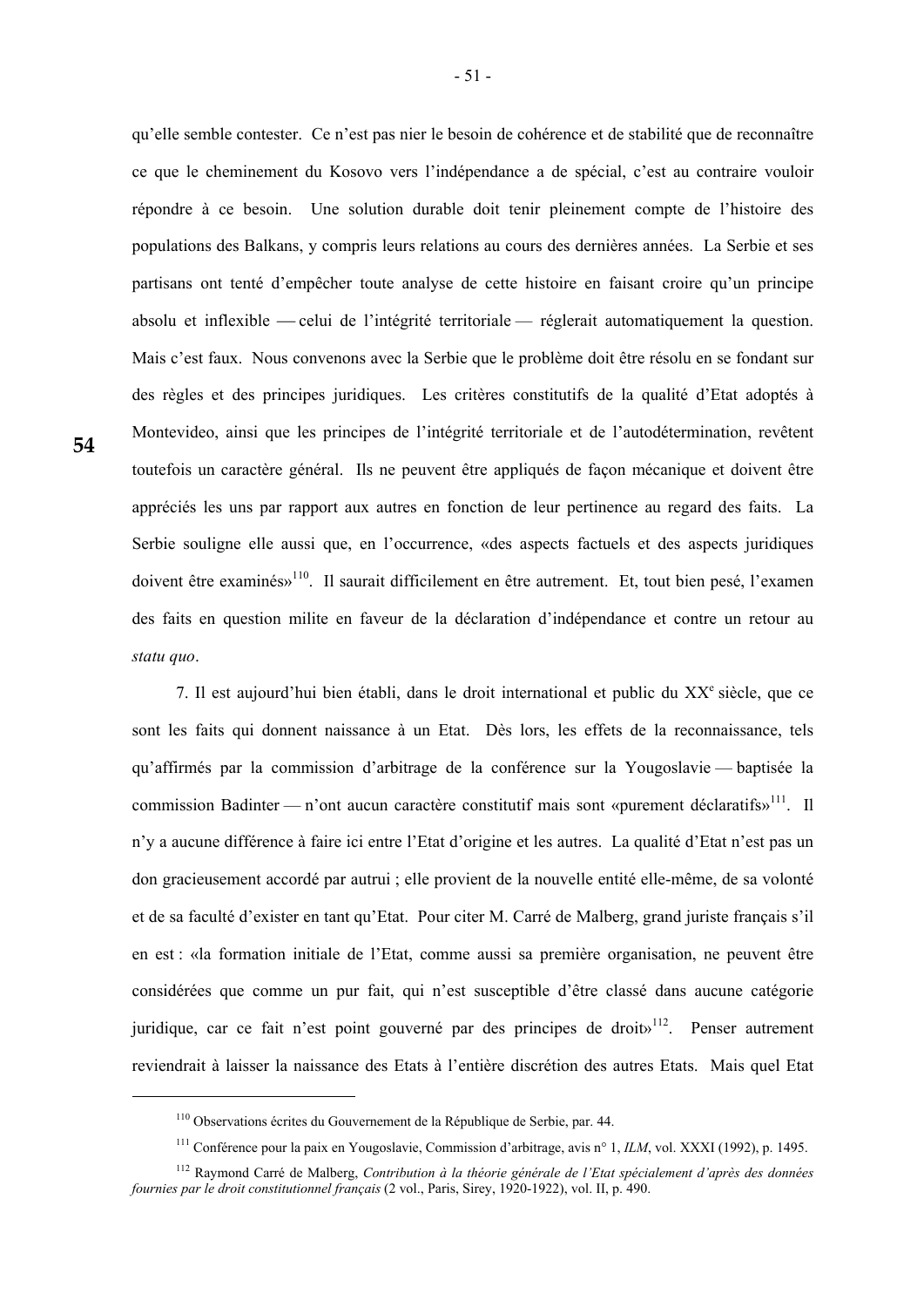qu'elle semble contester. Ce n'est pas nier le besoin de cohérence et de stabilité que de reconnaître ce que le cheminement du Kosovo vers l'indépendance a de spécial, c'est au contraire vouloir répondre à ce besoin. Une solution durable doit tenir pleinement compte de l'histoire des populations des Balkans, y compris leurs relations au cours des dernières années. La Serbie et ses partisans ont tenté d'empêcher toute analyse de cette histoire en faisant croire qu'un principe absolu et inflexible — celui de l'intégrité territoriale — réglerait automatiquement la question. Mais c'est faux. Nous convenons avec la Serbie que le problème doit être résolu en se fondant sur des règles et des principes juridiques. Les critères constitutifs de la qualité d'Etat adoptés à Montevideo, ainsi que les principes de l'intégrité territoriale et de l'autodétermination, revêtent toutefois un caractère général. Ils ne peuvent être appliqués de façon mécanique et doivent être appréciés les uns par rapport aux autres en fonction de leur pertinence au regard des faits. La Serbie souligne elle aussi que, en l'occurrence, «des aspects factuels et des aspects juridiques doivent être examinés»[110]. Il saurait difficilement en être autrement. Et, tout bien pesé, l'examen des faits en question milite en faveur de la déclaration d'indépendance et contre un retour au *statu quo*.

7. Il est aujourd'hui bien établi, dans le droit international et public du XX[e] siècle, que ce sont les faits qui donnent naissance à un Etat. Dès lors, les effets de la reconnaissance, tels qu'affirmés par la commission d'arbitrage de la conférence sur la Yougoslavie — baptisée la commission Badinter — n'ont aucun caractère constitutif mais sont «purement déclaratifs»[111]. Il n'y a aucune différence à faire ici entre l'Etat d'origine et les autres. La qualité d'Etat n'est pas un don gracieusement accordé par autrui ; elle provient de la nouvelle entité elle-même, de sa volonté et de sa faculté d'exister en tant qu'Etat. Pour citer M. Carré de Malberg, grand juriste français s'il en est : «la formation initiale de l'Etat, comme aussi sa première organisation, ne peuvent être considérées que comme un pur fait, qui n'est susceptible d'être classé dans aucune catégorie juridique, car ce fait n'est point gouverné par des principes de droit»[112]. Penser autrement reviendrait à laisser la naissance des Etats à l'entière discrétion des autres Etats. Mais quel Etat

---

[110] Observations écrites du Gouvernement de la République de Serbie, par. 44.

[111] Conférence pour la paix en Yougoslavie, Commission d'arbitrage, avis n° 1, *ILM*, vol. XXXI (1992), p. 1495.

[112] Raymond Carré de Malberg, *Contribution à la théorie générale de l'Etat spécialement d'après des données fournies par le droit constitutionnel français* (2 vol., Paris, Sirey, 1920-1922), vol. II, p. 490.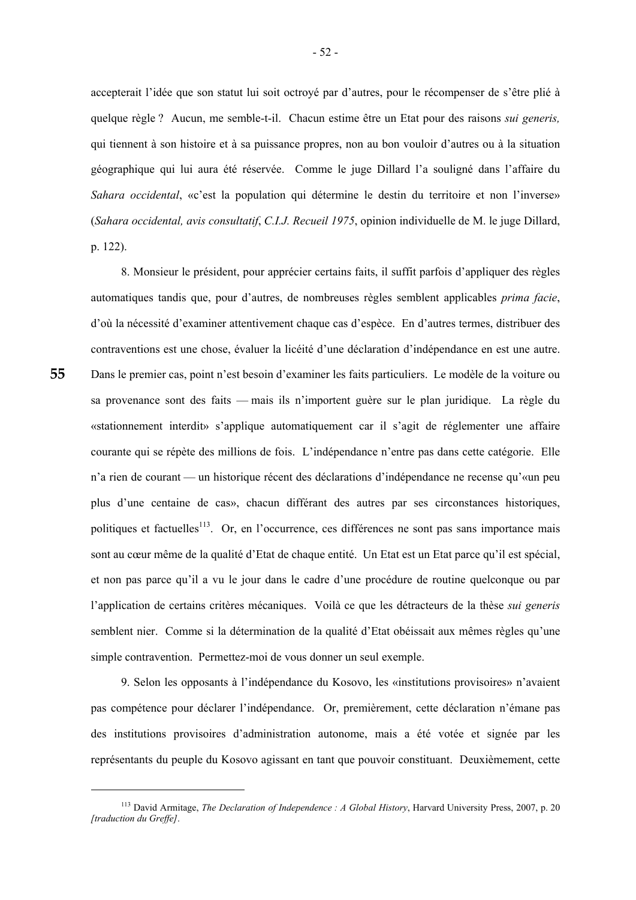accepterait l'idée que son statut lui soit octroyé par d'autres, pour le récompenser de s'être plié à quelque règle ? Aucun, me semble-t-il. Chacun estime être un Etat pour des raisons *sui generis,* qui tiennent à son histoire et à sa puissance propres, non au bon vouloir d'autres ou à la situation géographique qui lui aura été réservée. Comme le juge Dillard l'a souligné dans l'affaire du *Sahara occidental*, «c'est la population qui détermine le destin du territoire et non l'inverse» (*Sahara occidental, avis consultatif*, *C.I.J. Recueil 1975*, opinion individuelle de M. le juge Dillard, p. 122).

8. Monsieur le président, pour apprécier certains faits, il suffit parfois d'appliquer des règles automatiques tandis que, pour d'autres, de nombreuses règles semblent applicables *prima facie*, d'où la nécessité d'examiner attentivement chaque cas d'espèce. En d'autres termes, distribuer des contraventions est une chose, évaluer la licéité d'une déclaration d'indépendance en est une autre. Dans le premier cas, point n'est besoin d'examiner les faits particuliers. Le modèle de la voiture ou sa provenance sont des faits — mais ils n'importent guère sur le plan juridique. La règle du «stationnement interdit» s'applique automatiquement car il s'agit de réglementer une affaire courante qui se répète des millions de fois. L'indépendance n'entre pas dans cette catégorie. Elle n'a rien de courant — un historique récent des déclarations d'indépendance ne recense qu'«un peu plus d'une centaine de cas», chacun différant des autres par ses circonstances historiques, politiques et factuelles[113]. Or, en l'occurrence, ces différences ne sont pas sans importance mais sont au cœur même de la qualité d'Etat de chaque entité. Un Etat est un Etat parce qu'il est spécial, et non pas parce qu'il a vu le jour dans le cadre d'une procédure de routine quelconque ou par l'application de certains critères mécaniques. Voilà ce que les détracteurs de la thèse *sui generis* semblent nier. Comme si la détermination de la qualité d'Etat obéissait aux mêmes règles qu'une simple contravention. Permettez-moi de vous donner un seul exemple.

9. Selon les opposants à l'indépendance du Kosovo, les «institutions provisoires» n'avaient pas compétence pour déclarer l'indépendance. Or, premièrement, cette déclaration n'émane pas des institutions provisoires d'administration autonome, mais a été votée et signée par les représentants du peuple du Kosovo agissant en tant que pouvoir constituant. Deuxièmement, cette

---

[113] David Armitage, *The Declaration of Independence : A Global History*, Harvard University Press, 2007, p. 20 *[traduction du Greffe]*.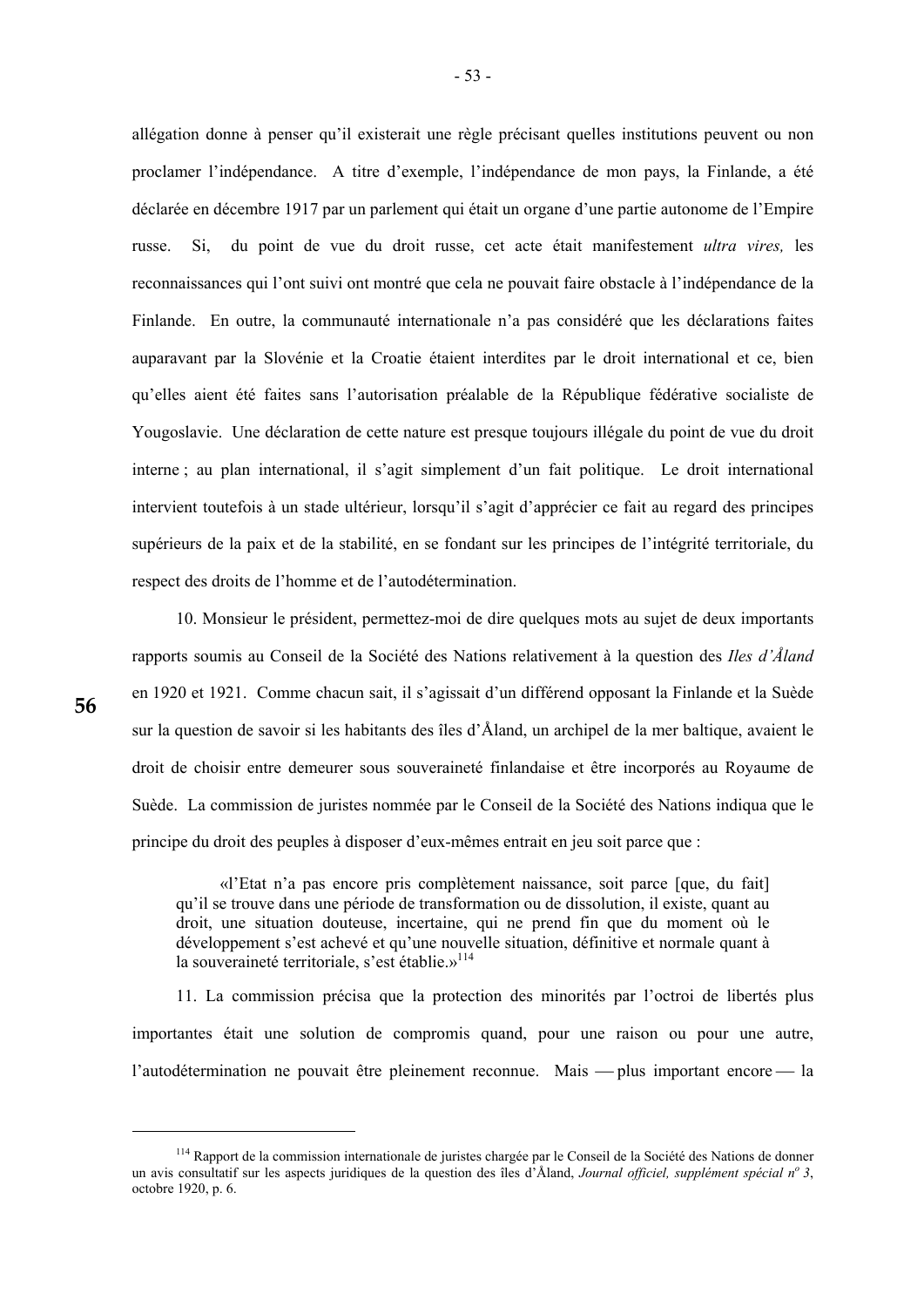allégation donne à penser qu'il existerait une règle précisant quelles institutions peuvent ou non proclamer l'indépendance. A titre d'exemple, l'indépendance de mon pays, la Finlande, a été déclarée en décembre 1917 par un parlement qui était un organe d'une partie autonome de l'Empire russe. Si, du point de vue du droit russe, cet acte était manifestement *ultra vires,* les reconnaissances qui l'ont suivi ont montré que cela ne pouvait faire obstacle à l'indépendance de la Finlande. En outre, la communauté internationale n'a pas considéré que les déclarations faites auparavant par la Slovénie et la Croatie étaient interdites par le droit international et ce, bien qu'elles aient été faites sans l'autorisation préalable de la République fédérative socialiste de Yougoslavie. Une déclaration de cette nature est presque toujours illégale du point de vue du droit interne ; au plan international, il s'agit simplement d'un fait politique. Le droit international intervient toutefois à un stade ultérieur, lorsqu'il s'agit d'apprécier ce fait au regard des principes supérieurs de la paix et de la stabilité, en se fondant sur les principes de l'intégrité territoriale, du respect des droits de l'homme et de l'autodétermination.

10. Monsieur le président, permettez-moi de dire quelques mots au sujet de deux importants rapports soumis au Conseil de la Société des Nations relativement à la question des *Iles d'Åland* en 1920 et 1921. Comme chacun sait, il s'agissait d'un différend opposant la Finlande et la Suède sur la question de savoir si les habitants des îles d'Åland, un archipel de la mer baltique, avaient le droit de choisir entre demeurer sous souveraineté finlandaise et être incorporés au Royaume de Suède. La commission de juristes nommée par le Conseil de la Société des Nations indiqua que le principe du droit des peuples à disposer d'eux-mêmes entrait en jeu soit parce que :

> «l'Etat n'a pas encore pris complètement naissance, soit parce [que, du fait] qu'il se trouve dans une période de transformation ou de dissolution, il existe, quant au droit, une situation douteuse, incertaine, qui ne prend fin que du moment où le développement s'est achevé et qu'une nouvelle situation, définitive et normale quant à la souveraineté territoriale, s'est établie.»[114]

11. La commission précisa que la protection des minorités par l'octroi de libertés plus importantes était une solution de compromis quand, pour une raison ou pour une autre, l'autodétermination ne pouvait être pleinement reconnue. Mais — plus important encore — la

---

[114] Rapport de la commission internationale de juristes chargée par le Conseil de la Société des Nations de donner un avis consultatif sur les aspects juridiques de la question des îles d'Åland, *Journal officiel, supplément spécial nº 3*, octobre 1920, p. 6.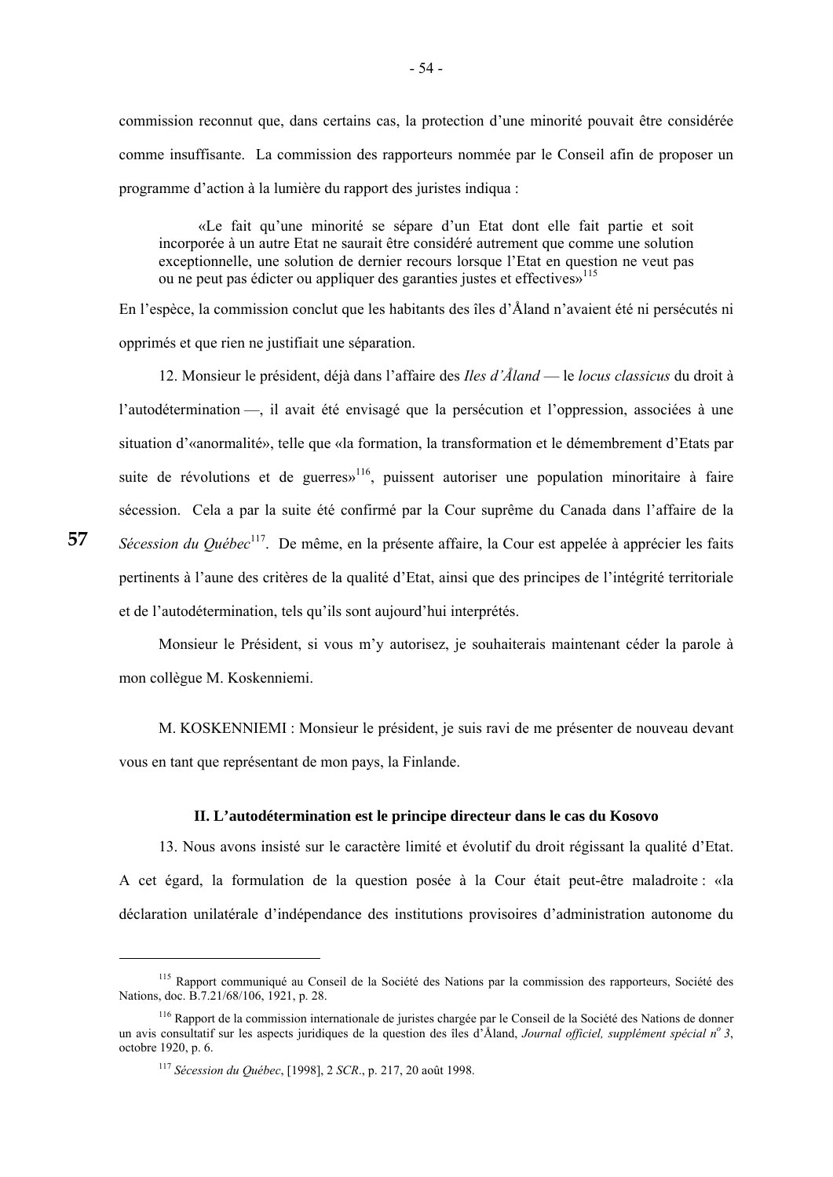commission reconnut que, dans certains cas, la protection d'une minorité pouvait être considérée comme insuffisante. La commission des rapporteurs nommée par le Conseil afin de proposer un programme d'action à la lumière du rapport des juristes indiqua :

> «Le fait qu'une minorité se sépare d'un Etat dont elle fait partie et soit incorporée à un autre Etat ne saurait être considéré autrement que comme une solution exceptionnelle, une solution de dernier recours lorsque l'Etat en question ne veut pas ou ne peut pas édicter ou appliquer des garanties justes et effectives»[115]

En l'espèce, la commission conclut que les habitants des îles d'Åland n'avaient été ni persécutés ni opprimés et que rien ne justifiait une séparation.

12. Monsieur le président, déjà dans l'affaire des *Iles d'Åland* — le *locus classicus* du droit à l'autodétermination —, il avait été envisagé que la persécution et l'oppression, associées à une situation d'«anormalité», telle que «la formation, la transformation et le démembrement d'Etats par suite de révolutions et de guerres»[116], puissent autoriser une population minoritaire à faire sécession. Cela a par la suite été confirmé par la Cour suprême du Canada dans l'affaire de la *Sécession du Québec*[117]. De même, en la présente affaire, la Cour est appelée à apprécier les faits pertinents à l'aune des critères de la qualité d'Etat, ainsi que des principes de l'intégrité territoriale et de l'autodétermination, tels qu'ils sont aujourd'hui interprétés.

Monsieur le Président, si vous m'y autorisez, je souhaiterais maintenant céder la parole à mon collègue M. Koskenniemi.

M. KOSKENNIEMI : Monsieur le président, je suis ravi de me présenter de nouveau devant vous en tant que représentant de mon pays, la Finlande.

### II. L'autodétermination est le principe directeur dans le cas du Kosovo

13. Nous avons insisté sur le caractère limité et évolutif du droit régissant la qualité d'Etat. A cet égard, la formulation de la question posée à la Cour était peut-être maladroite : «la déclaration unilatérale d'indépendance des institutions provisoires d'administration autonome du

---

[115] Rapport communiqué au Conseil de la Société des Nations par la commission des rapporteurs, Société des Nations, doc. B.7.21/68/106, 1921, p. 28.

[116] Rapport de la commission internationale de juristes chargée par le Conseil de la Société des Nations de donner un avis consultatif sur les aspects juridiques de la question des îles d'Åland, *Journal officiel, supplément spécial n° 3*, octobre 1920, p. 6.

[117] *Sécession du Québec*, [1998], 2 *SCR*., p. 217, 20 août 1998.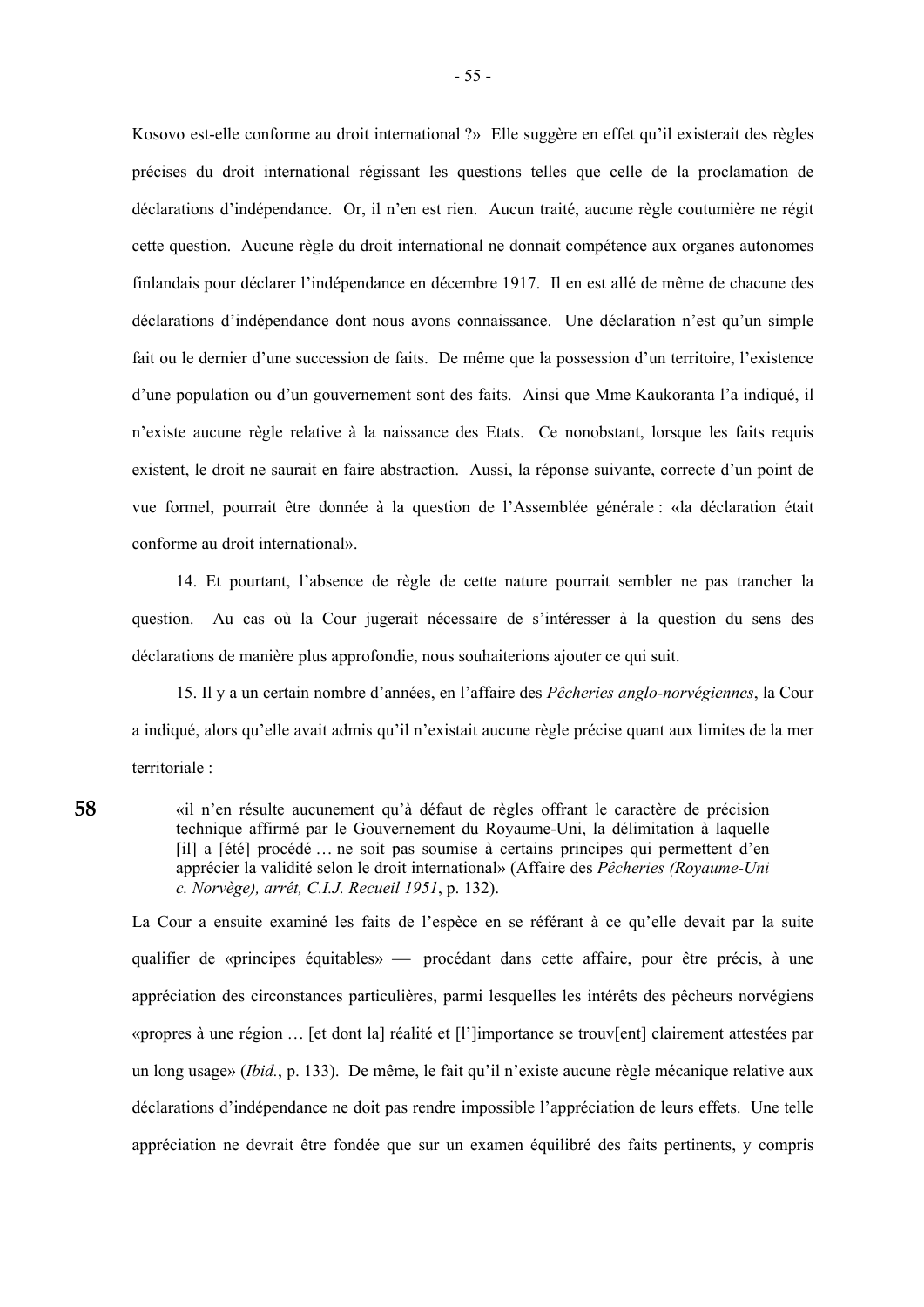Kosovo est-elle conforme au droit international ?» Elle suggère en effet qu'il existerait des règles précises du droit international régissant les questions telles que celle de la proclamation de déclarations d'indépendance. Or, il n'en est rien. Aucun traité, aucune règle coutumière ne régit cette question. Aucune règle du droit international ne donnait compétence aux organes autonomes finlandais pour déclarer l'indépendance en décembre 1917. Il en est allé de même de chacune des déclarations d'indépendance dont nous avons connaissance. Une déclaration n'est qu'un simple fait ou le dernier d'une succession de faits. De même que la possession d'un territoire, l'existence d'une population ou d'un gouvernement sont des faits. Ainsi que Mme Kaukoranta l'a indiqué, il n'existe aucune règle relative à la naissance des Etats. Ce nonobstant, lorsque les faits requis existent, le droit ne saurait en faire abstraction. Aussi, la réponse suivante, correcte d'un point de vue formel, pourrait être donnée à la question de l'Assemblée générale : «la déclaration était conforme au droit international».

14. Et pourtant, l'absence de règle de cette nature pourrait sembler ne pas trancher la question. Au cas où la Cour jugerait nécessaire de s'intéresser à la question du sens des déclarations de manière plus approfondie, nous souhaiterions ajouter ce qui suit.

15. Il y a un certain nombre d'années, en l'affaire des *Pêcheries anglo-norvégiennes*, la Cour a indiqué, alors qu'elle avait admis qu'il n'existait aucune règle précise quant aux limites de la mer territoriale :

> «il n'en résulte aucunement qu'à défaut de règles offrant le caractère de précision technique affirmé par le Gouvernement du Royaume-Uni, la délimitation à laquelle [il] a [été] procédé … ne soit pas soumise à certains principes qui permettent d'en apprécier la validité selon le droit international» (Affaire des *Pêcheries (Royaume-Uni c. Norvège), arrêt, C.I.J. Recueil 1951*, p. 132).

La Cour a ensuite examiné les faits de l'espèce en se référant à ce qu'elle devait par la suite qualifier de «principes équitables» — procédant dans cette affaire, pour être précis, à une appréciation des circonstances particulières, parmi lesquelles les intérêts des pêcheurs norvégiens «propres à une région … [et dont la] réalité et [l']importance se trouv[ent] clairement attestées par un long usage» (*Ibid.*, p. 133). De même, le fait qu'il n'existe aucune règle mécanique relative aux déclarations d'indépendance ne doit pas rendre impossible l'appréciation de leurs effets. Une telle appréciation ne devrait être fondée que sur un examen équilibré des faits pertinents, y compris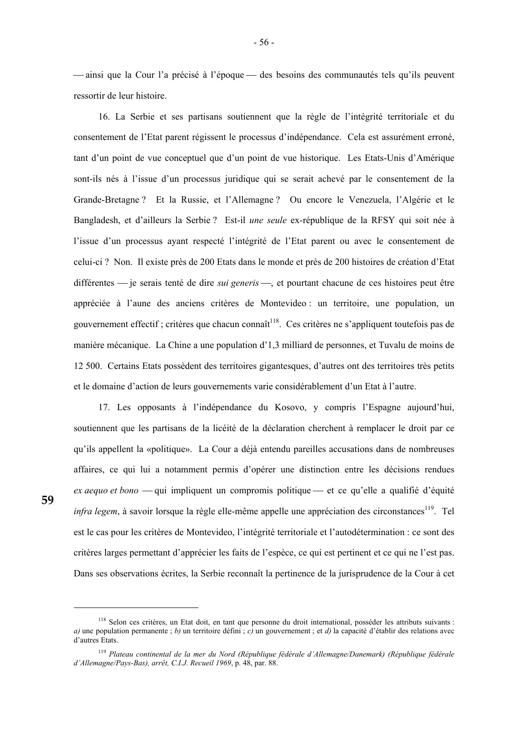— ainsi que la Cour l'a précisé à l'époque — des besoins des communautés tels qu'ils peuvent ressortir de leur histoire.

16. La Serbie et ses partisans soutiennent que la règle de l'intégrité territoriale et du consentement de l'Etat parent régissent le processus d'indépendance. Cela est assurément erroné, tant d'un point de vue conceptuel que d'un point de vue historique. Les Etats-Unis d'Amérique sont-ils nés à l'issue d'un processus juridique qui se serait achevé par le consentement de la Grande-Bretagne ? Et la Russie, et l'Allemagne ? Ou encore le Venezuela, l'Algérie et le Bangladesh, et d'ailleurs la Serbie ? Est-il *une seule* ex-république de la RFSY qui soit née à l'issue d'un processus ayant respecté l'intégrité de l'Etat parent ou avec le consentement de celui-ci ? Non. Il existe près de 200 Etats dans le monde et près de 200 histoires de création d'Etat différentes — je serais tenté de dire *sui generis* —, et pourtant chacune de ces histoires peut être appréciée à l'aune des anciens critères de Montevideo : un territoire, une population, un gouvernement effectif ; critères que chacun connaît[118]. Ces critères ne s'appliquent toutefois pas de manière mécanique. La Chine a une population d'1,3 milliard de personnes, et Tuvalu de moins de 12 500. Certains Etats possèdent des territoires gigantesques, d'autres ont des territoires très petits et le domaine d'action de leurs gouvernements varie considérablement d'un Etat à l'autre.

17. Les opposants à l'indépendance du Kosovo, y compris l'Espagne aujourd'hui, soutiennent que les partisans de la licéité de la déclaration cherchent à remplacer le droit par ce qu'ils appellent la «politique». La Cour a déjà entendu pareilles accusations dans de nombreuses affaires, ce qui lui a notamment permis d'opérer une distinction entre les décisions rendues *ex aequo et bono* — qui impliquent un compromis politique — et ce qu'elle a qualifié d'équité *infra legem*, à savoir lorsque la règle elle-même appelle une appréciation des circonstances[119]. Tel est le cas pour les critères de Montevideo, l'intégrité territoriale et l'autodétermination : ce sont des critères larges permettant d'apprécier les faits de l'espèce, ce qui est pertinent et ce qui ne l'est pas. Dans ses observations écrites, la Serbie reconnaît la pertinence de la jurisprudence de la Cour à cet

---

[118] Selon ces critères, un Etat doit, en tant que personne du droit international, posséder les attributs suivants : *a)* une population permanente ; *b)* un territoire défini ; *c)* un gouvernement ; et *d)* la capacité d'établir des relations avec d'autres Etats.

[119] *Plateau continental de la mer du Nord (République fédérale d'Allemagne/Danemark) (République fédérale d'Allemagne/Pays-Bas), arrêt, C.I.J. Recueil 1969*, p. 48, par. 88.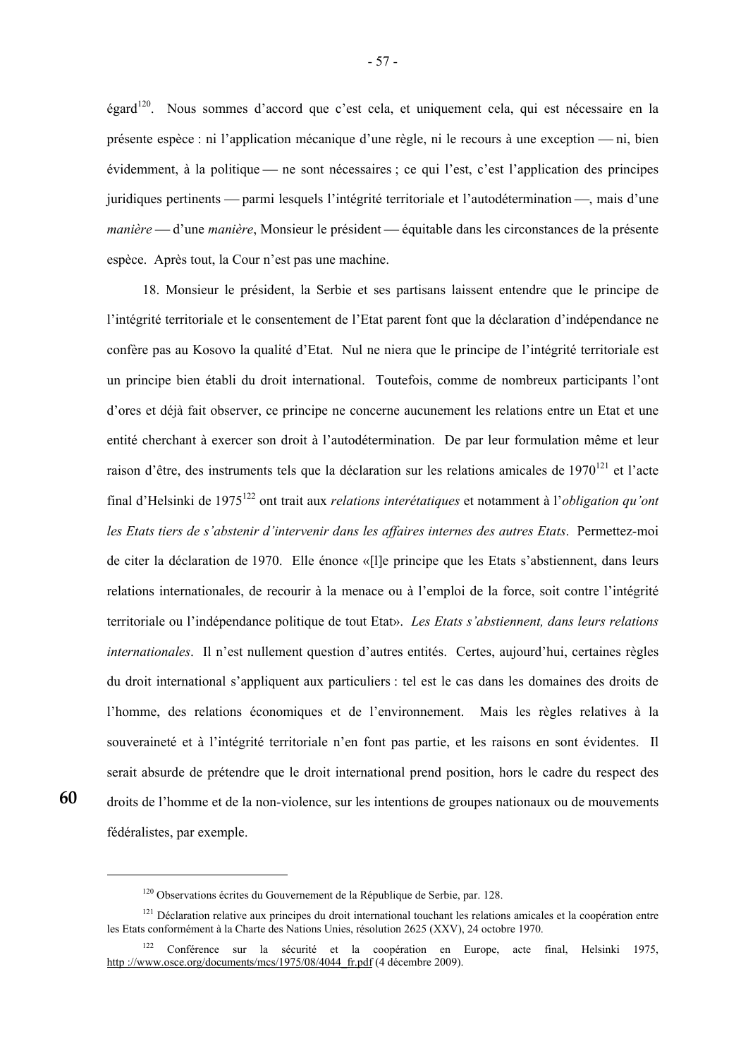égard[120]. Nous sommes d'accord que c'est cela, et uniquement cela, qui est nécessaire en la présente espèce : ni l'application mécanique d'une règle, ni le recours à une exception — ni, bien évidemment, à la politique — ne sont nécessaires ; ce qui l'est, c'est l'application des principes juridiques pertinents — parmi lesquels l'intégrité territoriale et l'autodétermination —, mais d'une *manière* — d'une *manière*, Monsieur le président — équitable dans les circonstances de la présente espèce. Après tout, la Cour n'est pas une machine.

18. Monsieur le président, la Serbie et ses partisans laissent entendre que le principe de l'intégrité territoriale et le consentement de l'Etat parent font que la déclaration d'indépendance ne confère pas au Kosovo la qualité d'Etat. Nul ne niera que le principe de l'intégrité territoriale est un principe bien établi du droit international. Toutefois, comme de nombreux participants l'ont d'ores et déjà fait observer, ce principe ne concerne aucunement les relations entre un Etat et une entité cherchant à exercer son droit à l'autodétermination. De par leur formulation même et leur raison d'être, des instruments tels que la déclaration sur les relations amicales de 1970[121] et l'acte final d'Helsinki de 1975[122] ont trait aux *relations interétatiques* et notamment à l'*obligation qu'ont les Etats tiers de s'abstenir d'intervenir dans les affaires internes des autres Etats*. Permettez-moi de citer la déclaration de 1970. Elle énonce «[l]e principe que les Etats s'abstiennent, dans leurs relations internationales, de recourir à la menace ou à l'emploi de la force, soit contre l'intégrité territoriale ou l'indépendance politique de tout Etat». *Les Etats s'abstiennent, dans leurs relations internationales*. Il n'est nullement question d'autres entités. Certes, aujourd'hui, certaines règles du droit international s'appliquent aux particuliers : tel est le cas dans les domaines des droits de l'homme, des relations économiques et de l'environnement. Mais les règles relatives à la souveraineté et à l'intégrité territoriale n'en font pas partie, et les raisons en sont évidentes. Il serait absurde de prétendre que le droit international prend position, hors le cadre du respect des droits de l'homme et de la non-violence, sur les intentions de groupes nationaux ou de mouvements fédéralistes, par exemple.

---

[120] Observations écrites du Gouvernement de la République de Serbie, par. 128.

[121] Déclaration relative aux principes du droit international touchant les relations amicales et la coopération entre les Etats conformément à la Charte des Nations Unies, résolution 2625 (XXV), 24 octobre 1970.

[122] Conférence sur la sécurité et la coopération en Europe, acte final, Helsinki 1975, http ://www.osce.org/documents/mcs/1975/08/4044_fr.pdf (4 décembre 2009).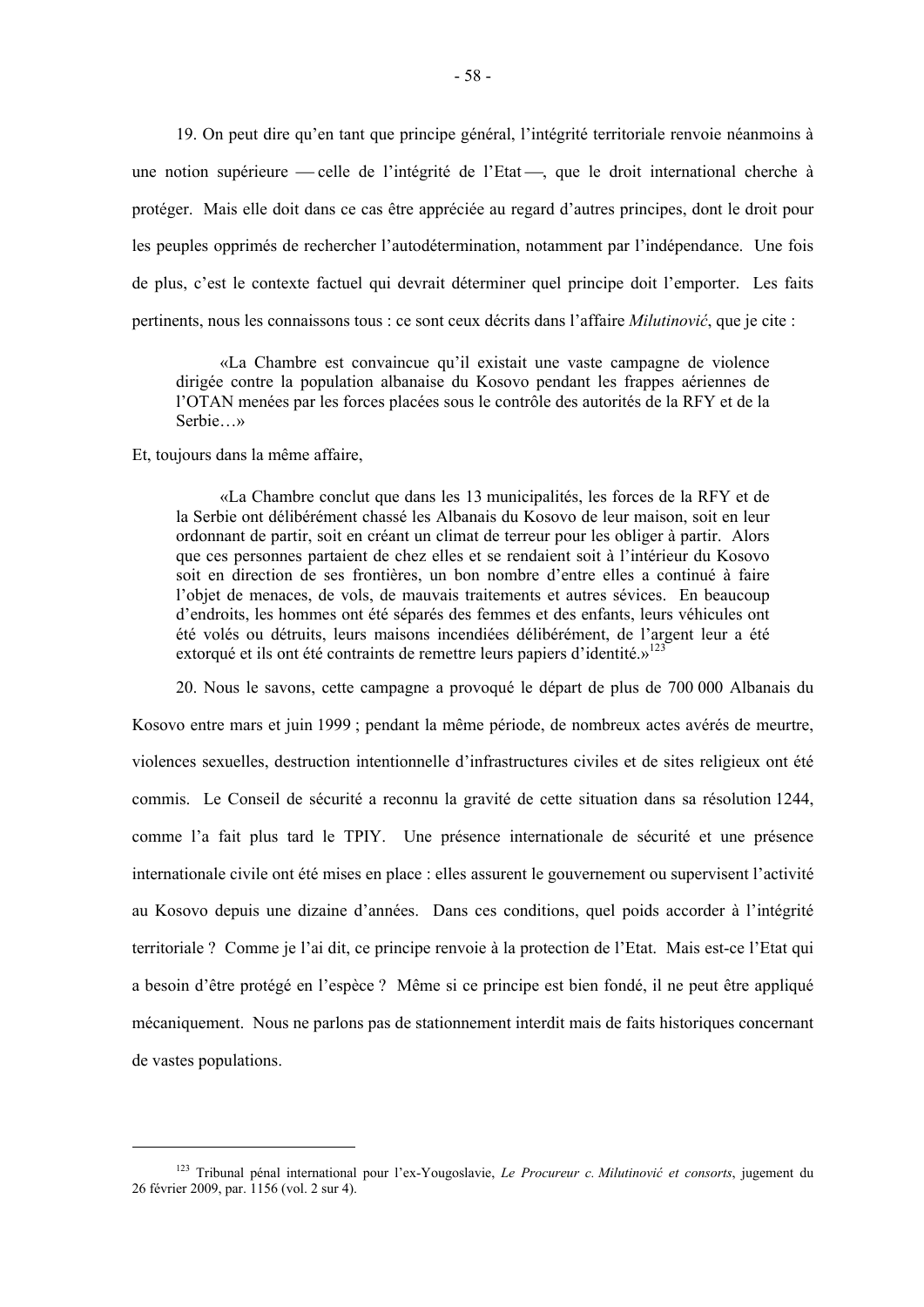19. On peut dire qu'en tant que principe général, l'intégrité territoriale renvoie néanmoins à une notion supérieure — celle de l'intégrité de l'Etat —, que le droit international cherche à protéger. Mais elle doit dans ce cas être appréciée au regard d'autres principes, dont le droit pour les peuples opprimés de rechercher l'autodétermination, notamment par l'indépendance. Une fois de plus, c'est le contexte factuel qui devrait déterminer quel principe doit l'emporter. Les faits pertinents, nous les connaissons tous : ce sont ceux décrits dans l'affaire *Milutinović*, que je cite :

> «La Chambre est convaincue qu'il existait une vaste campagne de violence dirigée contre la population albanaise du Kosovo pendant les frappes aériennes de l'OTAN menées par les forces placées sous le contrôle des autorités de la RFY et de la Serbie…»

Et, toujours dans la même affaire,

> «La Chambre conclut que dans les 13 municipalités, les forces de la RFY et de la Serbie ont délibérément chassé les Albanais du Kosovo de leur maison, soit en leur ordonnant de partir, soit en créant un climat de terreur pour les obliger à partir. Alors que ces personnes partaient de chez elles et se rendaient soit à l'intérieur du Kosovo soit en direction de ses frontières, un bon nombre d'entre elles a continué à faire l'objet de menaces, de vols, de mauvais traitements et autres sévices. En beaucoup d'endroits, les hommes ont été séparés des femmes et des enfants, leurs véhicules ont été volés ou détruits, leurs maisons incendiées délibérément, de l'argent leur a été extorqué et ils ont été contraints de remettre leurs papiers d'identité.»[123]

20. Nous le savons, cette campagne a provoqué le départ de plus de 700 000 Albanais du Kosovo entre mars et juin 1999 ; pendant la même période, de nombreux actes avérés de meurtre, violences sexuelles, destruction intentionnelle d'infrastructures civiles et de sites religieux ont été commis. Le Conseil de sécurité a reconnu la gravité de cette situation dans sa résolution 1244, comme l'a fait plus tard le TPIY. Une présence internationale de sécurité et une présence internationale civile ont été mises en place : elles assurent le gouvernement ou supervisent l'activité au Kosovo depuis une dizaine d'années. Dans ces conditions, quel poids accorder à l'intégrité territoriale ? Comme je l'ai dit, ce principe renvoie à la protection de l'Etat. Mais est-ce l'Etat qui a besoin d'être protégé en l'espèce ? Même si ce principe est bien fondé, il ne peut être appliqué mécaniquement. Nous ne parlons pas de stationnement interdit mais de faits historiques concernant de vastes populations.

---

[123] Tribunal pénal international pour l'ex-Yougoslavie, *Le Procureur c. Milutinović et consorts*, jugement du 26 février 2009, par. 1156 (vol. 2 sur 4).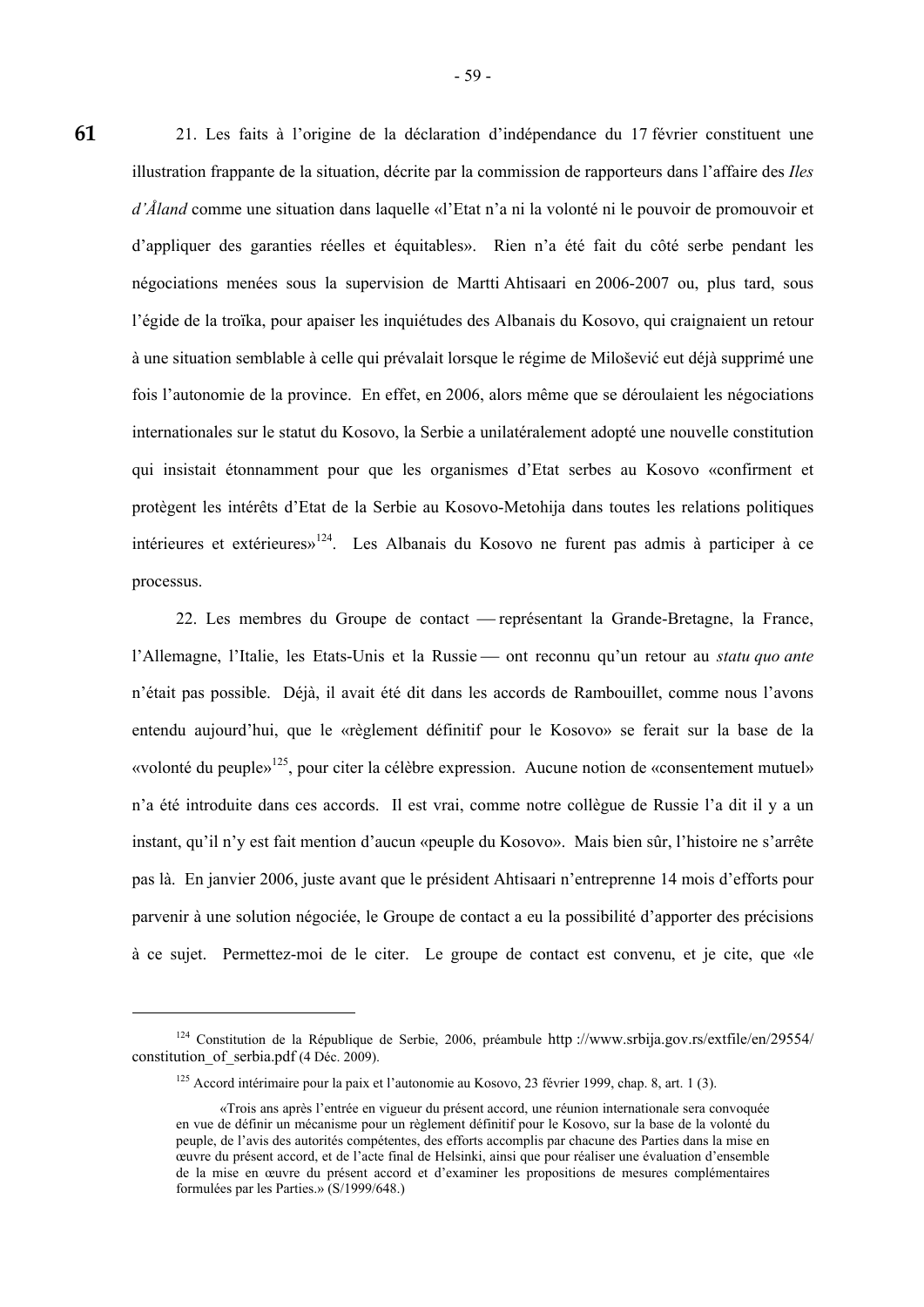21. Les faits à l'origine de la déclaration d'indépendance du 17 février constituent une illustration frappante de la situation, décrite par la commission de rapporteurs dans l'affaire des *Iles d'Åland* comme une situation dans laquelle «l'Etat n'a ni la volonté ni le pouvoir de promouvoir et d'appliquer des garanties réelles et équitables». Rien n'a été fait du côté serbe pendant les négociations menées sous la supervision de Martti Ahtisaari en 2006-2007 ou, plus tard, sous l'égide de la troïka, pour apaiser les inquiétudes des Albanais du Kosovo, qui craignaient un retour à une situation semblable à celle qui prévalait lorsque le régime de Milošević eut déjà supprimé une fois l'autonomie de la province. En effet, en 2006, alors même que se déroulaient les négociations internationales sur le statut du Kosovo, la Serbie a unilatéralement adopté une nouvelle constitution qui insistait étonnamment pour que les organismes d'Etat serbes au Kosovo «confirment et protègent les intérêts d'Etat de la Serbie au Kosovo-Metohija dans toutes les relations politiques intérieures et extérieures»[124]. Les Albanais du Kosovo ne furent pas admis à participer à ce processus.

22. Les membres du Groupe de contact — représentant la Grande-Bretagne, la France, l'Allemagne, l'Italie, les Etats-Unis et la Russie — ont reconnu qu'un retour au *statu quo ante* n'était pas possible. Déjà, il avait été dit dans les accords de Rambouillet, comme nous l'avons entendu aujourd'hui, que le «règlement définitif pour le Kosovo» se ferait sur la base de la «volonté du peuple»[125], pour citer la célèbre expression. Aucune notion de «consentement mutuel» n'a été introduite dans ces accords. Il est vrai, comme notre collègue de Russie l'a dit il y a un instant, qu'il n'y est fait mention d'aucun «peuple du Kosovo». Mais bien sûr, l'histoire ne s'arrête pas là. En janvier 2006, juste avant que le président Ahtisaari n'entreprenne 14 mois d'efforts pour parvenir à une solution négociée, le Groupe de contact a eu la possibilité d'apporter des précisions à ce sujet. Permettez-moi de le citer. Le groupe de contact est convenu, et je cite, que «le

---

[124] Constitution de la République de Serbie, 2006, préambule http ://www.srbija.gov.rs/extfile/en/29554/constitution_of_serbia.pdf (4 Déc. 2009).

[125] Accord intérimaire pour la paix et l'autonomie au Kosovo, 23 février 1999, chap. 8, art. 1 (3).

> «Trois ans après l'entrée en vigueur du présent accord, une réunion internationale sera convoquée en vue de définir un mécanisme pour un règlement définitif pour le Kosovo, sur la base de la volonté du peuple, de l'avis des autorités compétentes, des efforts accomplis par chacune des Parties dans la mise en œuvre du présent accord, et de l'acte final de Helsinki, ainsi que pour réaliser une évaluation d'ensemble de la mise en œuvre du présent accord et d'examiner les propositions de mesures complémentaires formulées par les Parties.» (S/1999/648.)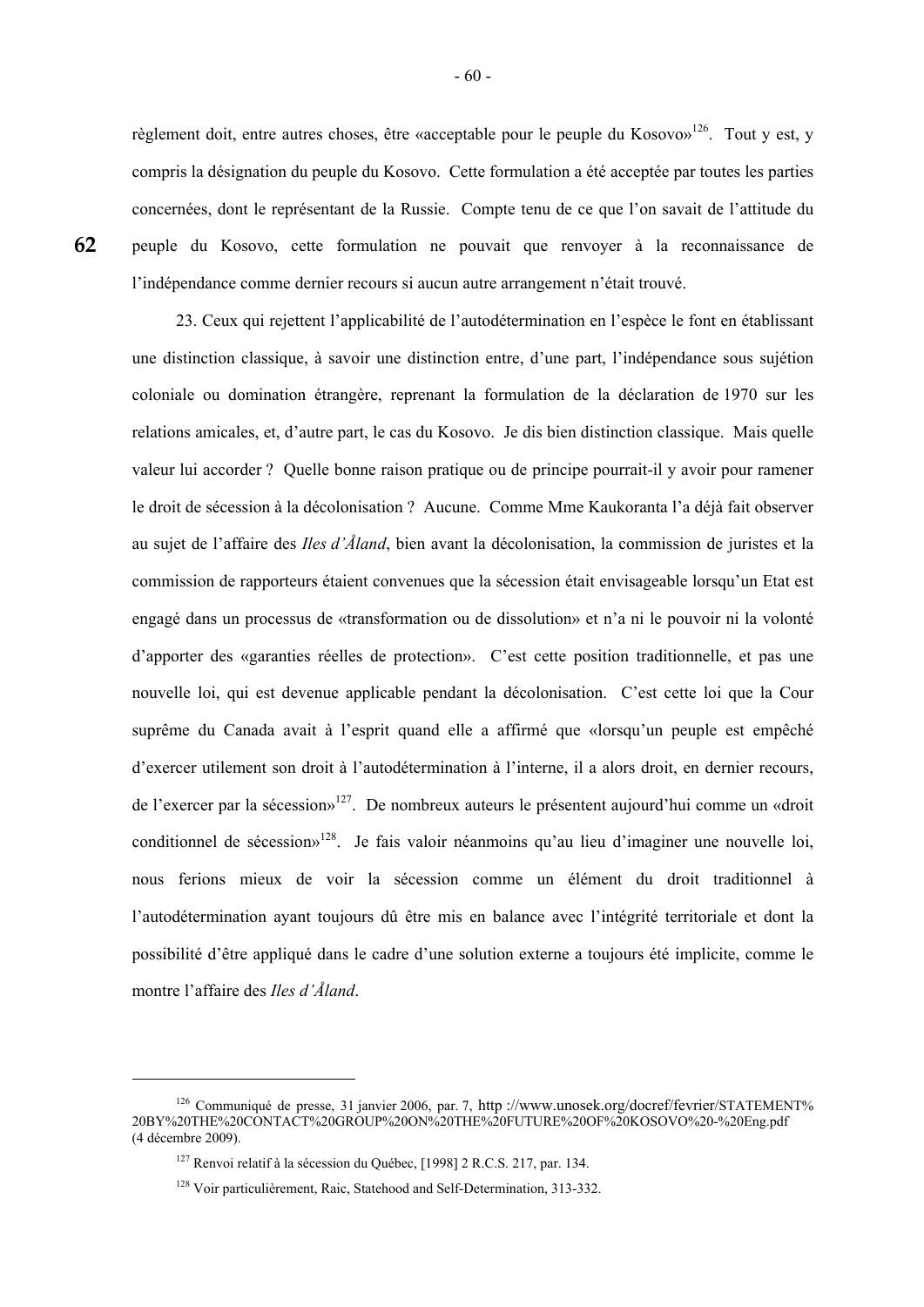règlement doit, entre autres choses, être «acceptable pour le peuple du Kosovo»[126]. Tout y est, y compris la désignation du peuple du Kosovo. Cette formulation a été acceptée par toutes les parties concernées, dont le représentant de la Russie. Compte tenu de ce que l'on savait de l'attitude du peuple du Kosovo, cette formulation ne pouvait que renvoyer à la reconnaissance de l'indépendance comme dernier recours si aucun autre arrangement n'était trouvé.

23. Ceux qui rejettent l'applicabilité de l'autodétermination en l'espèce le font en établissant une distinction classique, à savoir une distinction entre, d'une part, l'indépendance sous sujétion coloniale ou domination étrangère, reprenant la formulation de la déclaration de 1970 sur les relations amicales, et, d'autre part, le cas du Kosovo. Je dis bien distinction classique. Mais quelle valeur lui accorder ? Quelle bonne raison pratique ou de principe pourrait-il y avoir pour ramener le droit de sécession à la décolonisation ? Aucune. Comme Mme Kaukoranta l'a déjà fait observer au sujet de l'affaire des *Iles d'Åland*, bien avant la décolonisation, la commission de juristes et la commission de rapporteurs étaient convenues que la sécession était envisageable lorsqu'un Etat est engagé dans un processus de «transformation ou de dissolution» et n'a ni le pouvoir ni la volonté d'apporter des «garanties réelles de protection». C'est cette position traditionnelle, et pas une nouvelle loi, qui est devenue applicable pendant la décolonisation. C'est cette loi que la Cour suprême du Canada avait à l'esprit quand elle a affirmé que «lorsqu'un peuple est empêché d'exercer utilement son droit à l'autodétermination à l'interne, il a alors droit, en dernier recours, de l'exercer par la sécession»[127]. De nombreux auteurs le présentent aujourd'hui comme un «droit conditionnel de sécession»[128]. Je fais valoir néanmoins qu'au lieu d'imaginer une nouvelle loi, nous ferions mieux de voir la sécession comme un élément du droit traditionnel à l'autodétermination ayant toujours dû être mis en balance avec l'intégrité territoriale et dont la possibilité d'être appliqué dans le cadre d'une solution externe a toujours été implicite, comme le montre l'affaire des *Iles d'Åland*.

---

[126] Communiqué de presse, 31 janvier 2006, par. 7, http ://www.unosek.org/docref/fevrier/STATEMENT%20BY%20THE%20CONTACT%20GROUP%20ON%20THE%20FUTURE%20OF%20KOSOVO%20-%20Eng.pdf (4 décembre 2009).

[127] Renvoi relatif à la sécession du Québec, [1998] 2 R.C.S. 217, par. 134.

[128] Voir particulièrement, Raic, Statehood and Self-Determination, 313-332.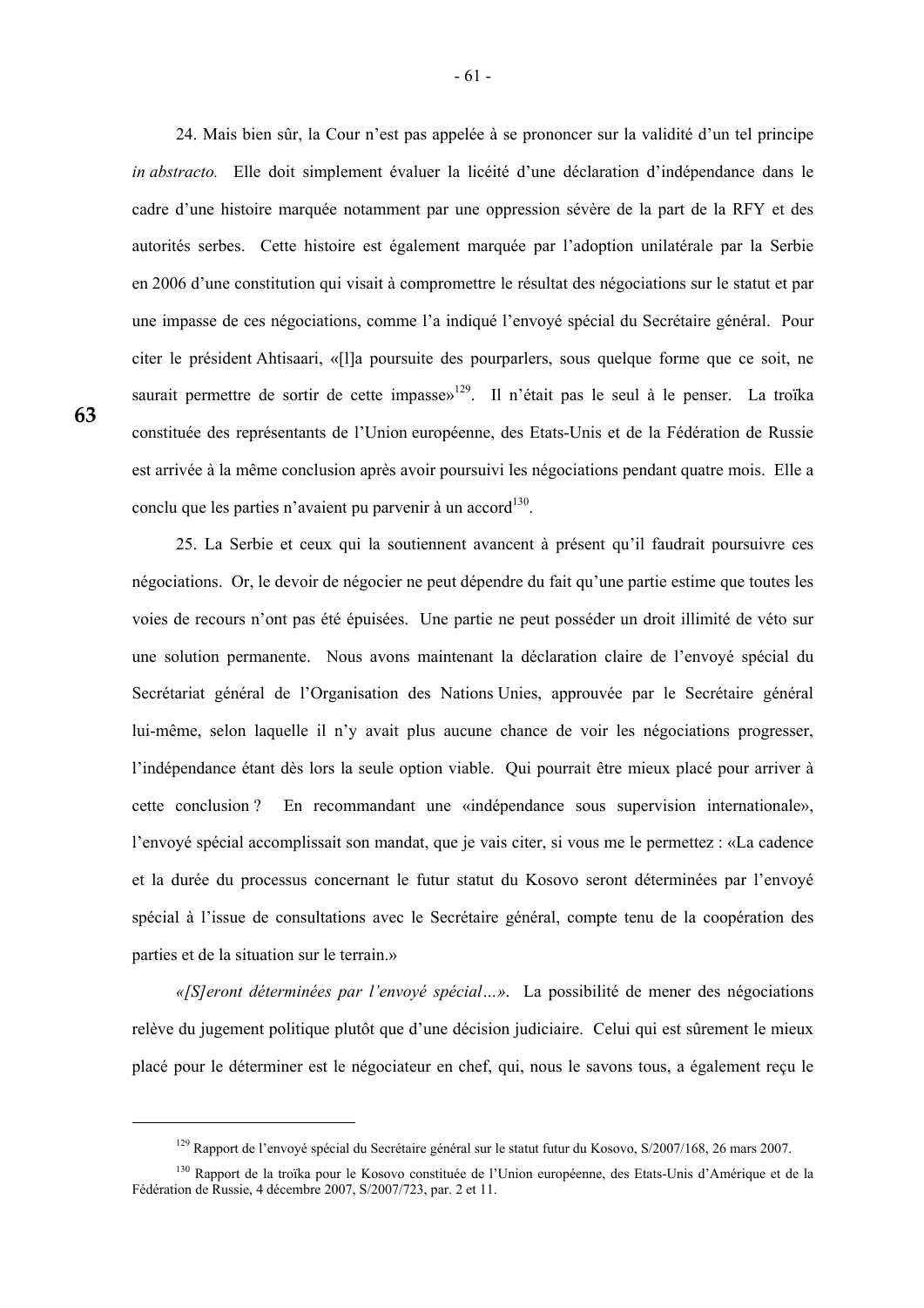24. Mais bien sûr, la Cour n'est pas appelée à se prononcer sur la validité d'un tel principe *in abstracto.* Elle doit simplement évaluer la licéité d'une déclaration d'indépendance dans le cadre d'une histoire marquée notamment par une oppression sévère de la part de la RFY et des autorités serbes. Cette histoire est également marquée par l'adoption unilatérale par la Serbie en 2006 d'une constitution qui visait à compromettre le résultat des négociations sur le statut et par une impasse de ces négociations, comme l'a indiqué l'envoyé spécial du Secrétaire général. Pour citer le président Ahtisaari, «[l]a poursuite des pourparlers, sous quelque forme que ce soit, ne saurait permettre de sortir de cette impasse»[129]. Il n'était pas le seul à le penser. La troïka constituée des représentants de l'Union européenne, des Etats-Unis et de la Fédération de Russie est arrivée à la même conclusion après avoir poursuivi les négociations pendant quatre mois. Elle a conclu que les parties n'avaient pu parvenir à un accord[130].

63

25. La Serbie et ceux qui la soutiennent avancent à présent qu'il faudrait poursuivre ces négociations. Or, le devoir de négocier ne peut dépendre du fait qu'une partie estime que toutes les voies de recours n'ont pas été épuisées. Une partie ne peut posséder un droit illimité de véto sur une solution permanente. Nous avons maintenant la déclaration claire de l'envoyé spécial du Secrétariat général de l'Organisation des Nations Unies, approuvée par le Secrétaire général lui-même, selon laquelle il n'y avait plus aucune chance de voir les négociations progresser, l'indépendance étant dès lors la seule option viable. Qui pourrait être mieux placé pour arriver à cette conclusion ? En recommandant une «indépendance sous supervision internationale», l'envoyé spécial accomplissait son mandat, que je vais citer, si vous me le permettez : «La cadence et la durée du processus concernant le futur statut du Kosovo seront déterminées par l'envoyé spécial à l'issue de consultations avec le Secrétaire général, compte tenu de la coopération des parties et de la situation sur le terrain.»

*«[S]eront déterminées par l'envoyé spécial…».* La possibilité de mener des négociations relève du jugement politique plutôt que d'une décision judiciaire. Celui qui est sûrement le mieux placé pour le déterminer est le négociateur en chef, qui, nous le savons tous, a également reçu le

---

[129] Rapport de l'envoyé spécial du Secrétaire général sur le statut futur du Kosovo, S/2007/168, 26 mars 2007.

[130] Rapport de la troïka pour le Kosovo constituée de l'Union européenne, des Etats-Unis d'Amérique et de la Fédération de Russie, 4 décembre 2007, S/2007/723, par. 2 et 11.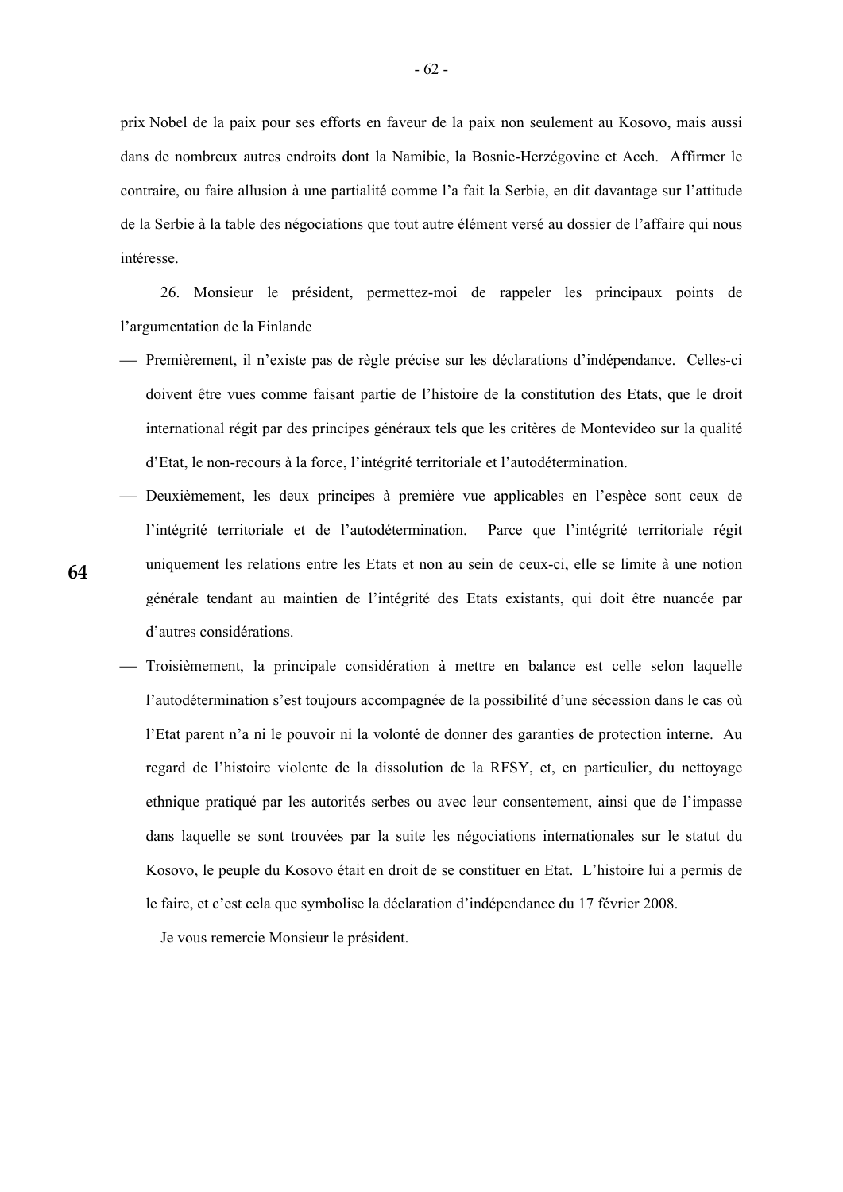prix Nobel de la paix pour ses efforts en faveur de la paix non seulement au Kosovo, mais aussi dans de nombreux autres endroits dont la Namibie, la Bosnie-Herzégovine et Aceh. Affirmer le contraire, ou faire allusion à une partialité comme l'a fait la Serbie, en dit davantage sur l'attitude de la Serbie à la table des négociations que tout autre élément versé au dossier de l'affaire qui nous intéresse.

26. Monsieur le président, permettez-moi de rappeler les principaux points de l'argumentation de la Finlande

— Premièrement, il n'existe pas de règle précise sur les déclarations d'indépendance. Celles-ci doivent être vues comme faisant partie de l'histoire de la constitution des Etats, que le droit international régit par des principes généraux tels que les critères de Montevideo sur la qualité d'Etat, le non-recours à la force, l'intégrité territoriale et l'autodétermination.

— Deuxièmement, les deux principes à première vue applicables en l'espèce sont ceux de l'intégrité territoriale et de l'autodétermination. Parce que l'intégrité territoriale régit uniquement les relations entre les Etats et non au sein de ceux-ci, elle se limite à une notion générale tendant au maintien de l'intégrité des Etats existants, qui doit être nuancée par d'autres considérations.

— Troisièmement, la principale considération à mettre en balance est celle selon laquelle l'autodétermination s'est toujours accompagnée de la possibilité d'une sécession dans le cas où l'Etat parent n'a ni le pouvoir ni la volonté de donner des garanties de protection interne. Au regard de l'histoire violente de la dissolution de la RFSY, et, en particulier, du nettoyage ethnique pratiqué par les autorités serbes ou avec leur consentement, ainsi que de l'impasse dans laquelle se sont trouvées par la suite les négociations internationales sur le statut du Kosovo, le peuple du Kosovo était en droit de se constituer en Etat. L'histoire lui a permis de le faire, et c'est cela que symbolise la déclaration d'indépendance du 17 février 2008.

Je vous remercie Monsieur le président.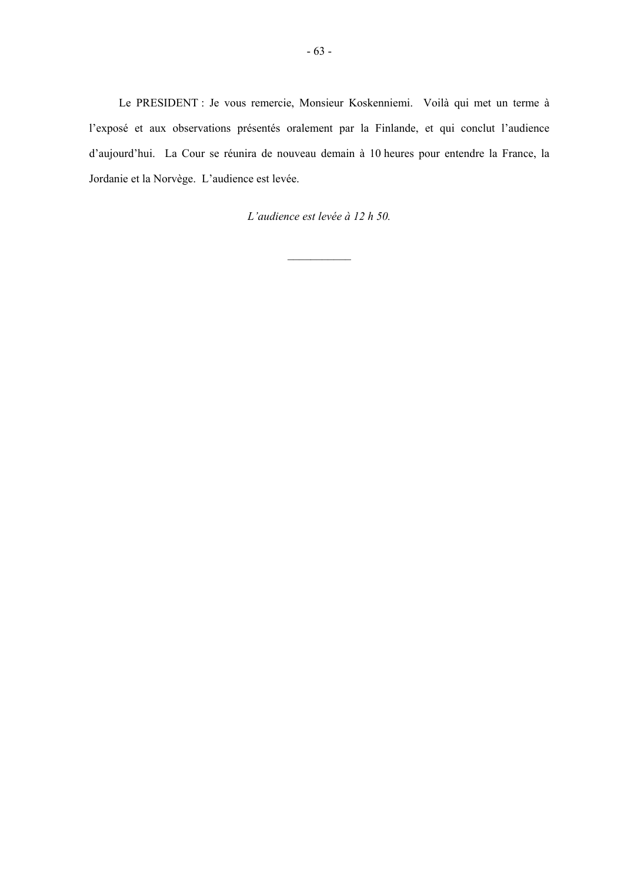Le PRESIDENT : Je vous remercie, Monsieur Koskenniemi. Voilà qui met un terme à l'exposé et aux observations présentés oralement par la Finlande, et qui conclut l'audience d'aujourd'hui. La Cour se réunira de nouveau demain à 10 heures pour entendre la France, la Jordanie et la Norvège. L'audience est levée.

*L'audience est levée à 12 h 50.*

___________